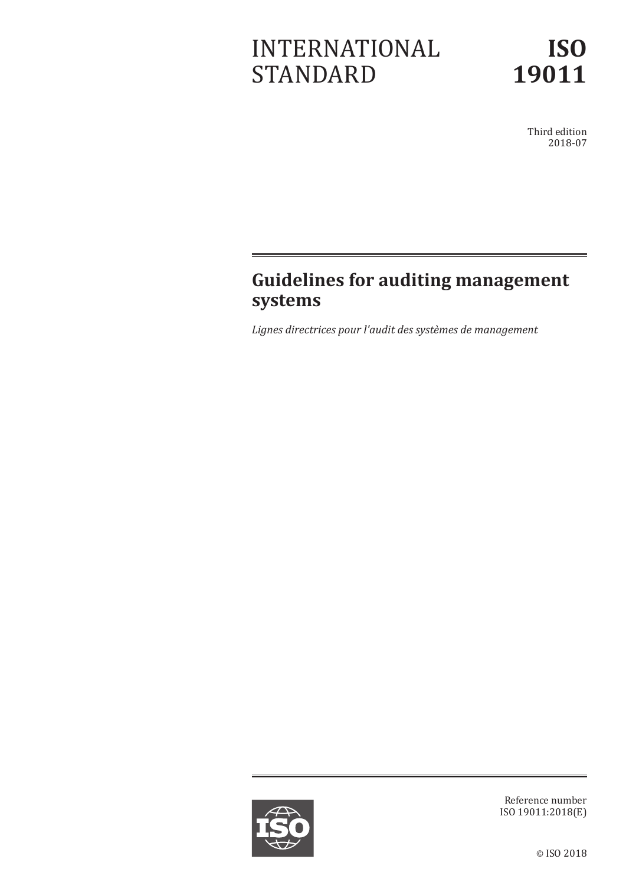# INTERNATIONAL STANDARD

# ISO 19011

Third edition
2018-07

## Guidelines for auditing management systems

*Lignes directrices pour l'audit des systèmes de management*

Reference number
ISO 19011:2018(E)

© ISO 2018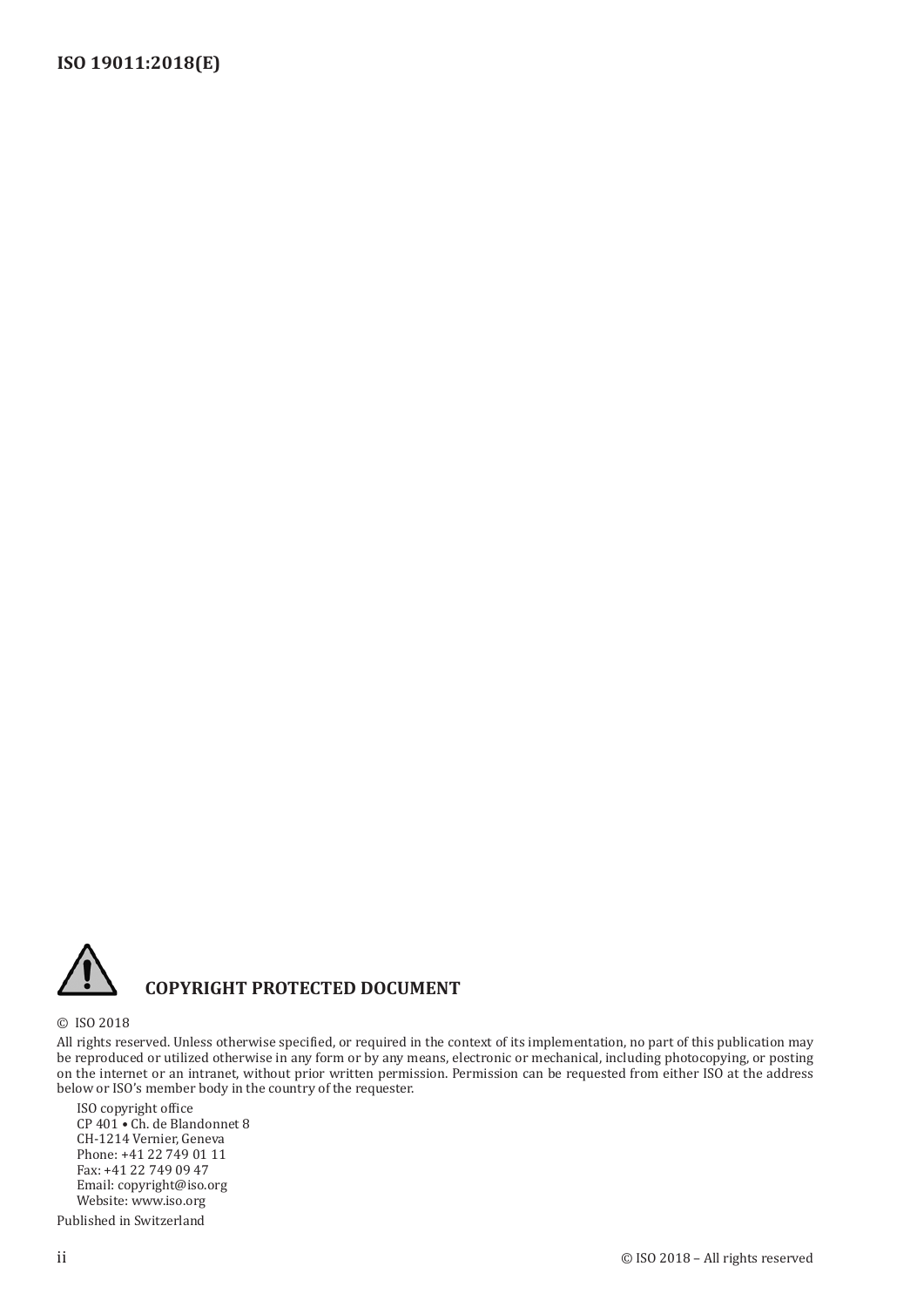**COPYRIGHT PROTECTED DOCUMENT**

© ISO 2018

All rights reserved. Unless otherwise specified, or required in the context of its implementation, no part of this publication may be reproduced or utilized otherwise in any form or by any means, electronic or mechanical, including photocopying, or posting on the internet or an intranet, without prior written permission. Permission can be requested from either ISO at the address below or ISO's member body in the country of the requester.

ISO copyright office
CP 401 • Ch. de Blandonnet 8
CH-1214 Vernier, Geneva
Phone: +41 22 749 01 11
Fax: +41 22 749 09 47
Email: copyright@iso.org
Website: www.iso.org

Published in Switzerland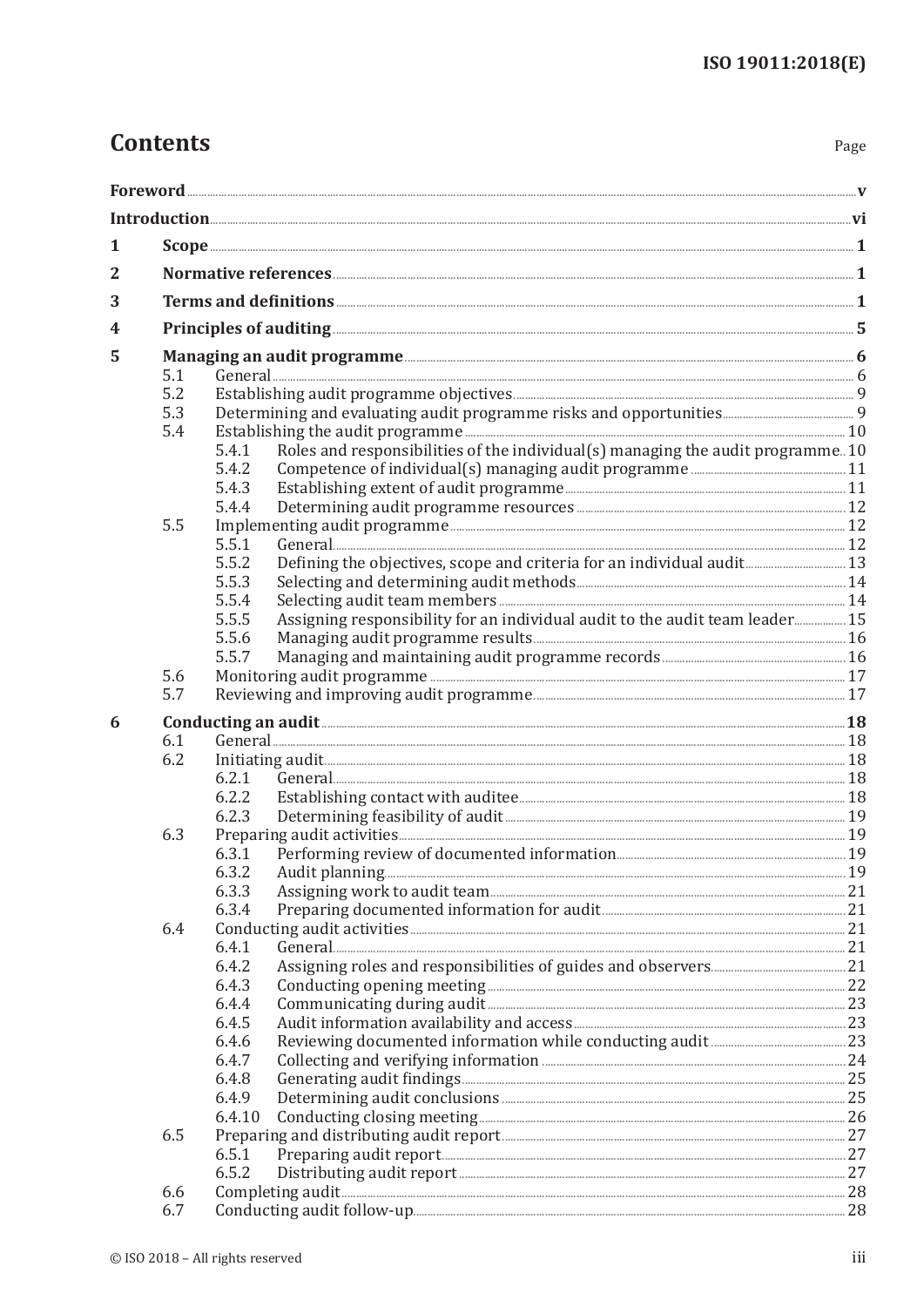# Contents

Page

**Foreword** ..... **v**

**Introduction** ..... **vi**

**1 Scope** ..... **1**

**2 Normative references** ..... **1**

**3 Terms and definitions** ..... **1**

**4 Principles of auditing** ..... **5**

**5 Managing an audit programme** ..... **6**

- 5.1 General ..... 6
- 5.2 Establishing audit programme objectives ..... 9
- 5.3 Determining and evaluating audit programme risks and opportunities ..... 9
- 5.4 Establishing the audit programme ..... 10
  - 5.4.1 Roles and responsibilities of the individual(s) managing the audit programme ..... 10
  - 5.4.2 Competence of individual(s) managing audit programme ..... 11
  - 5.4.3 Establishing extent of audit programme ..... 11
  - 5.4.4 Determining audit programme resources ..... 12
- 5.5 Implementing audit programme ..... 12
  - 5.5.1 General ..... 12
  - 5.5.2 Defining the objectives, scope and criteria for an individual audit ..... 13
  - 5.5.3 Selecting and determining audit methods ..... 14
  - 5.5.4 Selecting audit team members ..... 14
  - 5.5.5 Assigning responsibility for an individual audit to the audit team leader ..... 15
  - 5.5.6 Managing audit programme results ..... 16
  - 5.5.7 Managing and maintaining audit programme records ..... 16
- 5.6 Monitoring audit programme ..... 17
- 5.7 Reviewing and improving audit programme ..... 17

**6 Conducting an audit** ..... **18**

- 6.1 General ..... 18
- 6.2 Initiating audit ..... 18
  - 6.2.1 General ..... 18
  - 6.2.2 Establishing contact with auditee ..... 18
  - 6.2.3 Determining feasibility of audit ..... 19
- 6.3 Preparing audit activities ..... 19
  - 6.3.1 Performing review of documented information ..... 19
  - 6.3.2 Audit planning ..... 19
  - 6.3.3 Assigning work to audit team ..... 21
  - 6.3.4 Preparing documented information for audit ..... 21
- 6.4 Conducting audit activities ..... 21
  - 6.4.1 General ..... 21
  - 6.4.2 Assigning roles and responsibilities of guides and observers ..... 21
  - 6.4.3 Conducting opening meeting ..... 22
  - 6.4.4 Communicating during audit ..... 23
  - 6.4.5 Audit information availability and access ..... 23
  - 6.4.6 Reviewing documented information while conducting audit ..... 23
  - 6.4.7 Collecting and verifying information ..... 24
  - 6.4.8 Generating audit findings ..... 25
  - 6.4.9 Determining audit conclusions ..... 25
  - 6.4.10 Conducting closing meeting ..... 26
- 6.5 Preparing and distributing audit report ..... 27
  - 6.5.1 Preparing audit report ..... 27
  - 6.5.2 Distributing audit report ..... 27
- 6.6 Completing audit ..... 28
- 6.7 Conducting audit follow-up ..... 28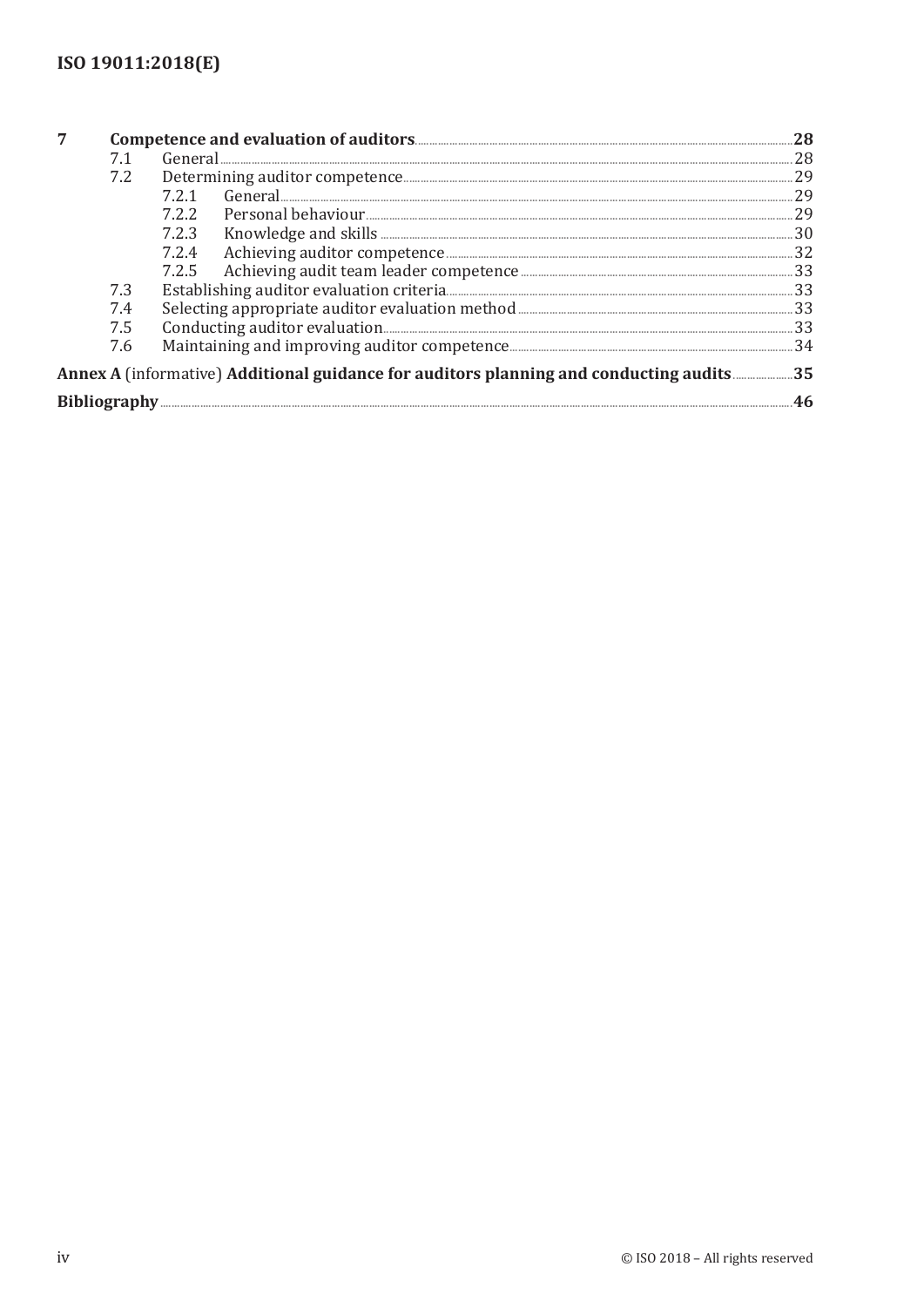| | | | |
|---|---|---|---|
| **7** | **Competence and evaluation of auditors** | | **28** |
| | 7.1 | General | 28 |
| | 7.2 | Determining auditor competence | 29 |
| | | 7.2.1 General | 29 |
| | | 7.2.2 Personal behaviour | 29 |
| | | 7.2.3 Knowledge and skills | 30 |
| | | 7.2.4 Achieving auditor competence | 32 |
| | | 7.2.5 Achieving audit team leader competence | 33 |
| | 7.3 | Establishing auditor evaluation criteria | 33 |
| | 7.4 | Selecting appropriate auditor evaluation method | 33 |
| | 7.5 | Conducting auditor evaluation | 33 |
| | 7.6 | Maintaining and improving auditor competence | 34 |
| **Annex A** (informative) **Additional guidance for auditors planning and conducting audits** | | | **35** |
| **Bibliography** | | | **46** |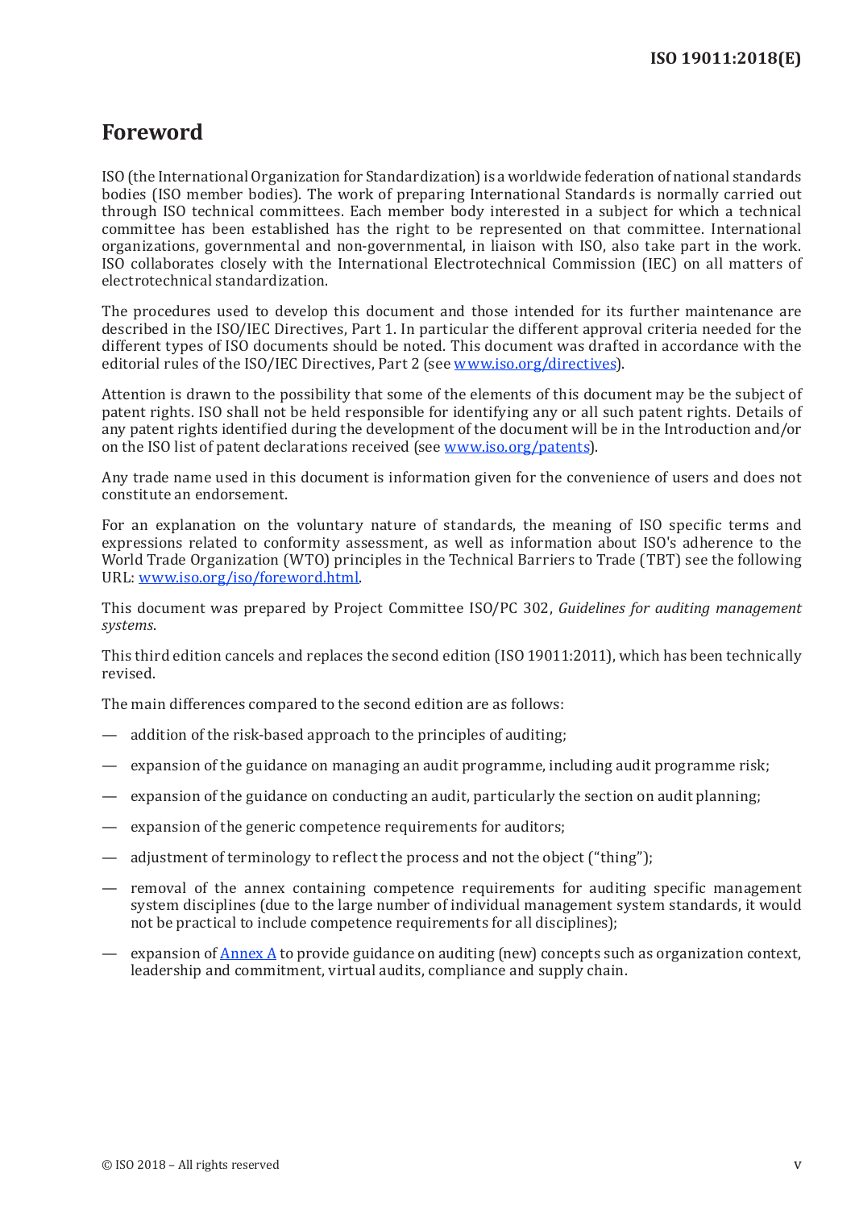# Foreword

ISO (the International Organization for Standardization) is a worldwide federation of national standards bodies (ISO member bodies). The work of preparing International Standards is normally carried out through ISO technical committees. Each member body interested in a subject for which a technical committee has been established has the right to be represented on that committee. International organizations, governmental and non-governmental, in liaison with ISO, also take part in the work. ISO collaborates closely with the International Electrotechnical Commission (IEC) on all matters of electrotechnical standardization.

The procedures used to develop this document and those intended for its further maintenance are described in the ISO/IEC Directives, Part 1. In particular the different approval criteria needed for the different types of ISO documents should be noted. This document was drafted in accordance with the editorial rules of the ISO/IEC Directives, Part 2 (see www.iso.org/directives).

Attention is drawn to the possibility that some of the elements of this document may be the subject of patent rights. ISO shall not be held responsible for identifying any or all such patent rights. Details of any patent rights identified during the development of the document will be in the Introduction and/or on the ISO list of patent declarations received (see www.iso.org/patents).

Any trade name used in this document is information given for the convenience of users and does not constitute an endorsement.

For an explanation on the voluntary nature of standards, the meaning of ISO specific terms and expressions related to conformity assessment, as well as information about ISO's adherence to the World Trade Organization (WTO) principles in the Technical Barriers to Trade (TBT) see the following URL: www.iso.org/iso/foreword.html.

This document was prepared by Project Committee ISO/PC 302, *Guidelines for auditing management systems*.

This third edition cancels and replaces the second edition (ISO 19011:2011), which has been technically revised.

The main differences compared to the second edition are as follows:

— addition of the risk-based approach to the principles of auditing;

— expansion of the guidance on managing an audit programme, including audit programme risk;

— expansion of the guidance on conducting an audit, particularly the section on audit planning;

— expansion of the generic competence requirements for auditors;

— adjustment of terminology to reflect the process and not the object ("thing");

— removal of the annex containing competence requirements for auditing specific management system disciplines (due to the large number of individual management system standards, it would not be practical to include competence requirements for all disciplines);

— expansion of Annex A to provide guidance on auditing (new) concepts such as organization context, leadership and commitment, virtual audits, compliance and supply chain.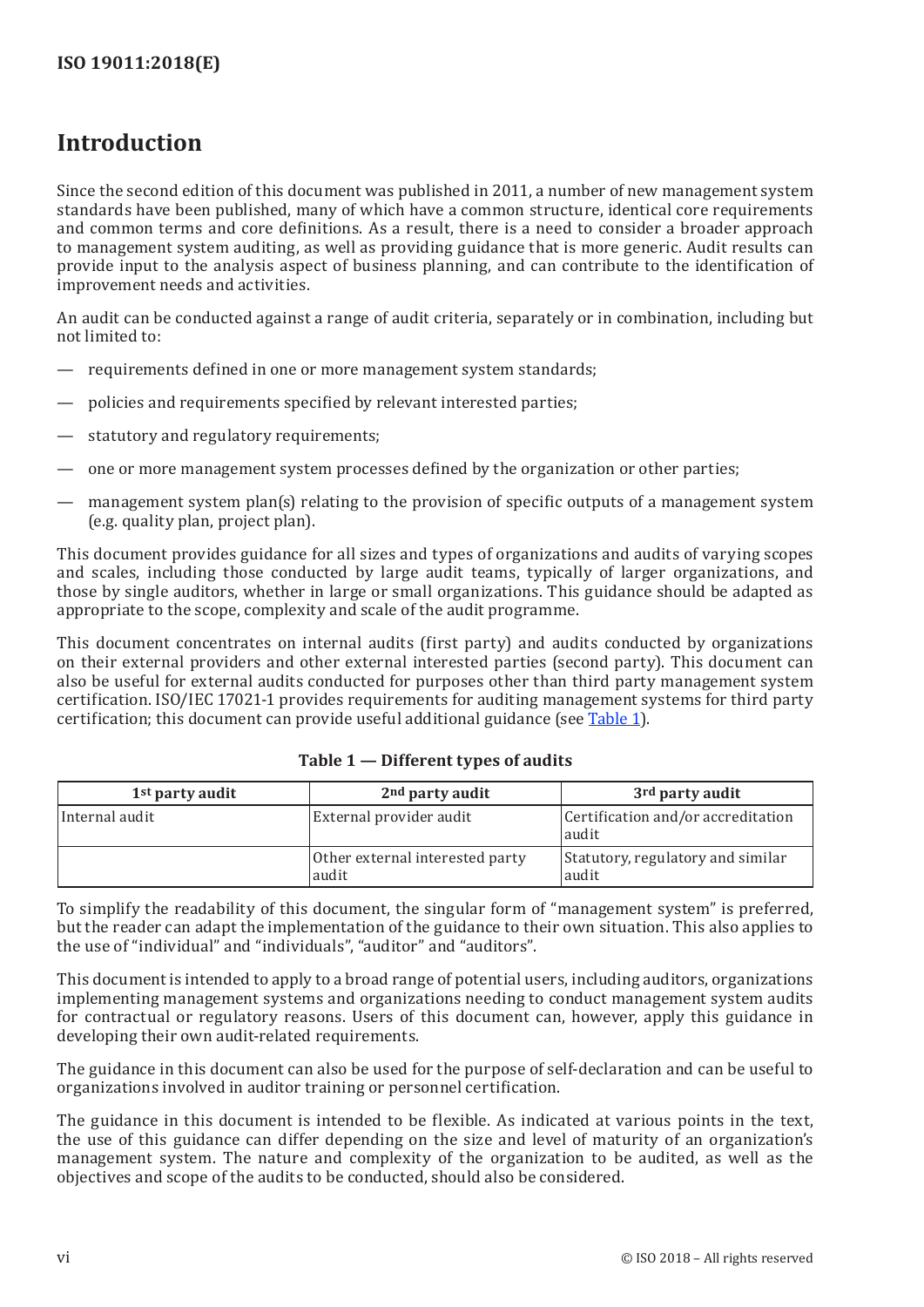# Introduction

Since the second edition of this document was published in 2011, a number of new management system standards have been published, many of which have a common structure, identical core requirements and common terms and core definitions. As a result, there is a need to consider a broader approach to management system auditing, as well as providing guidance that is more generic. Audit results can provide input to the analysis aspect of business planning, and can contribute to the identification of improvement needs and activities.

An audit can be conducted against a range of audit criteria, separately or in combination, including but not limited to:

— requirements defined in one or more management system standards;

— policies and requirements specified by relevant interested parties;

— statutory and regulatory requirements;

— one or more management system processes defined by the organization or other parties;

— management system plan(s) relating to the provision of specific outputs of a management system (e.g. quality plan, project plan).

This document provides guidance for all sizes and types of organizations and audits of varying scopes and scales, including those conducted by large audit teams, typically of larger organizations, and those by single auditors, whether in large or small organizations. This guidance should be adapted as appropriate to the scope, complexity and scale of the audit programme.

This document concentrates on internal audits (first party) and audits conducted by organizations on their external providers and other external interested parties (second party). This document can also be useful for external audits conducted for purposes other than third party management system certification. ISO/IEC 17021-1 provides requirements for auditing management systems for third party certification; this document can provide useful additional guidance (see Table 1).

**Table 1 — Different types of audits**

| 1st party audit | 2nd party audit | 3rd party audit |
|---|---|---|
| Internal audit | External provider audit | Certification and/or accreditation audit |
| | Other external interested party audit | Statutory, regulatory and similar audit |

To simplify the readability of this document, the singular form of "management system" is preferred, but the reader can adapt the implementation of the guidance to their own situation. This also applies to the use of "individual" and "individuals", "auditor" and "auditors".

This document is intended to apply to a broad range of potential users, including auditors, organizations implementing management systems and organizations needing to conduct management system audits for contractual or regulatory reasons. Users of this document can, however, apply this guidance in developing their own audit-related requirements.

The guidance in this document can also be used for the purpose of self-declaration and can be useful to organizations involved in auditor training or personnel certification.

The guidance in this document is intended to be flexible. As indicated at various points in the text, the use of this guidance can differ depending on the size and level of maturity of an organization's management system. The nature and complexity of the organization to be audited, as well as the objectives and scope of the audits to be conducted, should also be considered.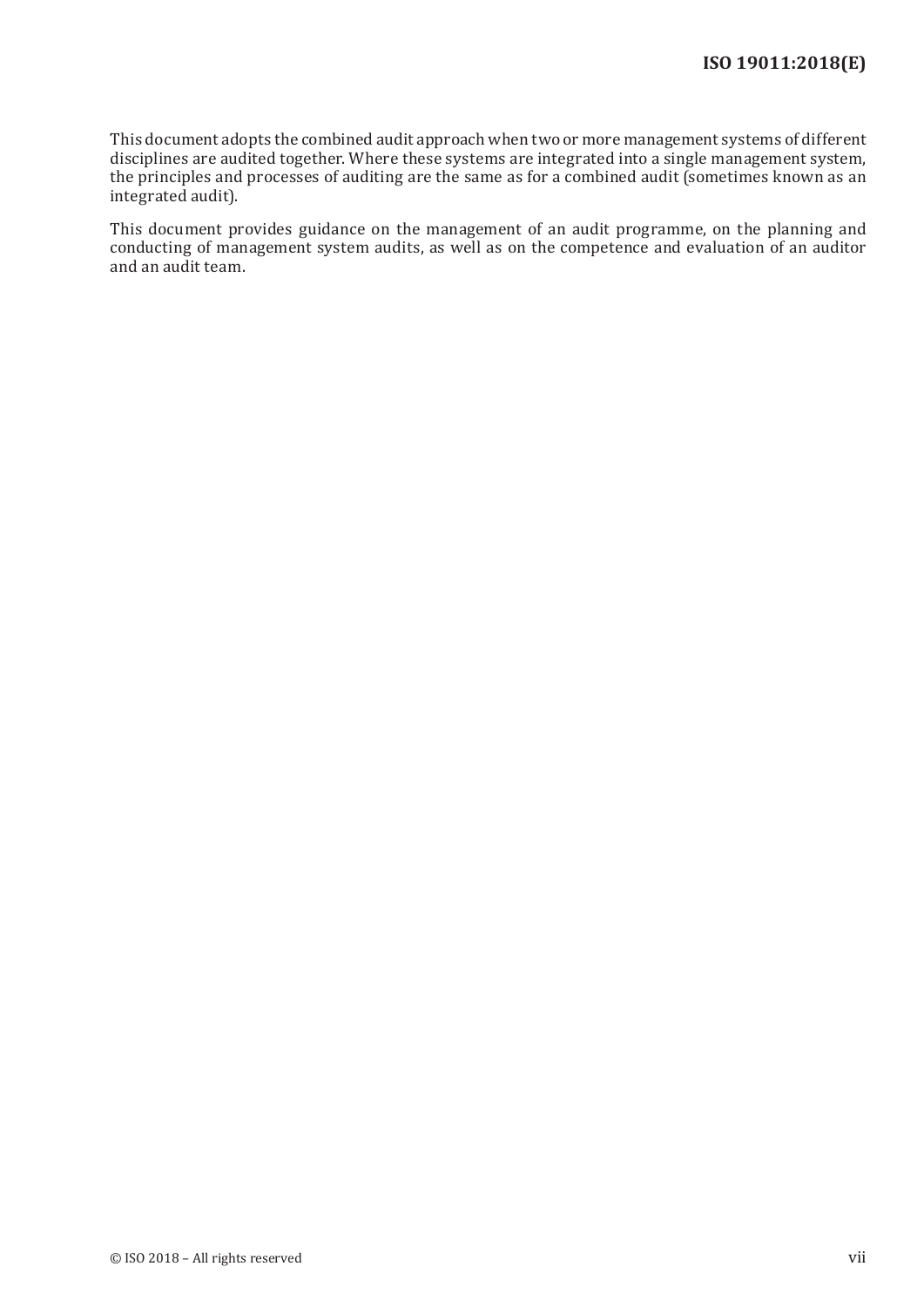This document adopts the combined audit approach when two or more management systems of different disciplines are audited together. Where these systems are integrated into a single management system, the principles and processes of auditing are the same as for a combined audit (sometimes known as an integrated audit).

This document provides guidance on the management of an audit programme, on the planning and conducting of management system audits, as well as on the competence and evaluation of an auditor and an audit team.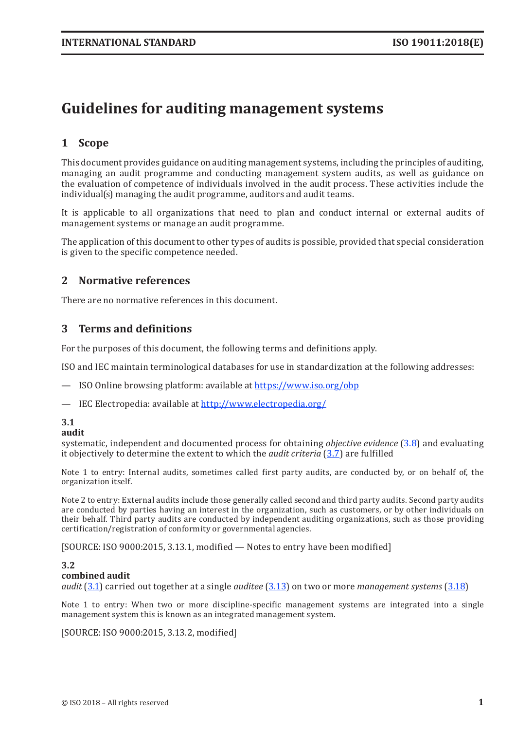# Guidelines for auditing management systems

## 1 Scope

This document provides guidance on auditing management systems, including the principles of auditing, managing an audit programme and conducting management system audits, as well as guidance on the evaluation of competence of individuals involved in the audit process. These activities include the individual(s) managing the audit programme, auditors and audit teams.

It is applicable to all organizations that need to plan and conduct internal or external audits of management systems or manage an audit programme.

The application of this document to other types of audits is possible, provided that special consideration is given to the specific competence needed.

## 2 Normative references

There are no normative references in this document.

## 3 Terms and definitions

For the purposes of this document, the following terms and definitions apply.

ISO and IEC maintain terminological databases for use in standardization at the following addresses:

— ISO Online browsing platform: available at https://www.iso.org/obp

— IEC Electropedia: available at http://www.electropedia.org/

**3.1**
**audit**
systematic, independent and documented process for obtaining *objective evidence* (3.8) and evaluating it objectively to determine the extent to which the *audit criteria* (3.7) are fulfilled

Note 1 to entry: Internal audits, sometimes called first party audits, are conducted by, or on behalf of, the organization itself.

Note 2 to entry: External audits include those generally called second and third party audits. Second party audits are conducted by parties having an interest in the organization, such as customers, or by other individuals on their behalf. Third party audits are conducted by independent auditing organizations, such as those providing certification/registration of conformity or governmental agencies.

[SOURCE: ISO 9000:2015, 3.13.1, modified — Notes to entry have been modified]

**3.2**
**combined audit**
*audit* (3.1) carried out together at a single *auditee* (3.13) on two or more *management systems* (3.18)

Note 1 to entry: When two or more discipline-specific management systems are integrated into a single management system this is known as an integrated management system.

[SOURCE: ISO 9000:2015, 3.13.2, modified]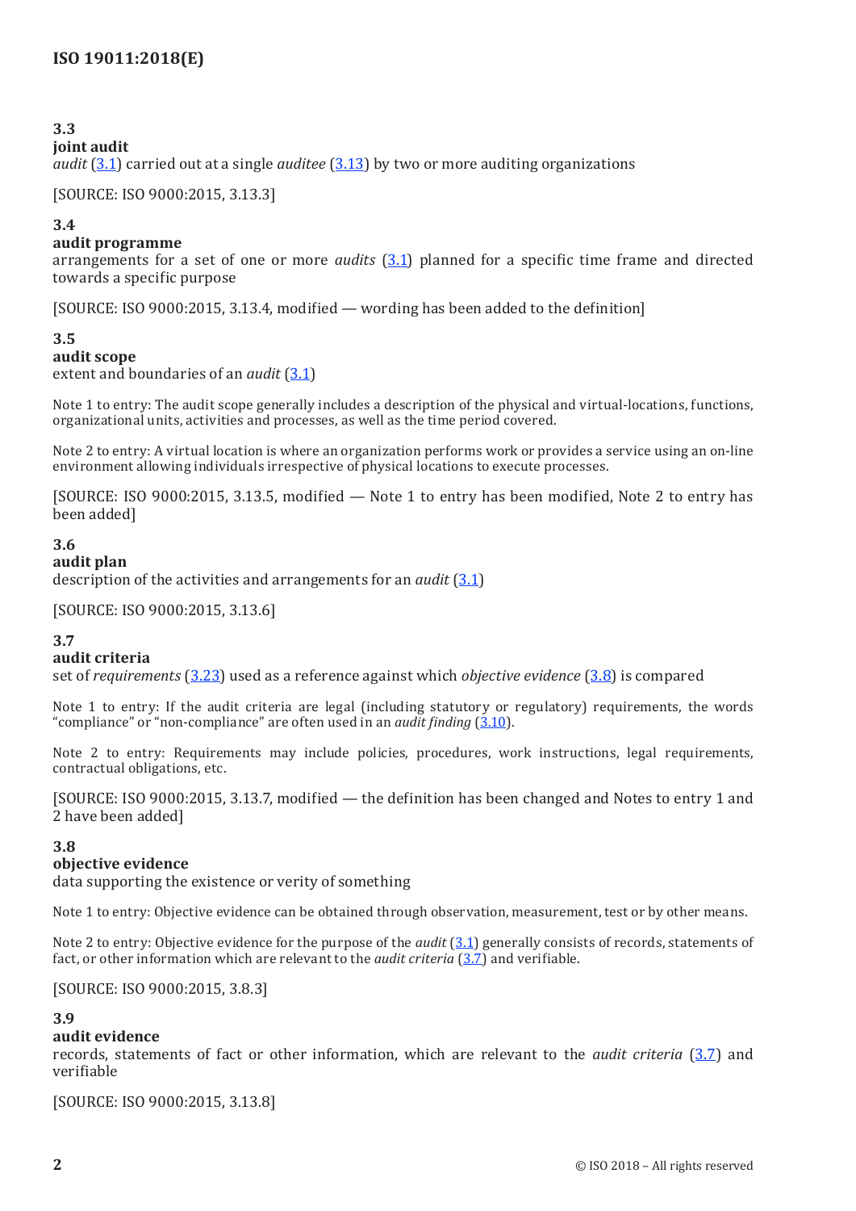**3.3**
**joint audit**
*audit* (3.1) carried out at a single *auditee* (3.13) by two or more auditing organizations

[SOURCE: ISO 9000:2015, 3.13.3]

**3.4**
**audit programme**
arrangements for a set of one or more *audits* (3.1) planned for a specific time frame and directed towards a specific purpose

[SOURCE: ISO 9000:2015, 3.13.4, modified — wording has been added to the definition]

**3.5**
**audit scope**
extent and boundaries of an *audit* (3.1)

Note 1 to entry: The audit scope generally includes a description of the physical and virtual-locations, functions, organizational units, activities and processes, as well as the time period covered.

Note 2 to entry: A virtual location is where an organization performs work or provides a service using an on-line environment allowing individuals irrespective of physical locations to execute processes.

[SOURCE: ISO 9000:2015, 3.13.5, modified — Note 1 to entry has been modified, Note 2 to entry has been added]

**3.6**
**audit plan**
description of the activities and arrangements for an *audit* (3.1)

[SOURCE: ISO 9000:2015, 3.13.6]

**3.7**
**audit criteria**
set of *requirements* (3.23) used as a reference against which *objective evidence* (3.8) is compared

Note 1 to entry: If the audit criteria are legal (including statutory or regulatory) requirements, the words "compliance" or "non-compliance" are often used in an *audit finding* (3.10).

Note 2 to entry: Requirements may include policies, procedures, work instructions, legal requirements, contractual obligations, etc.

[SOURCE: ISO 9000:2015, 3.13.7, modified — the definition has been changed and Notes to entry 1 and 2 have been added]

**3.8**
**objective evidence**
data supporting the existence or verity of something

Note 1 to entry: Objective evidence can be obtained through observation, measurement, test or by other means.

Note 2 to entry: Objective evidence for the purpose of the *audit* (3.1) generally consists of records, statements of fact, or other information which are relevant to the *audit criteria* (3.7) and verifiable.

[SOURCE: ISO 9000:2015, 3.8.3]

**3.9**
**audit evidence**
records, statements of fact or other information, which are relevant to the *audit criteria* (3.7) and verifiable

[SOURCE: ISO 9000:2015, 3.13.8]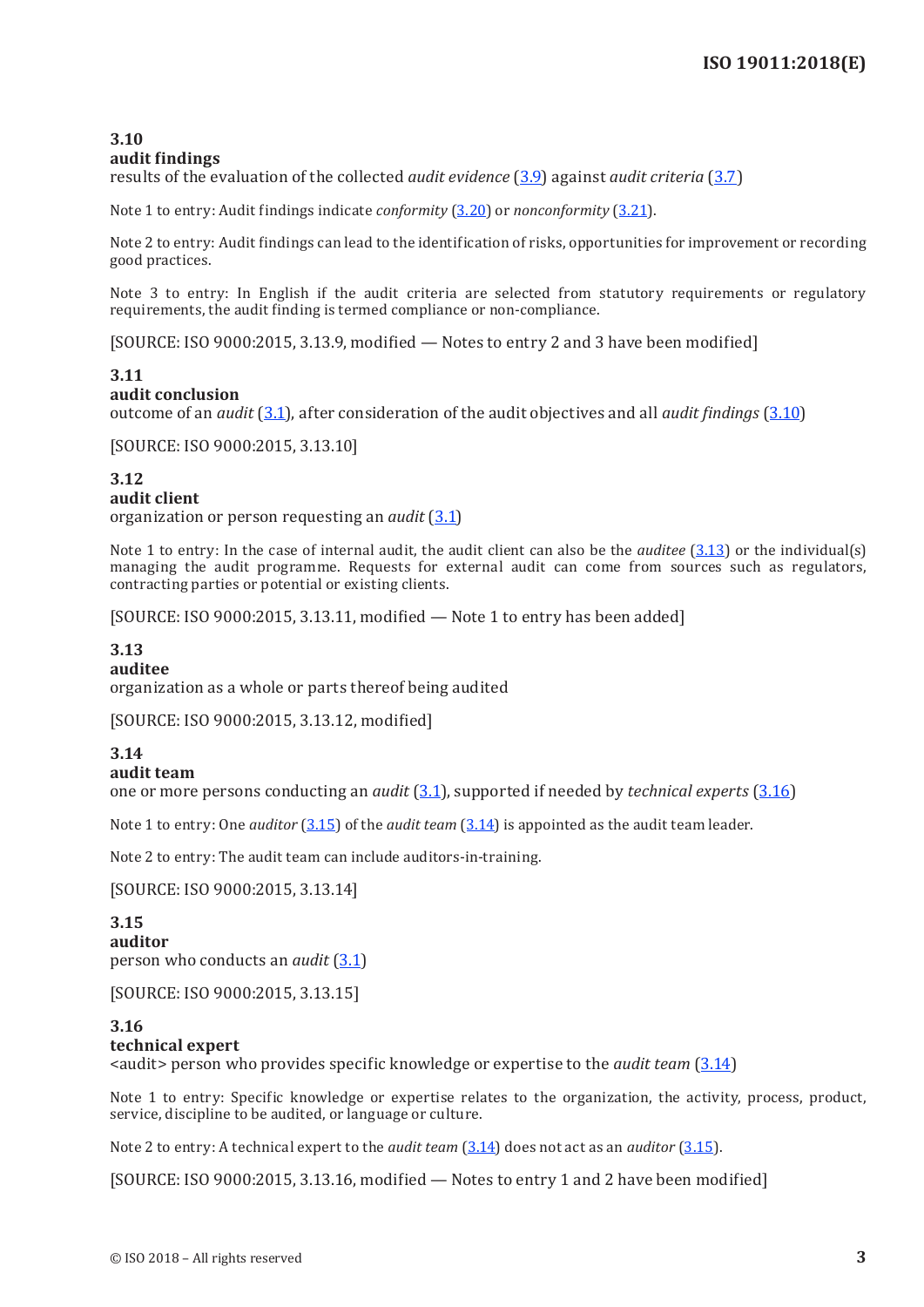### 3.10
**audit findings**

results of the evaluation of the collected *audit evidence* (3.9) against *audit criteria* (3.7)

Note 1 to entry: Audit findings indicate *conformity* (3.20) or *nonconformity* (3.21).

Note 2 to entry: Audit findings can lead to the identification of risks, opportunities for improvement or recording good practices.

Note 3 to entry: In English if the audit criteria are selected from statutory requirements or regulatory requirements, the audit finding is termed compliance or non-compliance.

[SOURCE: ISO 9000:2015, 3.13.9, modified — Notes to entry 2 and 3 have been modified]

### 3.11
**audit conclusion**

outcome of an *audit* (3.1), after consideration of the audit objectives and all *audit findings* (3.10)

[SOURCE: ISO 9000:2015, 3.13.10]

### 3.12
**audit client**

organization or person requesting an *audit* (3.1)

Note 1 to entry: In the case of internal audit, the audit client can also be the *auditee* (3.13) or the individual(s) managing the audit programme. Requests for external audit can come from sources such as regulators, contracting parties or potential or existing clients.

[SOURCE: ISO 9000:2015, 3.13.11, modified — Note 1 to entry has been added]

### 3.13
**auditee**

organization as a whole or parts thereof being audited

[SOURCE: ISO 9000:2015, 3.13.12, modified]

### 3.14
**audit team**

one or more persons conducting an *audit* (3.1), supported if needed by *technical experts* (3.16)

Note 1 to entry: One *auditor* (3.15) of the *audit team* (3.14) is appointed as the audit team leader.

Note 2 to entry: The audit team can include auditors-in-training.

[SOURCE: ISO 9000:2015, 3.13.14]

### 3.15
**auditor**

person who conducts an *audit* (3.1)

[SOURCE: ISO 9000:2015, 3.13.15]

### 3.16
**technical expert**

<audit> person who provides specific knowledge or expertise to the *audit team* (3.14)

Note 1 to entry: Specific knowledge or expertise relates to the organization, the activity, process, product, service, discipline to be audited, or language or culture.

Note 2 to entry: A technical expert to the *audit team* (3.14) does not act as an *auditor* (3.15).

[SOURCE: ISO 9000:2015, 3.13.16, modified — Notes to entry 1 and 2 have been modified]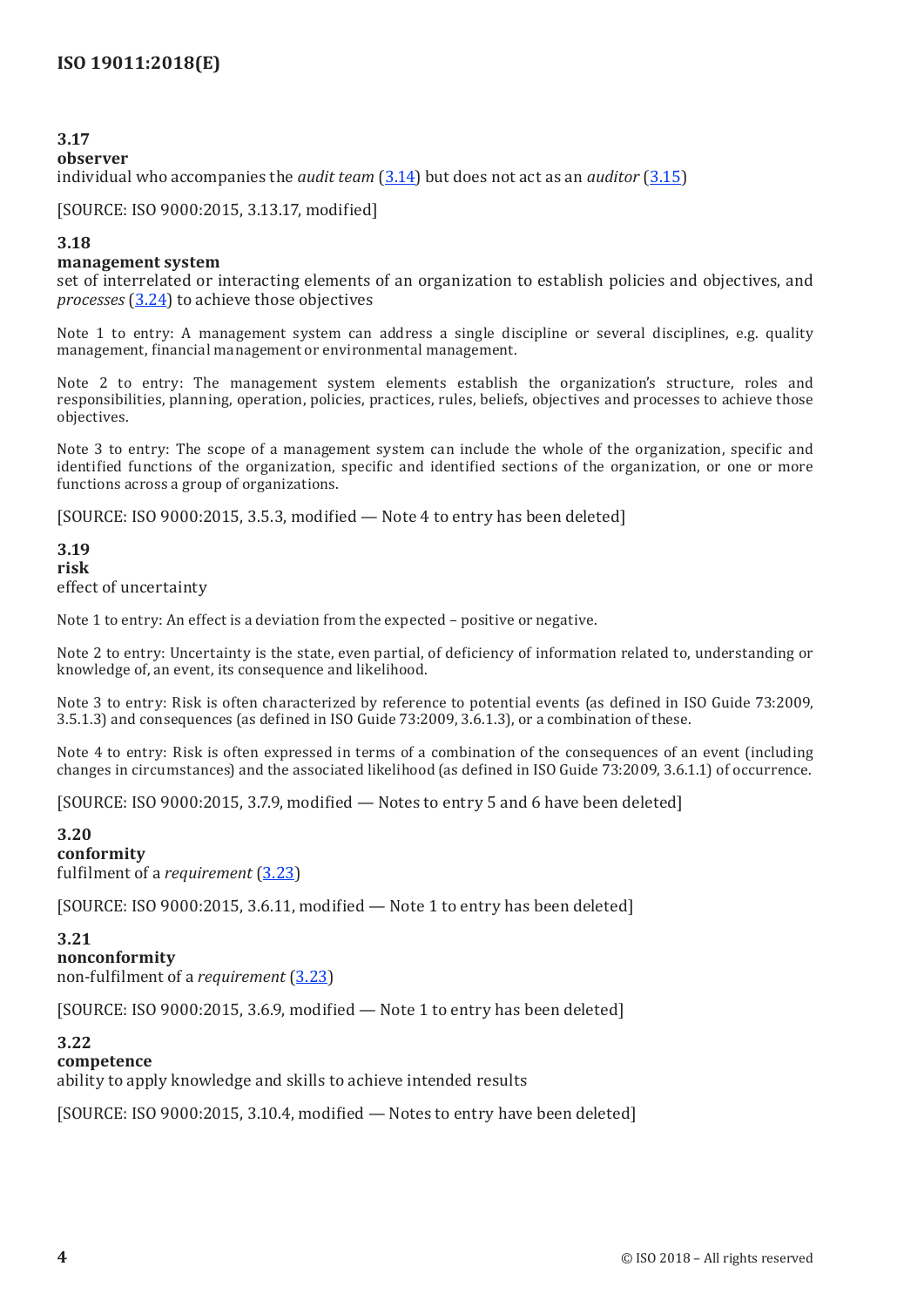### 3.17
**observer**
individual who accompanies the *audit team* (3.14) but does not act as an *auditor* (3.15)

[SOURCE: ISO 9000:2015, 3.13.17, modified]

### 3.18
**management system**
set of interrelated or interacting elements of an organization to establish policies and objectives, and *processes* (3.24) to achieve those objectives

Note 1 to entry: A management system can address a single discipline or several disciplines, e.g. quality management, financial management or environmental management.

Note 2 to entry: The management system elements establish the organization's structure, roles and responsibilities, planning, operation, policies, practices, rules, beliefs, objectives and processes to achieve those objectives.

Note 3 to entry: The scope of a management system can include the whole of the organization, specific and identified functions of the organization, specific and identified sections of the organization, or one or more functions across a group of organizations.

[SOURCE: ISO 9000:2015, 3.5.3, modified — Note 4 to entry has been deleted]

### 3.19
**risk**
effect of uncertainty

Note 1 to entry: An effect is a deviation from the expected – positive or negative.

Note 2 to entry: Uncertainty is the state, even partial, of deficiency of information related to, understanding or knowledge of, an event, its consequence and likelihood.

Note 3 to entry: Risk is often characterized by reference to potential events (as defined in ISO Guide 73:2009, 3.5.1.3) and consequences (as defined in ISO Guide 73:2009, 3.6.1.3), or a combination of these.

Note 4 to entry: Risk is often expressed in terms of a combination of the consequences of an event (including changes in circumstances) and the associated likelihood (as defined in ISO Guide 73:2009, 3.6.1.1) of occurrence.

[SOURCE: ISO 9000:2015, 3.7.9, modified — Notes to entry 5 and 6 have been deleted]

### 3.20
**conformity**
fulfilment of a *requirement* (3.23)

[SOURCE: ISO 9000:2015, 3.6.11, modified — Note 1 to entry has been deleted]

### 3.21
**nonconformity**
non-fulfilment of a *requirement* (3.23)

[SOURCE: ISO 9000:2015, 3.6.9, modified — Note 1 to entry has been deleted]

### 3.22
**competence**
ability to apply knowledge and skills to achieve intended results

[SOURCE: ISO 9000:2015, 3.10.4, modified — Notes to entry have been deleted]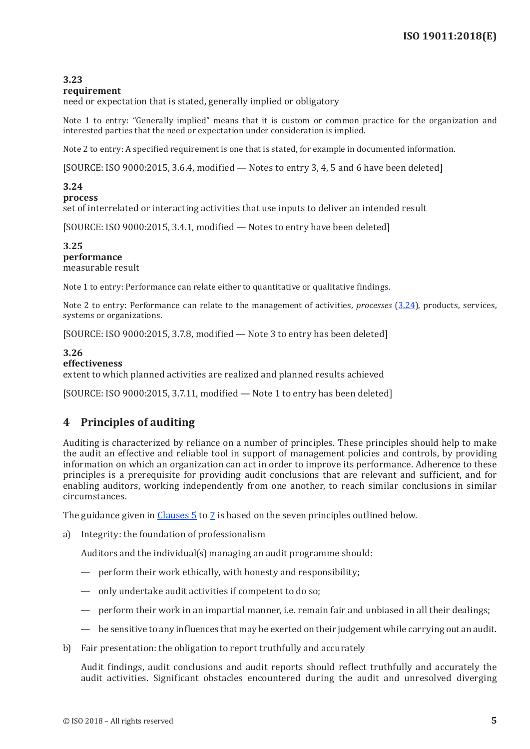### 3.23
**requirement**
need or expectation that is stated, generally implied or obligatory

Note 1 to entry: "Generally implied" means that it is custom or common practice for the organization and interested parties that the need or expectation under consideration is implied.

Note 2 to entry: A specified requirement is one that is stated, for example in documented information.

[SOURCE: ISO 9000:2015, 3.6.4, modified — Notes to entry 3, 4, 5 and 6 have been deleted]

### 3.24
**process**
set of interrelated or interacting activities that use inputs to deliver an intended result

[SOURCE: ISO 9000:2015, 3.4.1, modified — Notes to entry have been deleted]

### 3.25
**performance**
measurable result

Note 1 to entry: Performance can relate either to quantitative or qualitative findings.

Note 2 to entry: Performance can relate to the management of activities, *processes* (3.24), products, services, systems or organizations.

[SOURCE: ISO 9000:2015, 3.7.8, modified — Note 3 to entry has been deleted]

### 3.26
**effectiveness**
extent to which planned activities are realized and planned results achieved

[SOURCE: ISO 9000:2015, 3.7.11, modified — Note 1 to entry has been deleted]

## 4 Principles of auditing

Auditing is characterized by reliance on a number of principles. These principles should help to make the audit an effective and reliable tool in support of management policies and controls, by providing information on which an organization can act in order to improve its performance. Adherence to these principles is a prerequisite for providing audit conclusions that are relevant and sufficient, and for enabling auditors, working independently from one another, to reach similar conclusions in similar circumstances.

The guidance given in Clauses 5 to 7 is based on the seven principles outlined below.

a) Integrity: the foundation of professionalism

   Auditors and the individual(s) managing an audit programme should:

   — perform their work ethically, with honesty and responsibility;

   — only undertake audit activities if competent to do so;

   — perform their work in an impartial manner, i.e. remain fair and unbiased in all their dealings;

   — be sensitive to any influences that may be exerted on their judgement while carrying out an audit.

b) Fair presentation: the obligation to report truthfully and accurately

   Audit findings, audit conclusions and audit reports should reflect truthfully and accurately the audit activities. Significant obstacles encountered during the audit and unresolved diverging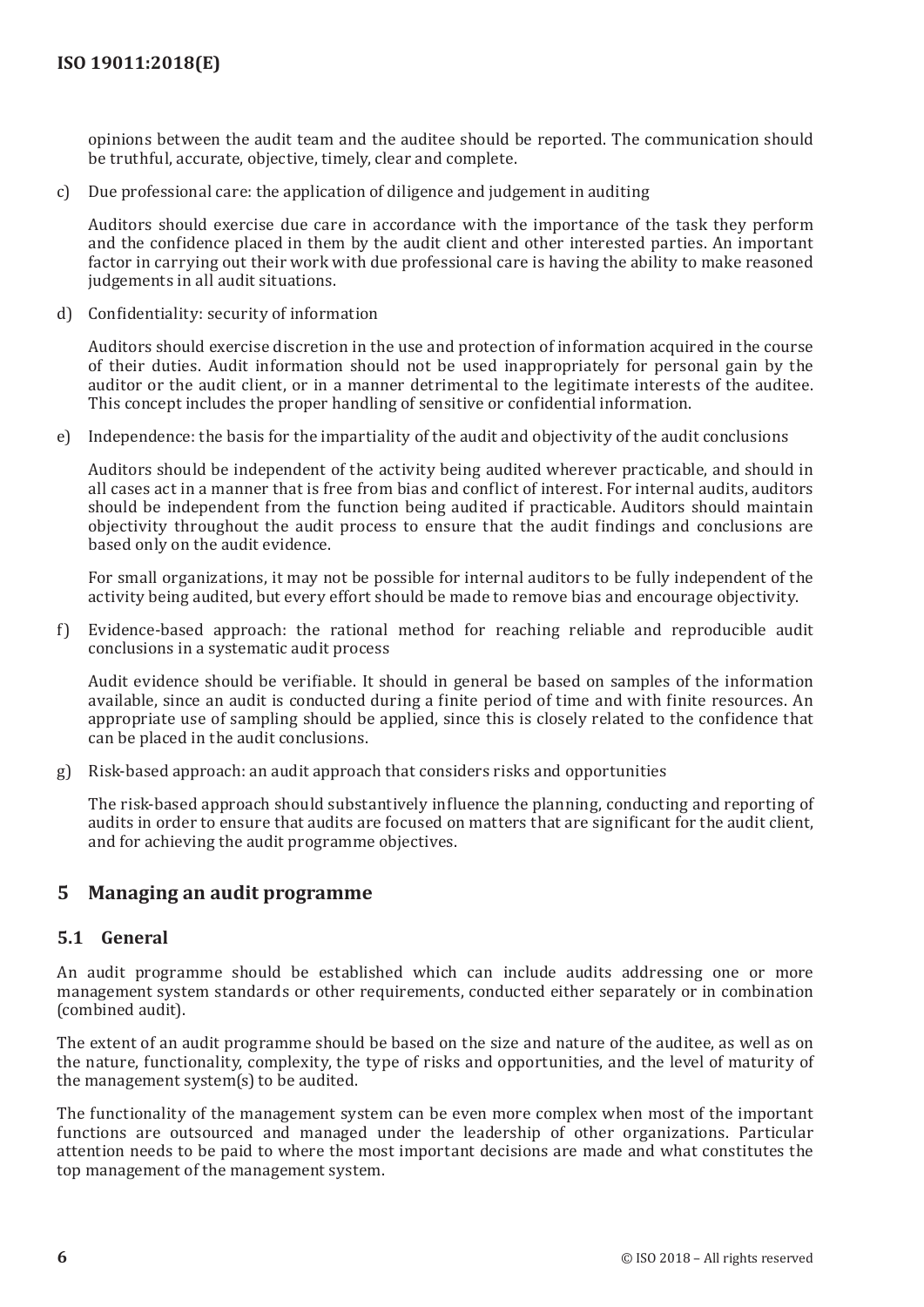opinions between the audit team and the auditee should be reported. The communication should be truthful, accurate, objective, timely, clear and complete.

c) Due professional care: the application of diligence and judgement in auditing

Auditors should exercise due care in accordance with the importance of the task they perform and the confidence placed in them by the audit client and other interested parties. An important factor in carrying out their work with due professional care is having the ability to make reasoned judgements in all audit situations.

d) Confidentiality: security of information

Auditors should exercise discretion in the use and protection of information acquired in the course of their duties. Audit information should not be used inappropriately for personal gain by the auditor or the audit client, or in a manner detrimental to the legitimate interests of the auditee. This concept includes the proper handling of sensitive or confidential information.

e) Independence: the basis for the impartiality of the audit and objectivity of the audit conclusions

Auditors should be independent of the activity being audited wherever practicable, and should in all cases act in a manner that is free from bias and conflict of interest. For internal audits, auditors should be independent from the function being audited if practicable. Auditors should maintain objectivity throughout the audit process to ensure that the audit findings and conclusions are based only on the audit evidence.

For small organizations, it may not be possible for internal auditors to be fully independent of the activity being audited, but every effort should be made to remove bias and encourage objectivity.

f) Evidence-based approach: the rational method for reaching reliable and reproducible audit conclusions in a systematic audit process

Audit evidence should be verifiable. It should in general be based on samples of the information available, since an audit is conducted during a finite period of time and with finite resources. An appropriate use of sampling should be applied, since this is closely related to the confidence that can be placed in the audit conclusions.

g) Risk-based approach: an audit approach that considers risks and opportunities

The risk-based approach should substantively influence the planning, conducting and reporting of audits in order to ensure that audits are focused on matters that are significant for the audit client, and for achieving the audit programme objectives.

## 5 Managing an audit programme

### 5.1 General

An audit programme should be established which can include audits addressing one or more management system standards or other requirements, conducted either separately or in combination (combined audit).

The extent of an audit programme should be based on the size and nature of the auditee, as well as on the nature, functionality, complexity, the type of risks and opportunities, and the level of maturity of the management system(s) to be audited.

The functionality of the management system can be even more complex when most of the important functions are outsourced and managed under the leadership of other organizations. Particular attention needs to be paid to where the most important decisions are made and what constitutes the top management of the management system.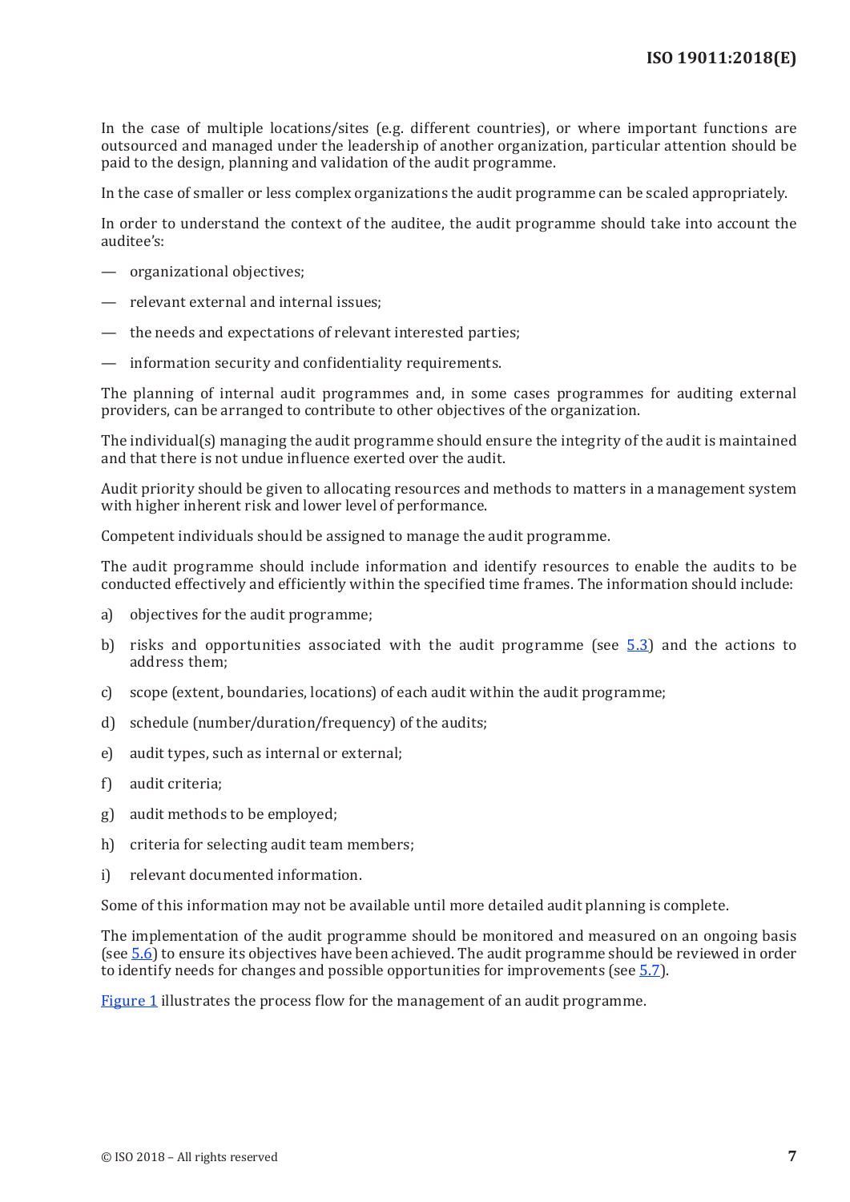In the case of multiple locations/sites (e.g. different countries), or where important functions are outsourced and managed under the leadership of another organization, particular attention should be paid to the design, planning and validation of the audit programme.

In the case of smaller or less complex organizations the audit programme can be scaled appropriately.

In order to understand the context of the auditee, the audit programme should take into account the auditee's:

— organizational objectives;

— relevant external and internal issues;

— the needs and expectations of relevant interested parties;

— information security and confidentiality requirements.

The planning of internal audit programmes and, in some cases programmes for auditing external providers, can be arranged to contribute to other objectives of the organization.

The individual(s) managing the audit programme should ensure the integrity of the audit is maintained and that there is not undue influence exerted over the audit.

Audit priority should be given to allocating resources and methods to matters in a management system with higher inherent risk and lower level of performance.

Competent individuals should be assigned to manage the audit programme.

The audit programme should include information and identify resources to enable the audits to be conducted effectively and efficiently within the specified time frames. The information should include:

a) objectives for the audit programme;

b) risks and opportunities associated with the audit programme (see 5.3) and the actions to address them;

c) scope (extent, boundaries, locations) of each audit within the audit programme;

d) schedule (number/duration/frequency) of the audits;

e) audit types, such as internal or external;

f) audit criteria;

g) audit methods to be employed;

h) criteria for selecting audit team members;

i) relevant documented information.

Some of this information may not be available until more detailed audit planning is complete.

The implementation of the audit programme should be monitored and measured on an ongoing basis (see 5.6) to ensure its objectives have been achieved. The audit programme should be reviewed in order to identify needs for changes and possible opportunities for improvements (see 5.7).

Figure 1 illustrates the process flow for the management of an audit programme.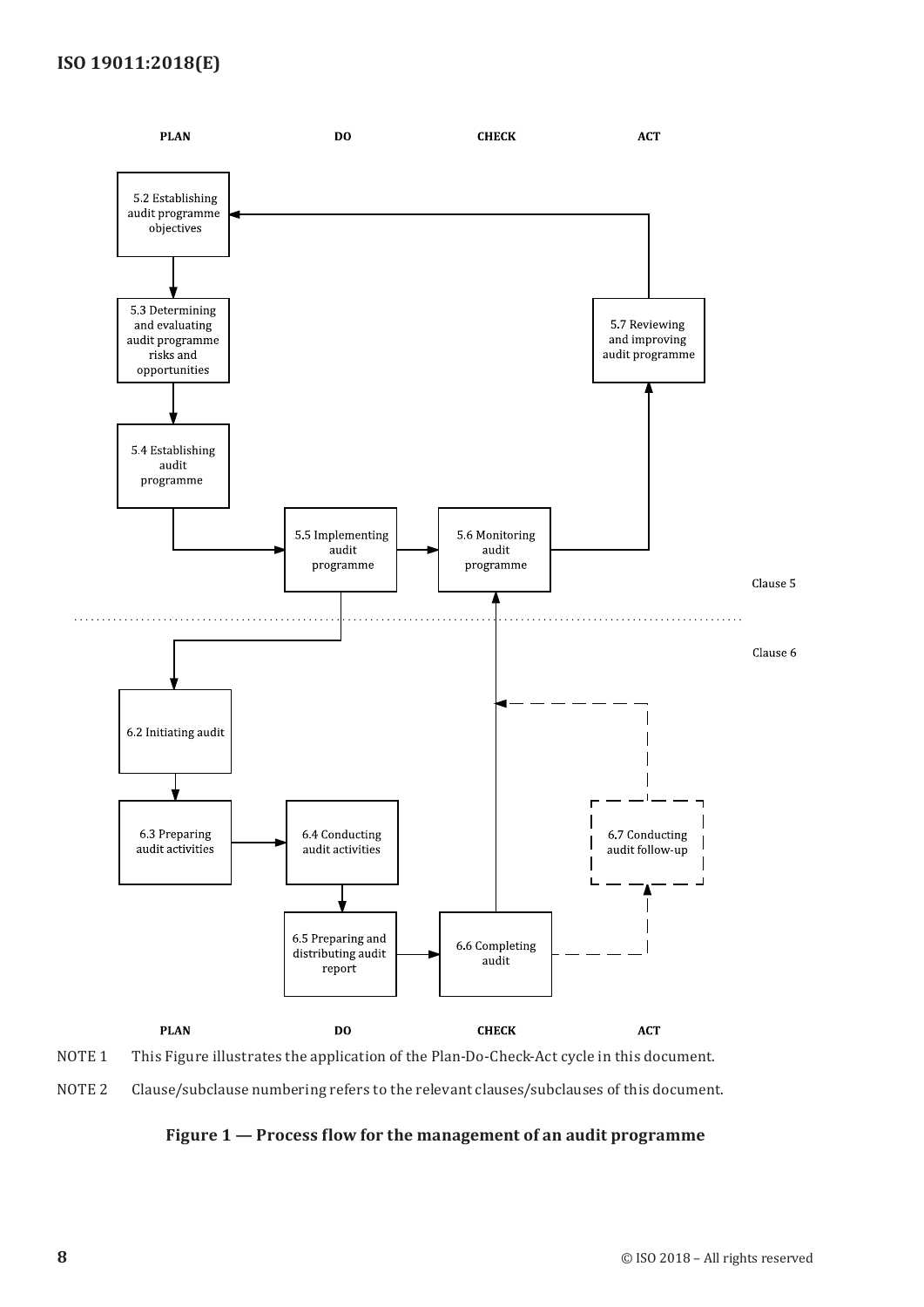PLAN DO CHECK ACT

5.2 Establishing audit programme objectives

5.3 Determining and evaluating audit programme risks and opportunities

5.4 Establishing audit programme

5.5 Implementing audit programme

5.6 Monitoring audit programme

5.7 Reviewing and improving audit programme

Clause 5

Clause 6

6.2 Initiating audit

6.3 Preparing audit activities

6.4 Conducting audit activities

6.5 Preparing and distributing audit report

6.6 Completing audit

6.7 Conducting audit follow-up

PLAN DO CHECK ACT

NOTE 1 This Figure illustrates the application of the Plan-Do-Check-Act cycle in this document.

NOTE 2 Clause/subclause numbering refers to the relevant clauses/subclauses of this document.

**Figure 1 — Process flow for the management of an audit programme**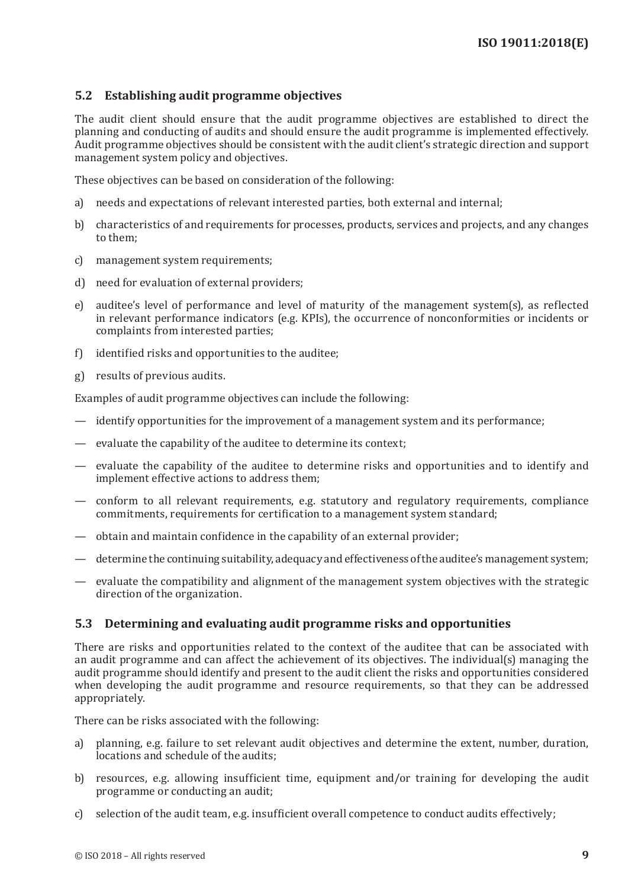## 5.2 Establishing audit programme objectives

The audit client should ensure that the audit programme objectives are established to direct the planning and conducting of audits and should ensure the audit programme is implemented effectively. Audit programme objectives should be consistent with the audit client's strategic direction and support management system policy and objectives.

These objectives can be based on consideration of the following:

a) needs and expectations of relevant interested parties, both external and internal;

b) characteristics of and requirements for processes, products, services and projects, and any changes to them;

c) management system requirements;

d) need for evaluation of external providers;

e) auditee's level of performance and level of maturity of the management system(s), as reflected in relevant performance indicators (e.g. KPIs), the occurrence of nonconformities or incidents or complaints from interested parties;

f) identified risks and opportunities to the auditee;

g) results of previous audits.

Examples of audit programme objectives can include the following:

— identify opportunities for the improvement of a management system and its performance;

— evaluate the capability of the auditee to determine its context;

— evaluate the capability of the auditee to determine risks and opportunities and to identify and implement effective actions to address them;

— conform to all relevant requirements, e.g. statutory and regulatory requirements, compliance commitments, requirements for certification to a management system standard;

— obtain and maintain confidence in the capability of an external provider;

— determine the continuing suitability, adequacy and effectiveness of the auditee's management system;

— evaluate the compatibility and alignment of the management system objectives with the strategic direction of the organization.

## 5.3 Determining and evaluating audit programme risks and opportunities

There are risks and opportunities related to the context of the auditee that can be associated with an audit programme and can affect the achievement of its objectives. The individual(s) managing the audit programme should identify and present to the audit client the risks and opportunities considered when developing the audit programme and resource requirements, so that they can be addressed appropriately.

There can be risks associated with the following:

a) planning, e.g. failure to set relevant audit objectives and determine the extent, number, duration, locations and schedule of the audits;

b) resources, e.g. allowing insufficient time, equipment and/or training for developing the audit programme or conducting an audit;

c) selection of the audit team, e.g. insufficient overall competence to conduct audits effectively;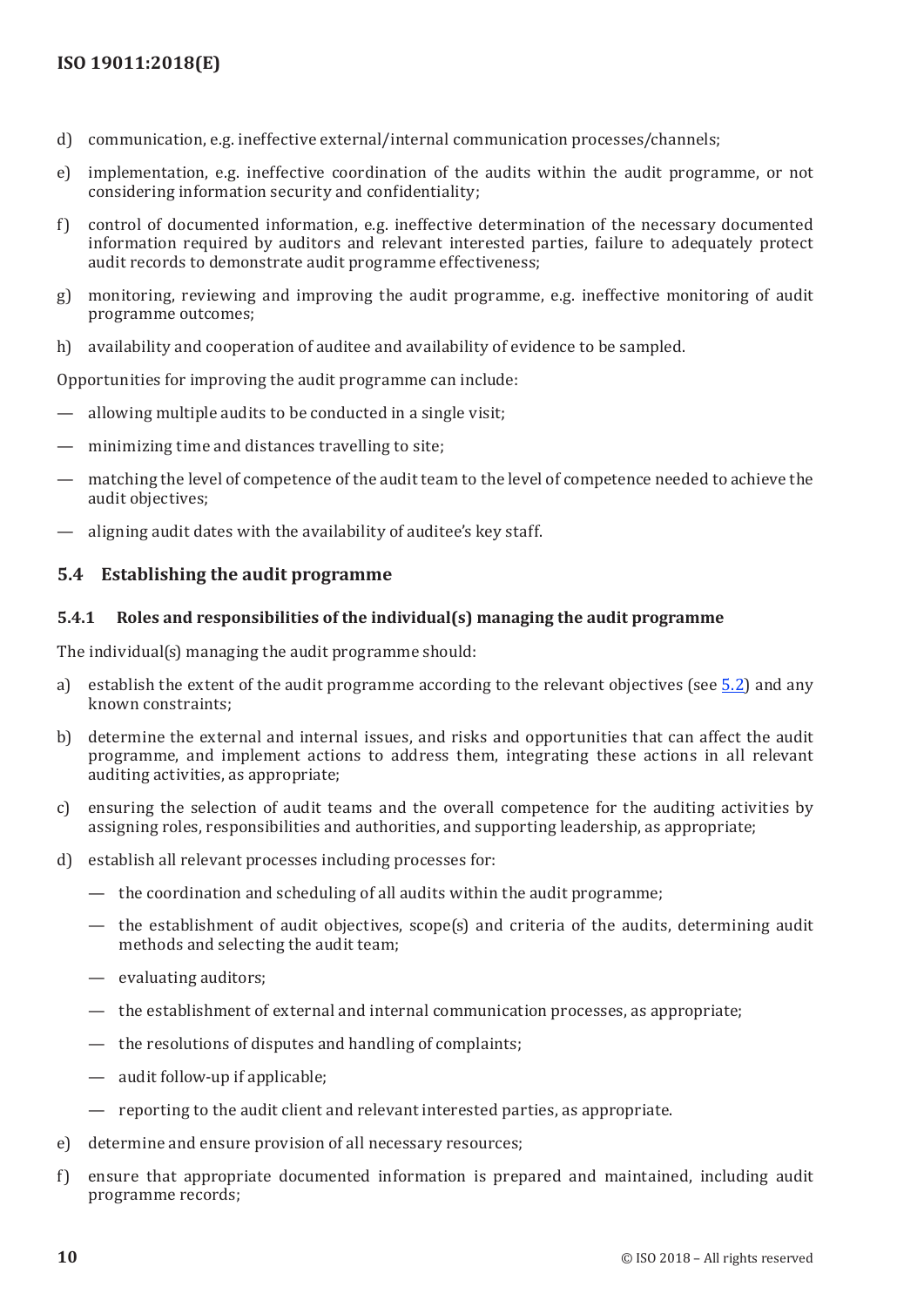d) communication, e.g. ineffective external/internal communication processes/channels;

e) implementation, e.g. ineffective coordination of the audits within the audit programme, or not considering information security and confidentiality;

f) control of documented information, e.g. ineffective determination of the necessary documented information required by auditors and relevant interested parties, failure to adequately protect audit records to demonstrate audit programme effectiveness;

g) monitoring, reviewing and improving the audit programme, e.g. ineffective monitoring of audit programme outcomes;

h) availability and cooperation of auditee and availability of evidence to be sampled.

Opportunities for improving the audit programme can include:

— allowing multiple audits to be conducted in a single visit;

— minimizing time and distances travelling to site;

— matching the level of competence of the audit team to the level of competence needed to achieve the audit objectives;

— aligning audit dates with the availability of auditee's key staff.

## 5.4 Establishing the audit programme

### 5.4.1 Roles and responsibilities of the individual(s) managing the audit programme

The individual(s) managing the audit programme should:

a) establish the extent of the audit programme according to the relevant objectives (see 5.2) and any known constraints;

b) determine the external and internal issues, and risks and opportunities that can affect the audit programme, and implement actions to address them, integrating these actions in all relevant auditing activities, as appropriate;

c) ensuring the selection of audit teams and the overall competence for the auditing activities by assigning roles, responsibilities and authorities, and supporting leadership, as appropriate;

d) establish all relevant processes including processes for:

   — the coordination and scheduling of all audits within the audit programme;

   — the establishment of audit objectives, scope(s) and criteria of the audits, determining audit methods and selecting the audit team;

   — evaluating auditors;

   — the establishment of external and internal communication processes, as appropriate;

   — the resolutions of disputes and handling of complaints;

   — audit follow-up if applicable;

   — reporting to the audit client and relevant interested parties, as appropriate.

e) determine and ensure provision of all necessary resources;

f) ensure that appropriate documented information is prepared and maintained, including audit programme records;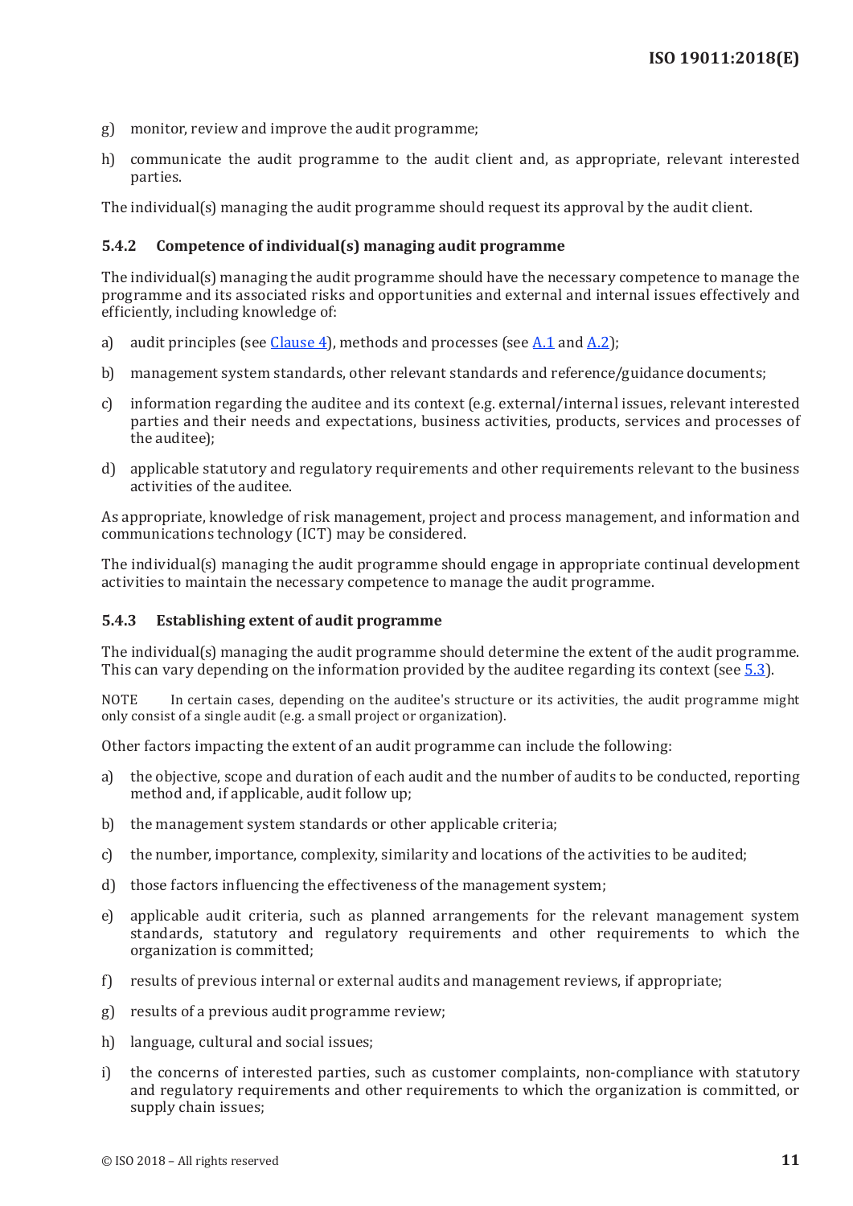g) monitor, review and improve the audit programme;

h) communicate the audit programme to the audit client and, as appropriate, relevant interested parties.

The individual(s) managing the audit programme should request its approval by the audit client.

#### 5.4.2 Competence of individual(s) managing audit programme

The individual(s) managing the audit programme should have the necessary competence to manage the programme and its associated risks and opportunities and external and internal issues effectively and efficiently, including knowledge of:

a) audit principles (see Clause 4), methods and processes (see A.1 and A.2);

b) management system standards, other relevant standards and reference/guidance documents;

c) information regarding the auditee and its context (e.g. external/internal issues, relevant interested parties and their needs and expectations, business activities, products, services and processes of the auditee);

d) applicable statutory and regulatory requirements and other requirements relevant to the business activities of the auditee.

As appropriate, knowledge of risk management, project and process management, and information and communications technology (ICT) may be considered.

The individual(s) managing the audit programme should engage in appropriate continual development activities to maintain the necessary competence to manage the audit programme.

#### 5.4.3 Establishing extent of audit programme

The individual(s) managing the audit programme should determine the extent of the audit programme. This can vary depending on the information provided by the auditee regarding its context (see 5.3).

NOTE In certain cases, depending on the auditee's structure or its activities, the audit programme might only consist of a single audit (e.g. a small project or organization).

Other factors impacting the extent of an audit programme can include the following:

a) the objective, scope and duration of each audit and the number of audits to be conducted, reporting method and, if applicable, audit follow up;

b) the management system standards or other applicable criteria;

c) the number, importance, complexity, similarity and locations of the activities to be audited;

d) those factors influencing the effectiveness of the management system;

e) applicable audit criteria, such as planned arrangements for the relevant management system standards, statutory and regulatory requirements and other requirements to which the organization is committed;

f) results of previous internal or external audits and management reviews, if appropriate;

g) results of a previous audit programme review;

h) language, cultural and social issues;

i) the concerns of interested parties, such as customer complaints, non-compliance with statutory and regulatory requirements and other requirements to which the organization is committed, or supply chain issues;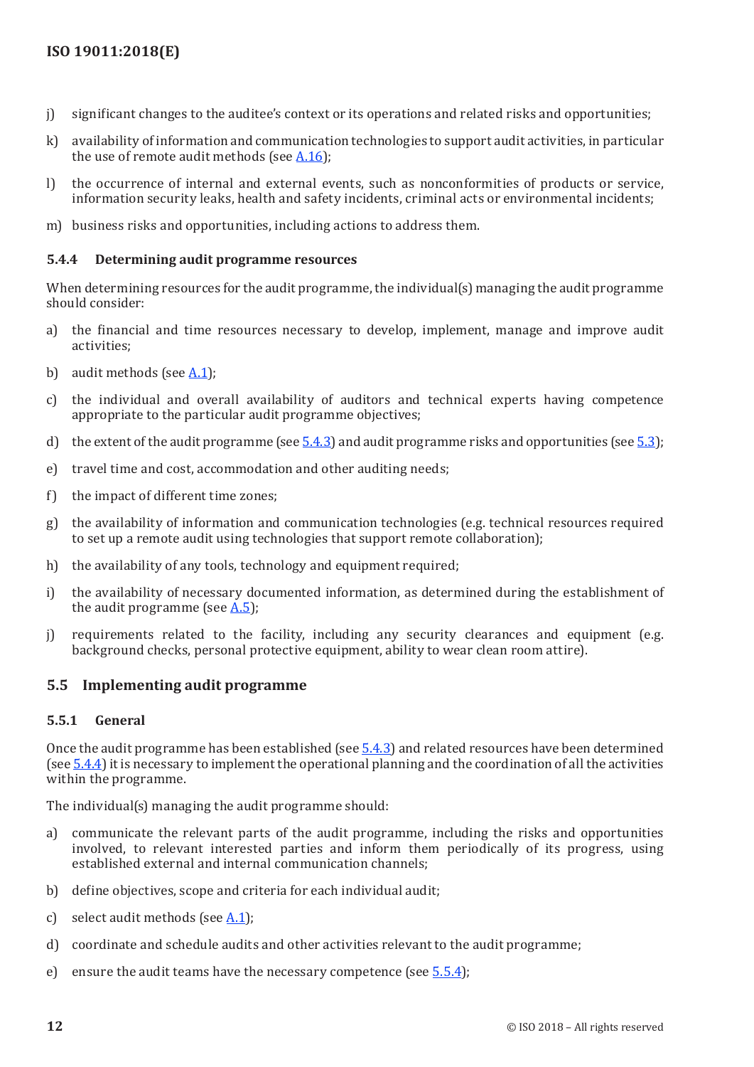j) significant changes to the auditee's context or its operations and related risks and opportunities;

k) availability of information and communication technologies to support audit activities, in particular the use of remote audit methods (see A.16);

l) the occurrence of internal and external events, such as nonconformities of products or service, information security leaks, health and safety incidents, criminal acts or environmental incidents;

m) business risks and opportunities, including actions to address them.

### 5.4.4 Determining audit programme resources

When determining resources for the audit programme, the individual(s) managing the audit programme should consider:

a) the financial and time resources necessary to develop, implement, manage and improve audit activities;

b) audit methods (see A.1);

c) the individual and overall availability of auditors and technical experts having competence appropriate to the particular audit programme objectives;

d) the extent of the audit programme (see 5.4.3) and audit programme risks and opportunities (see 5.3);

e) travel time and cost, accommodation and other auditing needs;

f) the impact of different time zones;

g) the availability of information and communication technologies (e.g. technical resources required to set up a remote audit using technologies that support remote collaboration);

h) the availability of any tools, technology and equipment required;

i) the availability of necessary documented information, as determined during the establishment of the audit programme (see A.5);

j) requirements related to the facility, including any security clearances and equipment (e.g. background checks, personal protective equipment, ability to wear clean room attire).

## 5.5 Implementing audit programme

### 5.5.1 General

Once the audit programme has been established (see 5.4.3) and related resources have been determined (see 5.4.4) it is necessary to implement the operational planning and the coordination of all the activities within the programme.

The individual(s) managing the audit programme should:

a) communicate the relevant parts of the audit programme, including the risks and opportunities involved, to relevant interested parties and inform them periodically of its progress, using established external and internal communication channels;

b) define objectives, scope and criteria for each individual audit;

c) select audit methods (see A.1);

d) coordinate and schedule audits and other activities relevant to the audit programme;

e) ensure the audit teams have the necessary competence (see 5.5.4);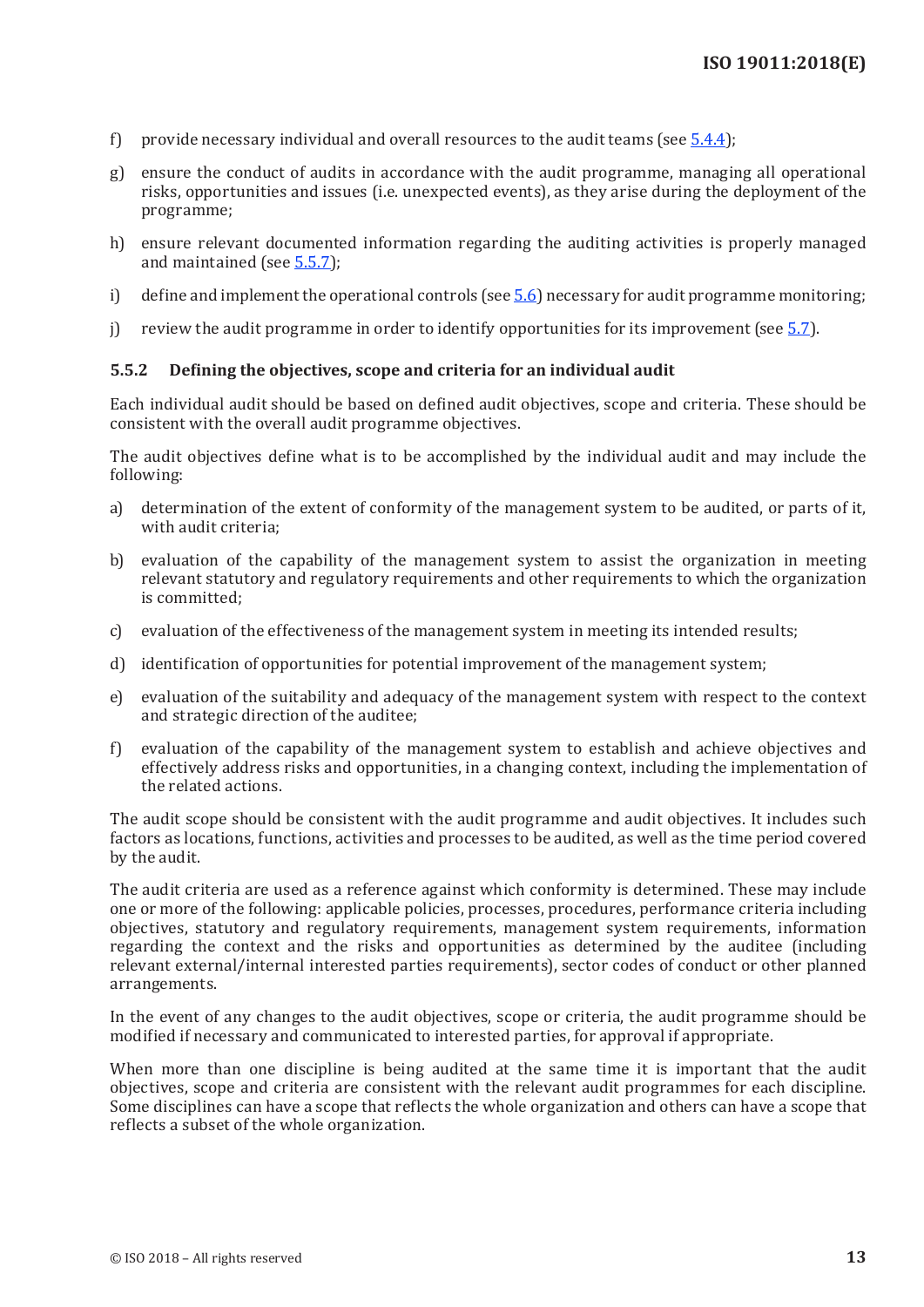f) provide necessary individual and overall resources to the audit teams (see 5.4.4);

g) ensure the conduct of audits in accordance with the audit programme, managing all operational risks, opportunities and issues (i.e. unexpected events), as they arise during the deployment of the programme;

h) ensure relevant documented information regarding the auditing activities is properly managed and maintained (see 5.5.7);

i) define and implement the operational controls (see 5.6) necessary for audit programme monitoring;

j) review the audit programme in order to identify opportunities for its improvement (see 5.7).

### 5.5.2 Defining the objectives, scope and criteria for an individual audit

Each individual audit should be based on defined audit objectives, scope and criteria. These should be consistent with the overall audit programme objectives.

The audit objectives define what is to be accomplished by the individual audit and may include the following:

a) determination of the extent of conformity of the management system to be audited, or parts of it, with audit criteria;

b) evaluation of the capability of the management system to assist the organization in meeting relevant statutory and regulatory requirements and other requirements to which the organization is committed;

c) evaluation of the effectiveness of the management system in meeting its intended results;

d) identification of opportunities for potential improvement of the management system;

e) evaluation of the suitability and adequacy of the management system with respect to the context and strategic direction of the auditee;

f) evaluation of the capability of the management system to establish and achieve objectives and effectively address risks and opportunities, in a changing context, including the implementation of the related actions.

The audit scope should be consistent with the audit programme and audit objectives. It includes such factors as locations, functions, activities and processes to be audited, as well as the time period covered by the audit.

The audit criteria are used as a reference against which conformity is determined. These may include one or more of the following: applicable policies, processes, procedures, performance criteria including objectives, statutory and regulatory requirements, management system requirements, information regarding the context and the risks and opportunities as determined by the auditee (including relevant external/internal interested parties requirements), sector codes of conduct or other planned arrangements.

In the event of any changes to the audit objectives, scope or criteria, the audit programme should be modified if necessary and communicated to interested parties, for approval if appropriate.

When more than one discipline is being audited at the same time it is important that the audit objectives, scope and criteria are consistent with the relevant audit programmes for each discipline. Some disciplines can have a scope that reflects the whole organization and others can have a scope that reflects a subset of the whole organization.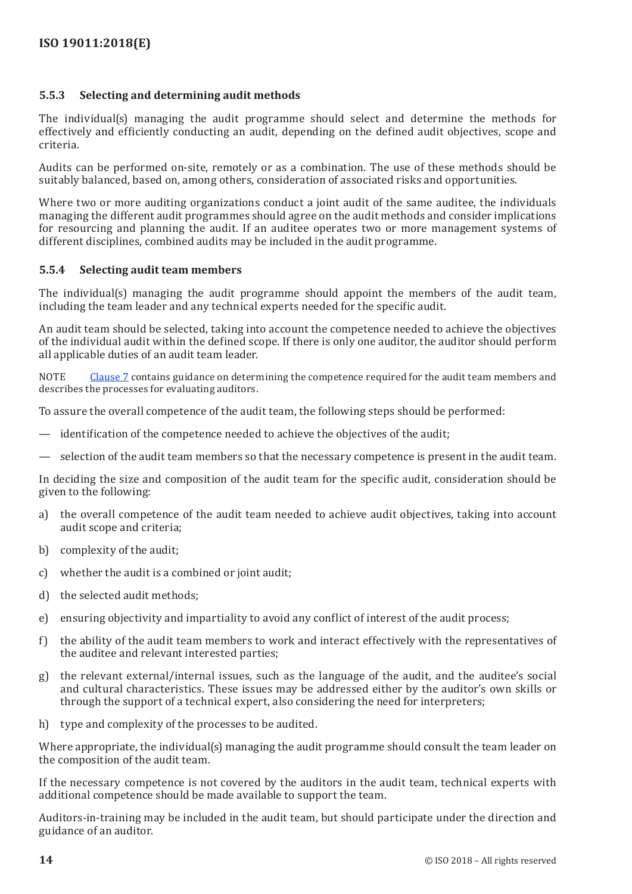### 5.5.3 Selecting and determining audit methods

The individual(s) managing the audit programme should select and determine the methods for effectively and efficiently conducting an audit, depending on the defined audit objectives, scope and criteria.

Audits can be performed on-site, remotely or as a combination. The use of these methods should be suitably balanced, based on, among others, consideration of associated risks and opportunities.

Where two or more auditing organizations conduct a joint audit of the same auditee, the individuals managing the different audit programmes should agree on the audit methods and consider implications for resourcing and planning the audit. If an auditee operates two or more management systems of different disciplines, combined audits may be included in the audit programme.

### 5.5.4 Selecting audit team members

The individual(s) managing the audit programme should appoint the members of the audit team, including the team leader and any technical experts needed for the specific audit.

An audit team should be selected, taking into account the competence needed to achieve the objectives of the individual audit within the defined scope. If there is only one auditor, the auditor should perform all applicable duties of an audit team leader.

NOTE Clause 7 contains guidance on determining the competence required for the audit team members and describes the processes for evaluating auditors.

To assure the overall competence of the audit team, the following steps should be performed:

— identification of the competence needed to achieve the objectives of the audit;

— selection of the audit team members so that the necessary competence is present in the audit team.

In deciding the size and composition of the audit team for the specific audit, consideration should be given to the following:

a) the overall competence of the audit team needed to achieve audit objectives, taking into account audit scope and criteria;

b) complexity of the audit;

c) whether the audit is a combined or joint audit;

d) the selected audit methods;

e) ensuring objectivity and impartiality to avoid any conflict of interest of the audit process;

f) the ability of the audit team members to work and interact effectively with the representatives of the auditee and relevant interested parties;

g) the relevant external/internal issues, such as the language of the audit, and the auditee's social and cultural characteristics. These issues may be addressed either by the auditor's own skills or through the support of a technical expert, also considering the need for interpreters;

h) type and complexity of the processes to be audited.

Where appropriate, the individual(s) managing the audit programme should consult the team leader on the composition of the audit team.

If the necessary competence is not covered by the auditors in the audit team, technical experts with additional competence should be made available to support the team.

Auditors-in-training may be included in the audit team, but should participate under the direction and guidance of an auditor.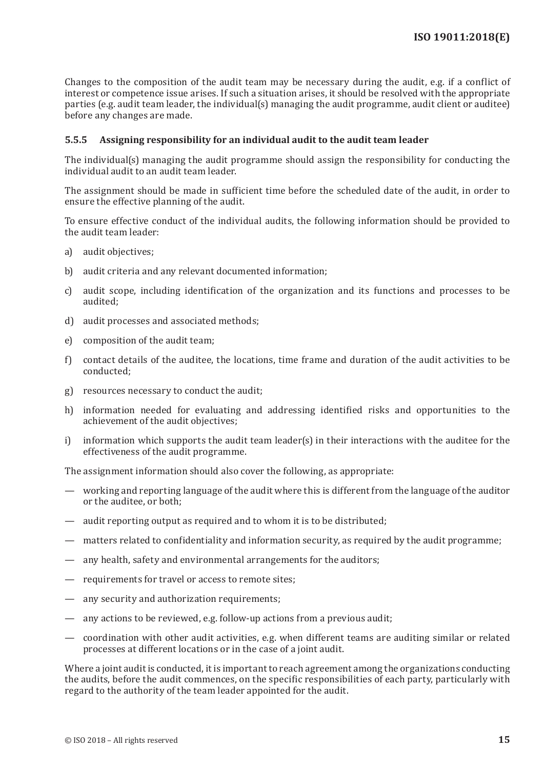Changes to the composition of the audit team may be necessary during the audit, e.g. if a conflict of interest or competence issue arises. If such a situation arises, it should be resolved with the appropriate parties (e.g. audit team leader, the individual(s) managing the audit programme, audit client or auditee) before any changes are made.

### 5.5.5 Assigning responsibility for an individual audit to the audit team leader

The individual(s) managing the audit programme should assign the responsibility for conducting the individual audit to an audit team leader.

The assignment should be made in sufficient time before the scheduled date of the audit, in order to ensure the effective planning of the audit.

To ensure effective conduct of the individual audits, the following information should be provided to the audit team leader:

a) audit objectives;

b) audit criteria and any relevant documented information;

c) audit scope, including identification of the organization and its functions and processes to be audited;

d) audit processes and associated methods;

e) composition of the audit team;

f) contact details of the auditee, the locations, time frame and duration of the audit activities to be conducted;

g) resources necessary to conduct the audit;

h) information needed for evaluating and addressing identified risks and opportunities to the achievement of the audit objectives;

i) information which supports the audit team leader(s) in their interactions with the auditee for the effectiveness of the audit programme.

The assignment information should also cover the following, as appropriate:

— working and reporting language of the audit where this is different from the language of the auditor or the auditee, or both;

— audit reporting output as required and to whom it is to be distributed;

— matters related to confidentiality and information security, as required by the audit programme;

— any health, safety and environmental arrangements for the auditors;

— requirements for travel or access to remote sites;

— any security and authorization requirements;

— any actions to be reviewed, e.g. follow-up actions from a previous audit;

— coordination with other audit activities, e.g. when different teams are auditing similar or related processes at different locations or in the case of a joint audit.

Where a joint audit is conducted, it is important to reach agreement among the organizations conducting the audits, before the audit commences, on the specific responsibilities of each party, particularly with regard to the authority of the team leader appointed for the audit.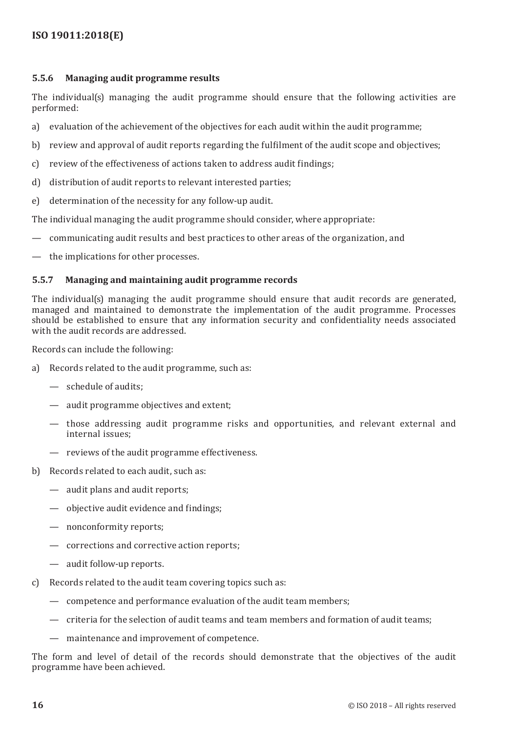#### 5.5.6 Managing audit programme results

The individual(s) managing the audit programme should ensure that the following activities are performed:

a) evaluation of the achievement of the objectives for each audit within the audit programme;

b) review and approval of audit reports regarding the fulfilment of the audit scope and objectives;

c) review of the effectiveness of actions taken to address audit findings;

d) distribution of audit reports to relevant interested parties;

e) determination of the necessity for any follow-up audit.

The individual managing the audit programme should consider, where appropriate:

— communicating audit results and best practices to other areas of the organization, and

— the implications for other processes.

#### 5.5.7 Managing and maintaining audit programme records

The individual(s) managing the audit programme should ensure that audit records are generated, managed and maintained to demonstrate the implementation of the audit programme. Processes should be established to ensure that any information security and confidentiality needs associated with the audit records are addressed.

Records can include the following:

a) Records related to the audit programme, such as:

   — schedule of audits;

   — audit programme objectives and extent;

   — those addressing audit programme risks and opportunities, and relevant external and internal issues;

   — reviews of the audit programme effectiveness.

b) Records related to each audit, such as:

   — audit plans and audit reports;

   — objective audit evidence and findings;

   — nonconformity reports;

   — corrections and corrective action reports;

   — audit follow-up reports.

c) Records related to the audit team covering topics such as:

   — competence and performance evaluation of the audit team members;

   — criteria for the selection of audit teams and team members and formation of audit teams;

   — maintenance and improvement of competence.

The form and level of detail of the records should demonstrate that the objectives of the audit programme have been achieved.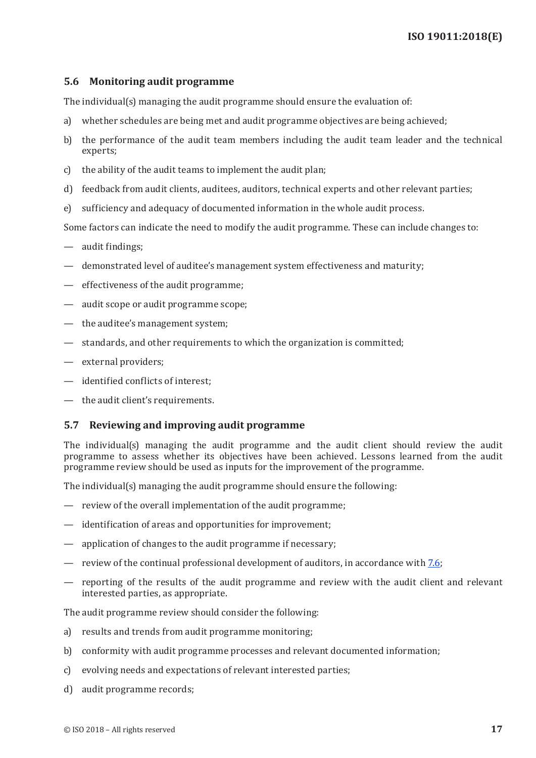### 5.6 Monitoring audit programme

The individual(s) managing the audit programme should ensure the evaluation of:

a) whether schedules are being met and audit programme objectives are being achieved;

b) the performance of the audit team members including the audit team leader and the technical experts;

c) the ability of the audit teams to implement the audit plan;

d) feedback from audit clients, auditees, auditors, technical experts and other relevant parties;

e) sufficiency and adequacy of documented information in the whole audit process.

Some factors can indicate the need to modify the audit programme. These can include changes to:

— audit findings;

— demonstrated level of auditee's management system effectiveness and maturity;

— effectiveness of the audit programme;

— audit scope or audit programme scope;

— the auditee's management system;

— standards, and other requirements to which the organization is committed;

— external providers;

— identified conflicts of interest;

— the audit client's requirements.

### 5.7 Reviewing and improving audit programme

The individual(s) managing the audit programme and the audit client should review the audit programme to assess whether its objectives have been achieved. Lessons learned from the audit programme review should be used as inputs for the improvement of the programme.

The individual(s) managing the audit programme should ensure the following:

— review of the overall implementation of the audit programme;

— identification of areas and opportunities for improvement;

— application of changes to the audit programme if necessary;

— review of the continual professional development of auditors, in accordance with 7.6;

— reporting of the results of the audit programme and review with the audit client and relevant interested parties, as appropriate.

The audit programme review should consider the following:

a) results and trends from audit programme monitoring;

b) conformity with audit programme processes and relevant documented information;

c) evolving needs and expectations of relevant interested parties;

d) audit programme records;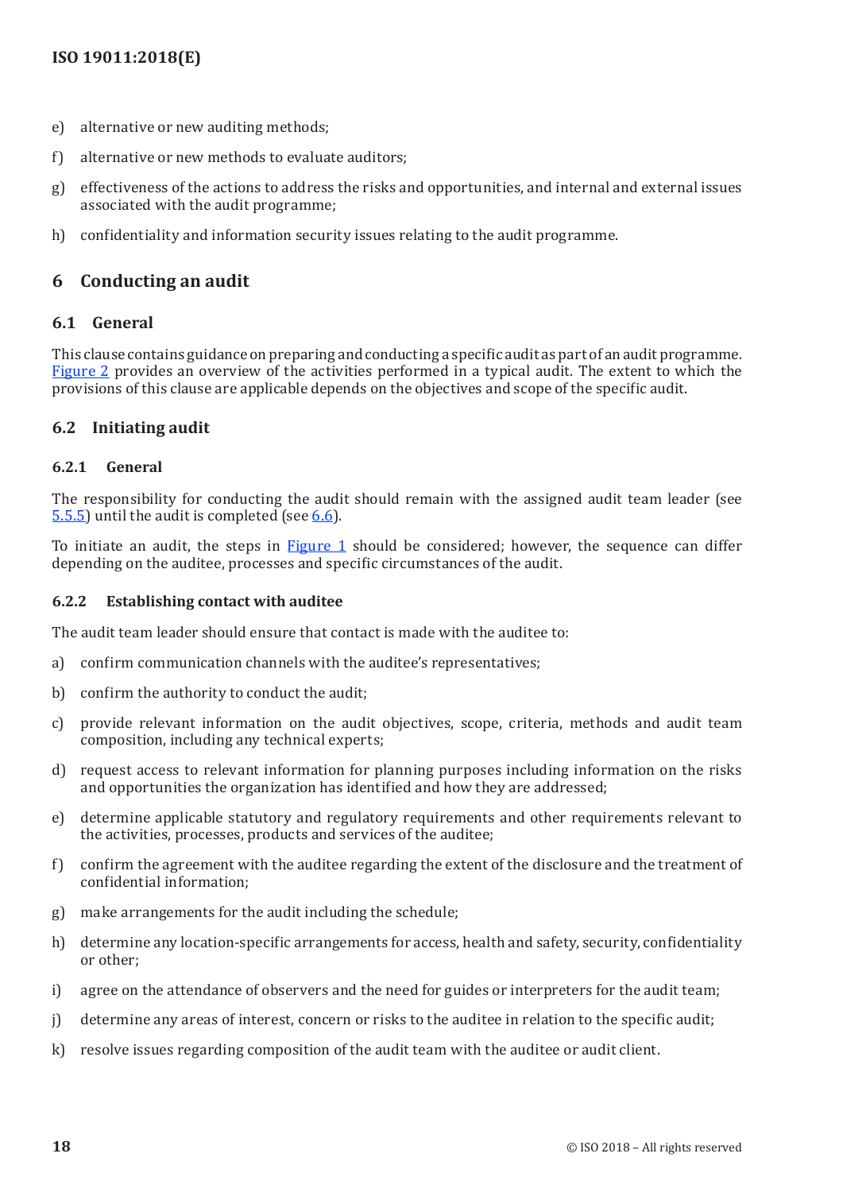e) alternative or new auditing methods;

f) alternative or new methods to evaluate auditors;

g) effectiveness of the actions to address the risks and opportunities, and internal and external issues associated with the audit programme;

h) confidentiality and information security issues relating to the audit programme.

## 6 Conducting an audit

### 6.1 General

This clause contains guidance on preparing and conducting a specific audit as part of an audit programme. Figure 2 provides an overview of the activities performed in a typical audit. The extent to which the provisions of this clause are applicable depends on the objectives and scope of the specific audit.

### 6.2 Initiating audit

#### 6.2.1 General

The responsibility for conducting the audit should remain with the assigned audit team leader (see 5.5.5) until the audit is completed (see 6.6).

To initiate an audit, the steps in Figure 1 should be considered; however, the sequence can differ depending on the auditee, processes and specific circumstances of the audit.

#### 6.2.2 Establishing contact with auditee

The audit team leader should ensure that contact is made with the auditee to:

a) confirm communication channels with the auditee's representatives;

b) confirm the authority to conduct the audit;

c) provide relevant information on the audit objectives, scope, criteria, methods and audit team composition, including any technical experts;

d) request access to relevant information for planning purposes including information on the risks and opportunities the organization has identified and how they are addressed;

e) determine applicable statutory and regulatory requirements and other requirements relevant to the activities, processes, products and services of the auditee;

f) confirm the agreement with the auditee regarding the extent of the disclosure and the treatment of confidential information;

g) make arrangements for the audit including the schedule;

h) determine any location-specific arrangements for access, health and safety, security, confidentiality or other;

i) agree on the attendance of observers and the need for guides or interpreters for the audit team;

j) determine any areas of interest, concern or risks to the auditee in relation to the specific audit;

k) resolve issues regarding composition of the audit team with the auditee or audit client.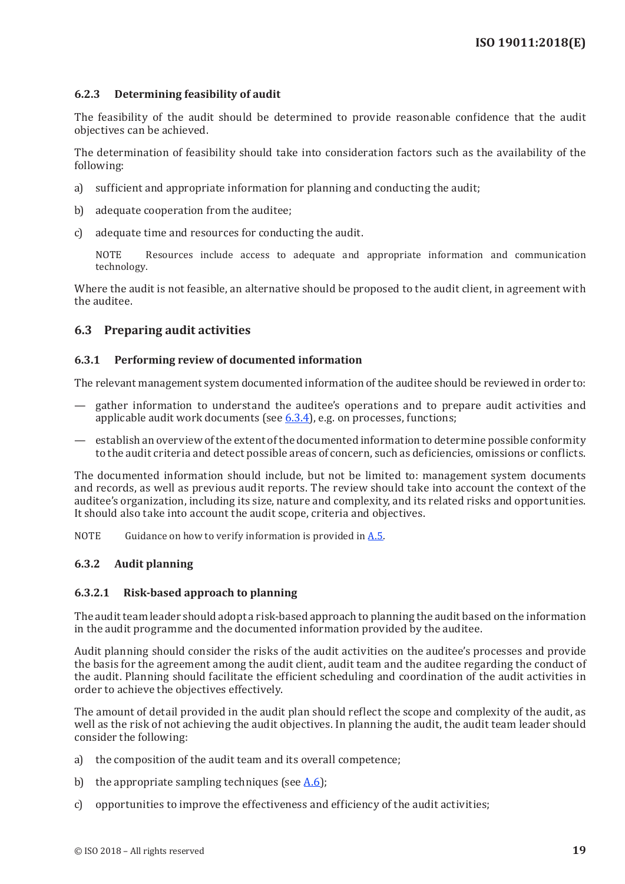#### 6.2.3 Determining feasibility of audit

The feasibility of the audit should be determined to provide reasonable confidence that the audit objectives can be achieved.

The determination of feasibility should take into consideration factors such as the availability of the following:

a) sufficient and appropriate information for planning and conducting the audit;

b) adequate cooperation from the auditee;

c) adequate time and resources for conducting the audit.

NOTE Resources include access to adequate and appropriate information and communication technology.

Where the audit is not feasible, an alternative should be proposed to the audit client, in agreement with the auditee.

### 6.3 Preparing audit activities

#### 6.3.1 Performing review of documented information

The relevant management system documented information of the auditee should be reviewed in order to:

— gather information to understand the auditee's operations and to prepare audit activities and applicable audit work documents (see 6.3.4), e.g. on processes, functions;

— establish an overview of the extent of the documented information to determine possible conformity to the audit criteria and detect possible areas of concern, such as deficiencies, omissions or conflicts.

The documented information should include, but not be limited to: management system documents and records, as well as previous audit reports. The review should take into account the context of the auditee's organization, including its size, nature and complexity, and its related risks and opportunities. It should also take into account the audit scope, criteria and objectives.

NOTE Guidance on how to verify information is provided in A.5.

#### 6.3.2 Audit planning

##### 6.3.2.1 Risk-based approach to planning

The audit team leader should adopt a risk-based approach to planning the audit based on the information in the audit programme and the documented information provided by the auditee.

Audit planning should consider the risks of the audit activities on the auditee's processes and provide the basis for the agreement among the audit client, audit team and the auditee regarding the conduct of the audit. Planning should facilitate the efficient scheduling and coordination of the audit activities in order to achieve the objectives effectively.

The amount of detail provided in the audit plan should reflect the scope and complexity of the audit, as well as the risk of not achieving the audit objectives. In planning the audit, the audit team leader should consider the following:

a) the composition of the audit team and its overall competence;

b) the appropriate sampling techniques (see A.6);

c) opportunities to improve the effectiveness and efficiency of the audit activities;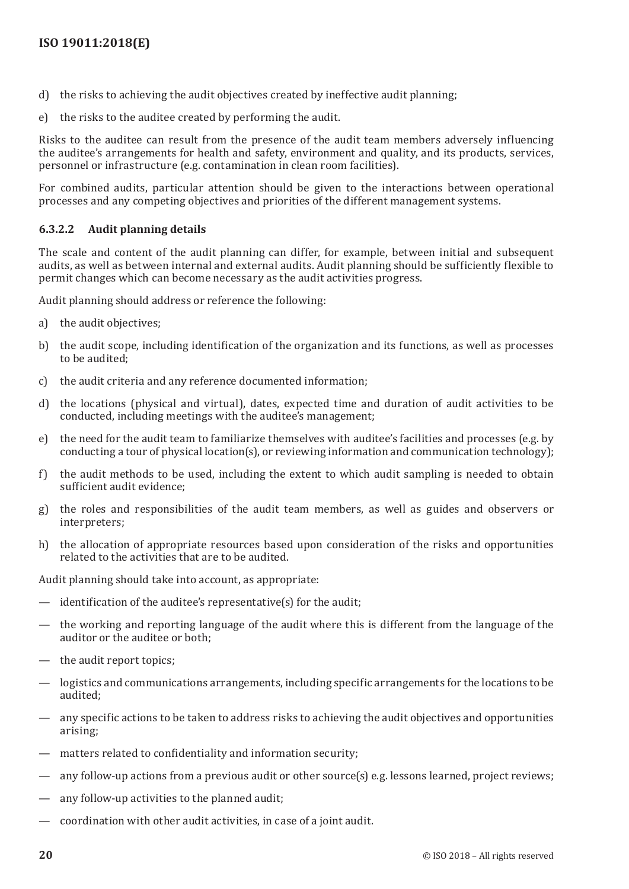d) the risks to achieving the audit objectives created by ineffective audit planning;

e) the risks to the auditee created by performing the audit.

Risks to the auditee can result from the presence of the audit team members adversely influencing the auditee's arrangements for health and safety, environment and quality, and its products, services, personnel or infrastructure (e.g. contamination in clean room facilities).

For combined audits, particular attention should be given to the interactions between operational processes and any competing objectives and priorities of the different management systems.

#### 6.3.2.2 Audit planning details

The scale and content of the audit planning can differ, for example, between initial and subsequent audits, as well as between internal and external audits. Audit planning should be sufficiently flexible to permit changes which can become necessary as the audit activities progress.

Audit planning should address or reference the following:

a) the audit objectives;

b) the audit scope, including identification of the organization and its functions, as well as processes to be audited;

c) the audit criteria and any reference documented information;

d) the locations (physical and virtual), dates, expected time and duration of audit activities to be conducted, including meetings with the auditee's management;

e) the need for the audit team to familiarize themselves with auditee's facilities and processes (e.g. by conducting a tour of physical location(s), or reviewing information and communication technology);

f) the audit methods to be used, including the extent to which audit sampling is needed to obtain sufficient audit evidence;

g) the roles and responsibilities of the audit team members, as well as guides and observers or interpreters;

h) the allocation of appropriate resources based upon consideration of the risks and opportunities related to the activities that are to be audited.

Audit planning should take into account, as appropriate:

— identification of the auditee's representative(s) for the audit;

— the working and reporting language of the audit where this is different from the language of the auditor or the auditee or both;

— the audit report topics;

— logistics and communications arrangements, including specific arrangements for the locations to be audited;

— any specific actions to be taken to address risks to achieving the audit objectives and opportunities arising;

— matters related to confidentiality and information security;

— any follow-up actions from a previous audit or other source(s) e.g. lessons learned, project reviews;

— any follow-up activities to the planned audit;

— coordination with other audit activities, in case of a joint audit.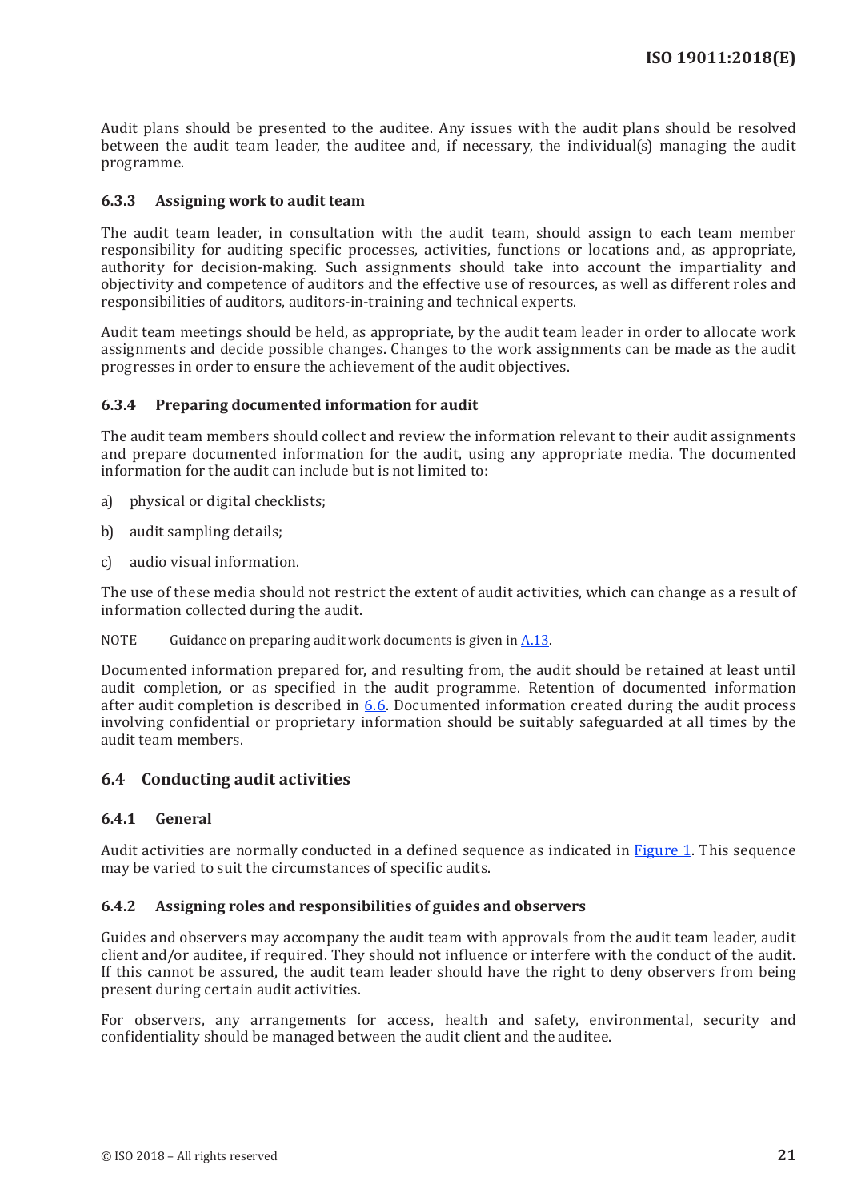Audit plans should be presented to the auditee. Any issues with the audit plans should be resolved between the audit team leader, the auditee and, if necessary, the individual(s) managing the audit programme.

### 6.3.3 Assigning work to audit team

The audit team leader, in consultation with the audit team, should assign to each team member responsibility for auditing specific processes, activities, functions or locations and, as appropriate, authority for decision-making. Such assignments should take into account the impartiality and objectivity and competence of auditors and the effective use of resources, as well as different roles and responsibilities of auditors, auditors-in-training and technical experts.

Audit team meetings should be held, as appropriate, by the audit team leader in order to allocate work assignments and decide possible changes. Changes to the work assignments can be made as the audit progresses in order to ensure the achievement of the audit objectives.

### 6.3.4 Preparing documented information for audit

The audit team members should collect and review the information relevant to their audit assignments and prepare documented information for the audit, using any appropriate media. The documented information for the audit can include but is not limited to:

a) physical or digital checklists;

b) audit sampling details;

c) audio visual information.

The use of these media should not restrict the extent of audit activities, which can change as a result of information collected during the audit.

NOTE Guidance on preparing audit work documents is given in A.13.

Documented information prepared for, and resulting from, the audit should be retained at least until audit completion, or as specified in the audit programme. Retention of documented information after audit completion is described in 6.6. Documented information created during the audit process involving confidential or proprietary information should be suitably safeguarded at all times by the audit team members.

## 6.4 Conducting audit activities

### 6.4.1 General

Audit activities are normally conducted in a defined sequence as indicated in Figure 1. This sequence may be varied to suit the circumstances of specific audits.

### 6.4.2 Assigning roles and responsibilities of guides and observers

Guides and observers may accompany the audit team with approvals from the audit team leader, audit client and/or auditee, if required. They should not influence or interfere with the conduct of the audit. If this cannot be assured, the audit team leader should have the right to deny observers from being present during certain audit activities.

For observers, any arrangements for access, health and safety, environmental, security and confidentiality should be managed between the audit client and the auditee.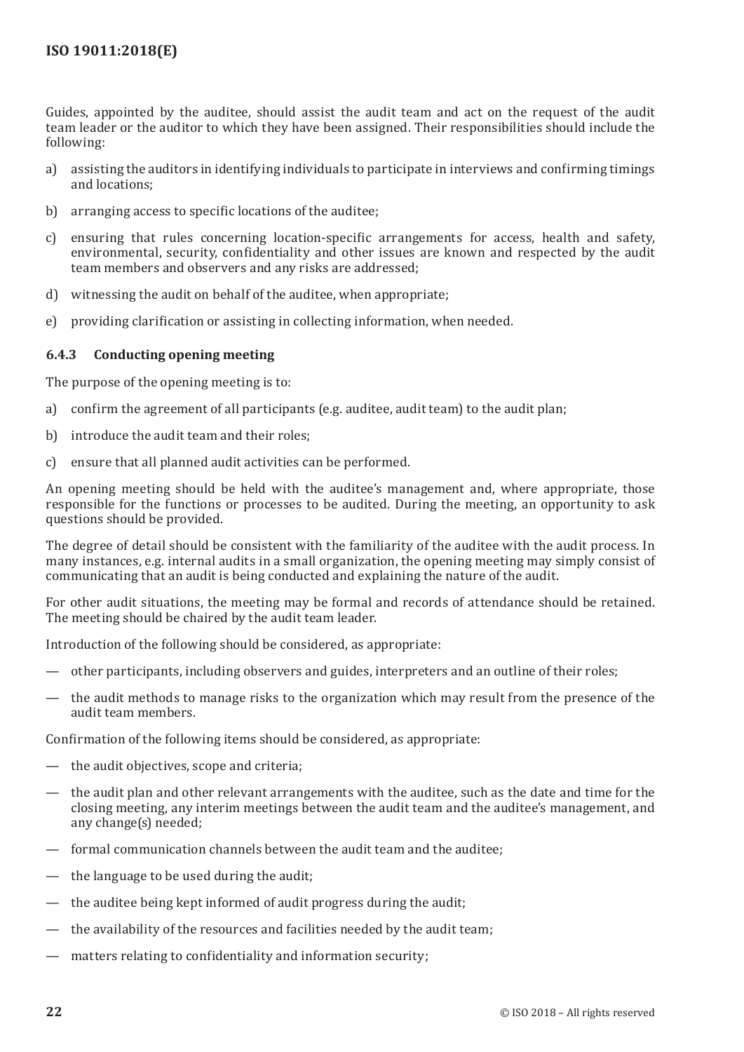Guides, appointed by the auditee, should assist the audit team and act on the request of the audit team leader or the auditor to which they have been assigned. Their responsibilities should include the following:

a) assisting the auditors in identifying individuals to participate in interviews and confirming timings and locations;

b) arranging access to specific locations of the auditee;

c) ensuring that rules concerning location-specific arrangements for access, health and safety, environmental, security, confidentiality and other issues are known and respected by the audit team members and observers and any risks are addressed;

d) witnessing the audit on behalf of the auditee, when appropriate;

e) providing clarification or assisting in collecting information, when needed.

### 6.4.3 Conducting opening meeting

The purpose of the opening meeting is to:

a) confirm the agreement of all participants (e.g. auditee, audit team) to the audit plan;

b) introduce the audit team and their roles;

c) ensure that all planned audit activities can be performed.

An opening meeting should be held with the auditee's management and, where appropriate, those responsible for the functions or processes to be audited. During the meeting, an opportunity to ask questions should be provided.

The degree of detail should be consistent with the familiarity of the auditee with the audit process. In many instances, e.g. internal audits in a small organization, the opening meeting may simply consist of communicating that an audit is being conducted and explaining the nature of the audit.

For other audit situations, the meeting may be formal and records of attendance should be retained. The meeting should be chaired by the audit team leader.

Introduction of the following should be considered, as appropriate:

— other participants, including observers and guides, interpreters and an outline of their roles;

— the audit methods to manage risks to the organization which may result from the presence of the audit team members.

Confirmation of the following items should be considered, as appropriate:

— the audit objectives, scope and criteria;

— the audit plan and other relevant arrangements with the auditee, such as the date and time for the closing meeting, any interim meetings between the audit team and the auditee's management, and any change(s) needed;

— formal communication channels between the audit team and the auditee;

— the language to be used during the audit;

— the auditee being kept informed of audit progress during the audit;

— the availability of the resources and facilities needed by the audit team;

— matters relating to confidentiality and information security;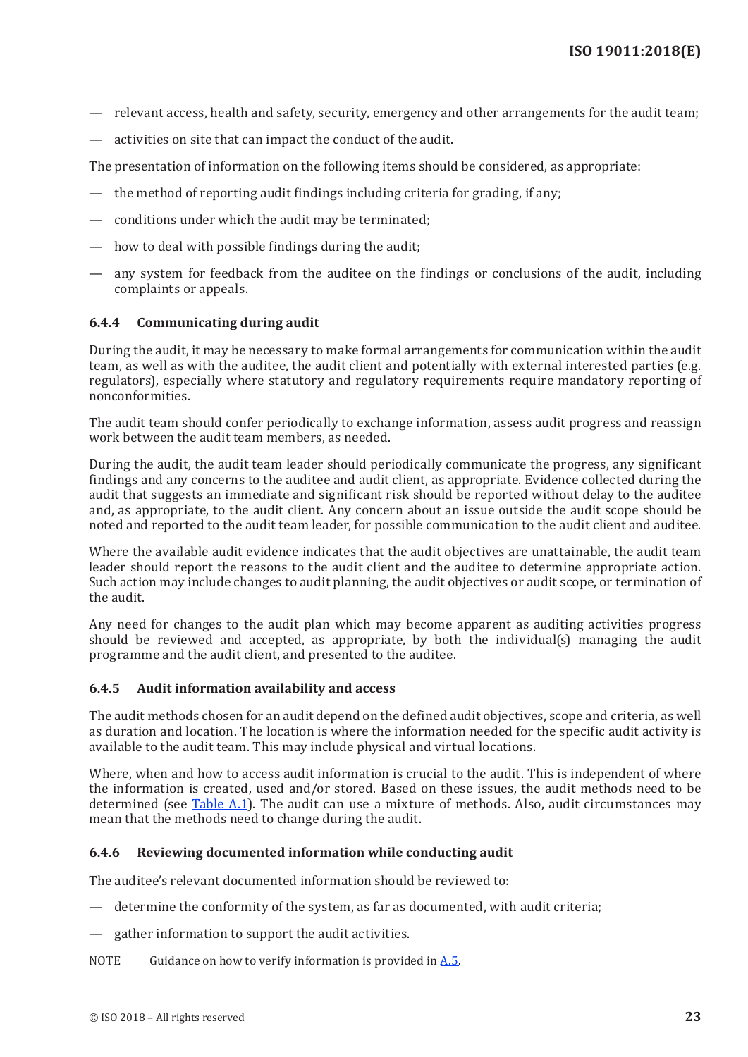— relevant access, health and safety, security, emergency and other arrangements for the audit team;

— activities on site that can impact the conduct of the audit.

The presentation of information on the following items should be considered, as appropriate:

— the method of reporting audit findings including criteria for grading, if any;

— conditions under which the audit may be terminated;

— how to deal with possible findings during the audit;

— any system for feedback from the auditee on the findings or conclusions of the audit, including complaints or appeals.

### 6.4.4 Communicating during audit

During the audit, it may be necessary to make formal arrangements for communication within the audit team, as well as with the auditee, the audit client and potentially with external interested parties (e.g. regulators), especially where statutory and regulatory requirements require mandatory reporting of nonconformities.

The audit team should confer periodically to exchange information, assess audit progress and reassign work between the audit team members, as needed.

During the audit, the audit team leader should periodically communicate the progress, any significant findings and any concerns to the auditee and audit client, as appropriate. Evidence collected during the audit that suggests an immediate and significant risk should be reported without delay to the auditee and, as appropriate, to the audit client. Any concern about an issue outside the audit scope should be noted and reported to the audit team leader, for possible communication to the audit client and auditee.

Where the available audit evidence indicates that the audit objectives are unattainable, the audit team leader should report the reasons to the audit client and the auditee to determine appropriate action. Such action may include changes to audit planning, the audit objectives or audit scope, or termination of the audit.

Any need for changes to the audit plan which may become apparent as auditing activities progress should be reviewed and accepted, as appropriate, by both the individual(s) managing the audit programme and the audit client, and presented to the auditee.

### 6.4.5 Audit information availability and access

The audit methods chosen for an audit depend on the defined audit objectives, scope and criteria, as well as duration and location. The location is where the information needed for the specific audit activity is available to the audit team. This may include physical and virtual locations.

Where, when and how to access audit information is crucial to the audit. This is independent of where the information is created, used and/or stored. Based on these issues, the audit methods need to be determined (see Table A.1). The audit can use a mixture of methods. Also, audit circumstances may mean that the methods need to change during the audit.

### 6.4.6 Reviewing documented information while conducting audit

The auditee's relevant documented information should be reviewed to:

— determine the conformity of the system, as far as documented, with audit criteria;

— gather information to support the audit activities.

NOTE Guidance on how to verify information is provided in A.5.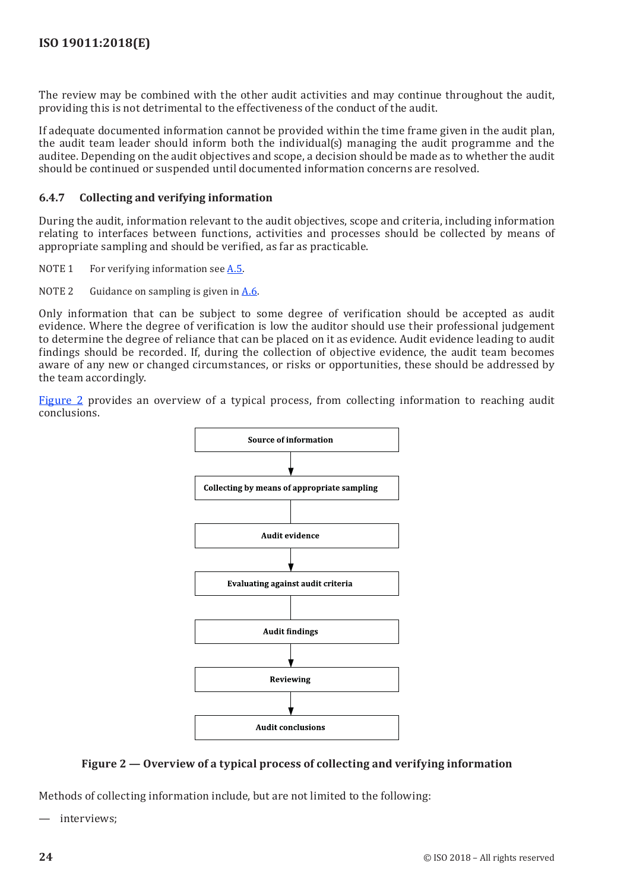The review may be combined with the other audit activities and may continue throughout the audit, providing this is not detrimental to the effectiveness of the conduct of the audit.

If adequate documented information cannot be provided within the time frame given in the audit plan, the audit team leader should inform both the individual(s) managing the audit programme and the auditee. Depending on the audit objectives and scope, a decision should be made as to whether the audit should be continued or suspended until documented information concerns are resolved.

### 6.4.7 Collecting and verifying information

During the audit, information relevant to the audit objectives, scope and criteria, including information relating to interfaces between functions, activities and processes should be collected by means of appropriate sampling and should be verified, as far as practicable.

NOTE 1 For verifying information see A.5.

NOTE 2 Guidance on sampling is given in A.6.

Only information that can be subject to some degree of verification should be accepted as audit evidence. Where the degree of verification is low the auditor should use their professional judgement to determine the degree of reliance that can be placed on it as evidence. Audit evidence leading to audit findings should be recorded. If, during the collection of objective evidence, the audit team becomes aware of any new or changed circumstances, or risks or opportunities, these should be addressed by the team accordingly.

Figure 2 provides an overview of a typical process, from collecting information to reaching audit conclusions.

**Source of information**

↓

**Collecting by means of appropriate sampling**

|

**Audit evidence**

↓

**Evaluating against audit criteria**

|

**Audit findings**

↓

**Reviewing**

↓

**Audit conclusions**

**Figure 2 — Overview of a typical process of collecting and verifying information**

Methods of collecting information include, but are not limited to the following:

— interviews;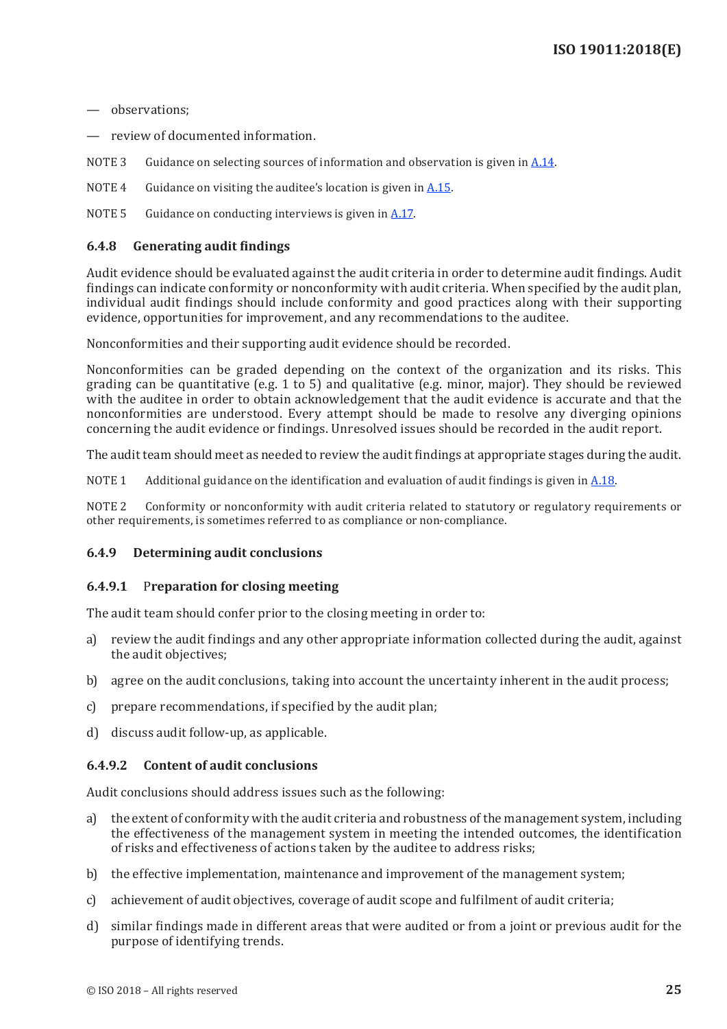— observations;

— review of documented information.

NOTE 3 Guidance on selecting sources of information and observation is given in A.14.

NOTE 4 Guidance on visiting the auditee's location is given in A.15.

NOTE 5 Guidance on conducting interviews is given in A.17.

#### 6.4.8 Generating audit findings

Audit evidence should be evaluated against the audit criteria in order to determine audit findings. Audit findings can indicate conformity or nonconformity with audit criteria. When specified by the audit plan, individual audit findings should include conformity and good practices along with their supporting evidence, opportunities for improvement, and any recommendations to the auditee.

Nonconformities and their supporting audit evidence should be recorded.

Nonconformities can be graded depending on the context of the organization and its risks. This grading can be quantitative (e.g. 1 to 5) and qualitative (e.g. minor, major). They should be reviewed with the auditee in order to obtain acknowledgement that the audit evidence is accurate and that the nonconformities are understood. Every attempt should be made to resolve any diverging opinions concerning the audit evidence or findings. Unresolved issues should be recorded in the audit report.

The audit team should meet as needed to review the audit findings at appropriate stages during the audit.

NOTE 1 Additional guidance on the identification and evaluation of audit findings is given in A.18.

NOTE 2 Conformity or nonconformity with audit criteria related to statutory or regulatory requirements or other requirements, is sometimes referred to as compliance or non-compliance.

#### 6.4.9 Determining audit conclusions

##### 6.4.9.1 Preparation for closing meeting

The audit team should confer prior to the closing meeting in order to:

a) review the audit findings and any other appropriate information collected during the audit, against the audit objectives;

b) agree on the audit conclusions, taking into account the uncertainty inherent in the audit process;

c) prepare recommendations, if specified by the audit plan;

d) discuss audit follow-up, as applicable.

##### 6.4.9.2 Content of audit conclusions

Audit conclusions should address issues such as the following:

a) the extent of conformity with the audit criteria and robustness of the management system, including the effectiveness of the management system in meeting the intended outcomes, the identification of risks and effectiveness of actions taken by the auditee to address risks;

b) the effective implementation, maintenance and improvement of the management system;

c) achievement of audit objectives, coverage of audit scope and fulfilment of audit criteria;

d) similar findings made in different areas that were audited or from a joint or previous audit for the purpose of identifying trends.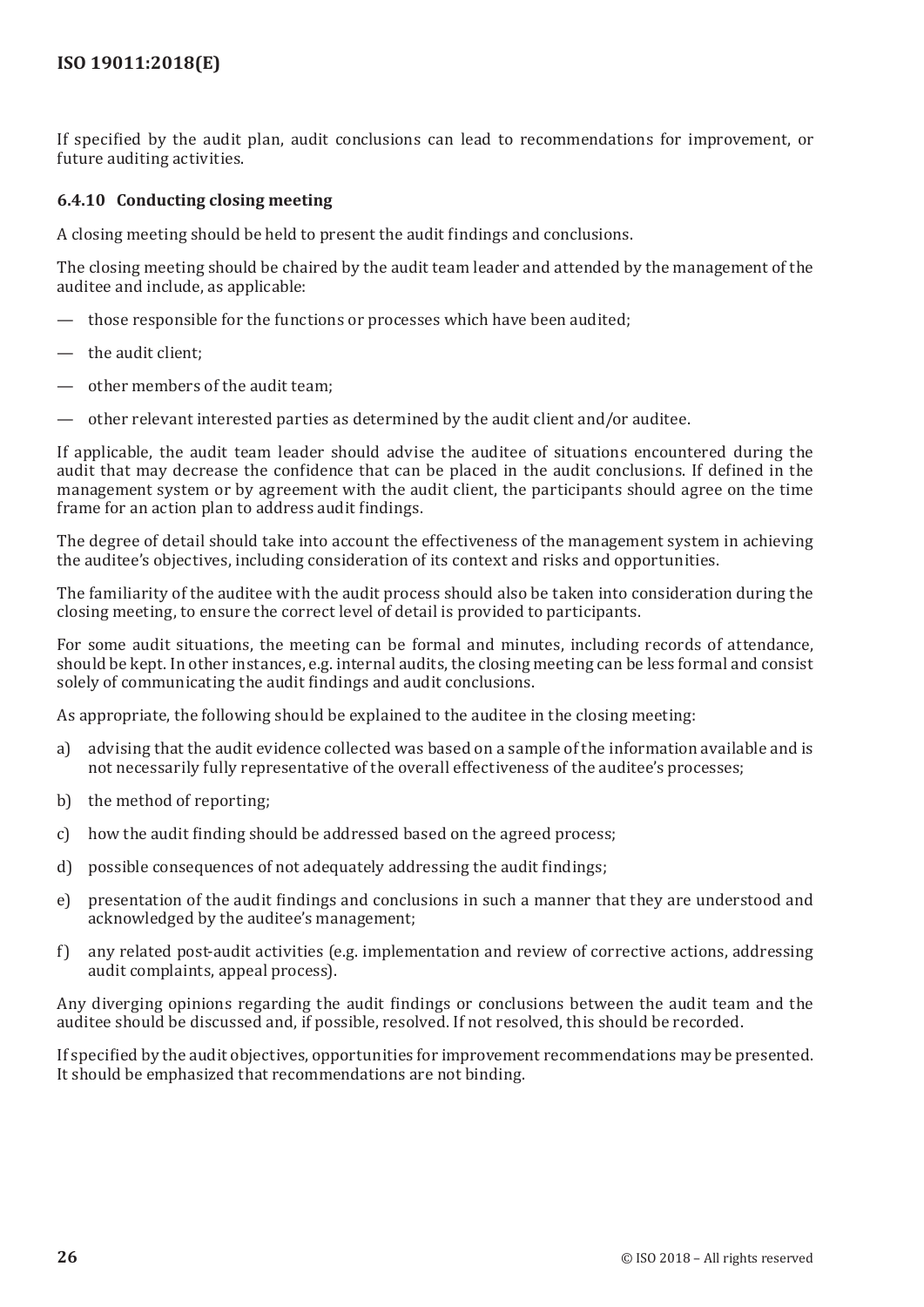If specified by the audit plan, audit conclusions can lead to recommendations for improvement, or future auditing activities.

#### 6.4.10 Conducting closing meeting

A closing meeting should be held to present the audit findings and conclusions.

The closing meeting should be chaired by the audit team leader and attended by the management of the auditee and include, as applicable:

— those responsible for the functions or processes which have been audited;

— the audit client;

— other members of the audit team;

— other relevant interested parties as determined by the audit client and/or auditee.

If applicable, the audit team leader should advise the auditee of situations encountered during the audit that may decrease the confidence that can be placed in the audit conclusions. If defined in the management system or by agreement with the audit client, the participants should agree on the time frame for an action plan to address audit findings.

The degree of detail should take into account the effectiveness of the management system in achieving the auditee's objectives, including consideration of its context and risks and opportunities.

The familiarity of the auditee with the audit process should also be taken into consideration during the closing meeting, to ensure the correct level of detail is provided to participants.

For some audit situations, the meeting can be formal and minutes, including records of attendance, should be kept. In other instances, e.g. internal audits, the closing meeting can be less formal and consist solely of communicating the audit findings and audit conclusions.

As appropriate, the following should be explained to the auditee in the closing meeting:

a) advising that the audit evidence collected was based on a sample of the information available and is not necessarily fully representative of the overall effectiveness of the auditee's processes;

b) the method of reporting;

c) how the audit finding should be addressed based on the agreed process;

d) possible consequences of not adequately addressing the audit findings;

e) presentation of the audit findings and conclusions in such a manner that they are understood and acknowledged by the auditee's management;

f) any related post-audit activities (e.g. implementation and review of corrective actions, addressing audit complaints, appeal process).

Any diverging opinions regarding the audit findings or conclusions between the audit team and the auditee should be discussed and, if possible, resolved. If not resolved, this should be recorded.

If specified by the audit objectives, opportunities for improvement recommendations may be presented. It should be emphasized that recommendations are not binding.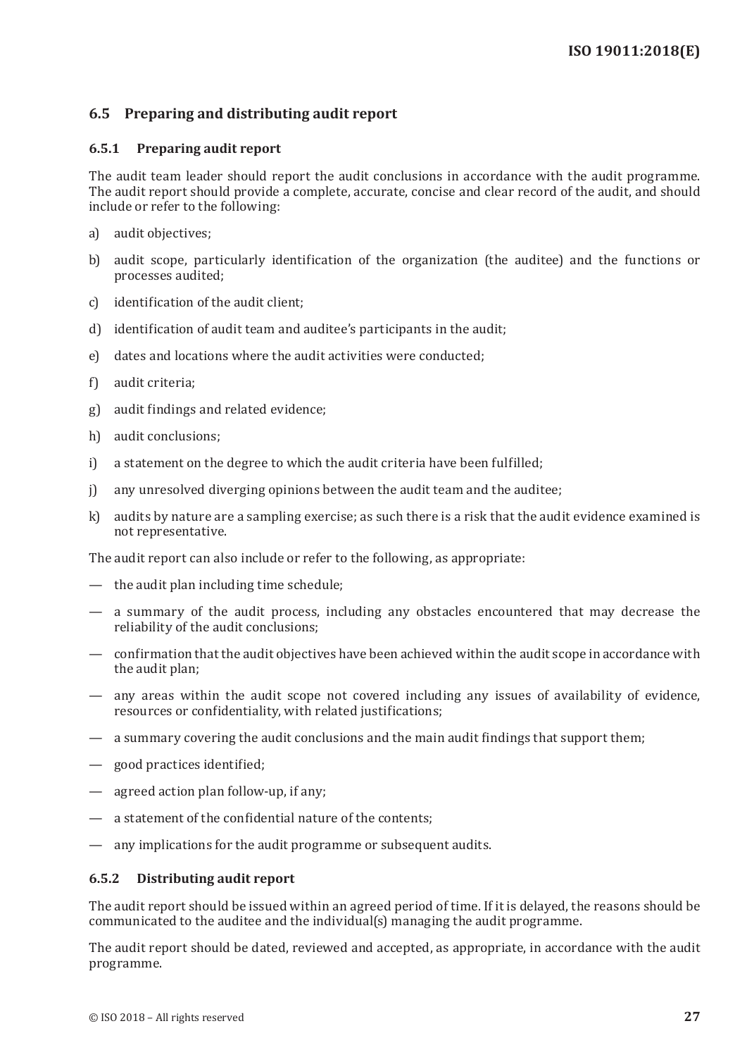## 6.5 Preparing and distributing audit report

### 6.5.1 Preparing audit report

The audit team leader should report the audit conclusions in accordance with the audit programme. The audit report should provide a complete, accurate, concise and clear record of the audit, and should include or refer to the following:

a) audit objectives;

b) audit scope, particularly identification of the organization (the auditee) and the functions or processes audited;

c) identification of the audit client;

d) identification of audit team and auditee's participants in the audit;

e) dates and locations where the audit activities were conducted;

f) audit criteria;

g) audit findings and related evidence;

h) audit conclusions;

i) a statement on the degree to which the audit criteria have been fulfilled;

j) any unresolved diverging opinions between the audit team and the auditee;

k) audits by nature are a sampling exercise; as such there is a risk that the audit evidence examined is not representative.

The audit report can also include or refer to the following, as appropriate:

— the audit plan including time schedule;

— a summary of the audit process, including any obstacles encountered that may decrease the reliability of the audit conclusions;

— confirmation that the audit objectives have been achieved within the audit scope in accordance with the audit plan;

— any areas within the audit scope not covered including any issues of availability of evidence, resources or confidentiality, with related justifications;

— a summary covering the audit conclusions and the main audit findings that support them;

— good practices identified;

— agreed action plan follow-up, if any;

— a statement of the confidential nature of the contents;

— any implications for the audit programme or subsequent audits.

### 6.5.2 Distributing audit report

The audit report should be issued within an agreed period of time. If it is delayed, the reasons should be communicated to the auditee and the individual(s) managing the audit programme.

The audit report should be dated, reviewed and accepted, as appropriate, in accordance with the audit programme.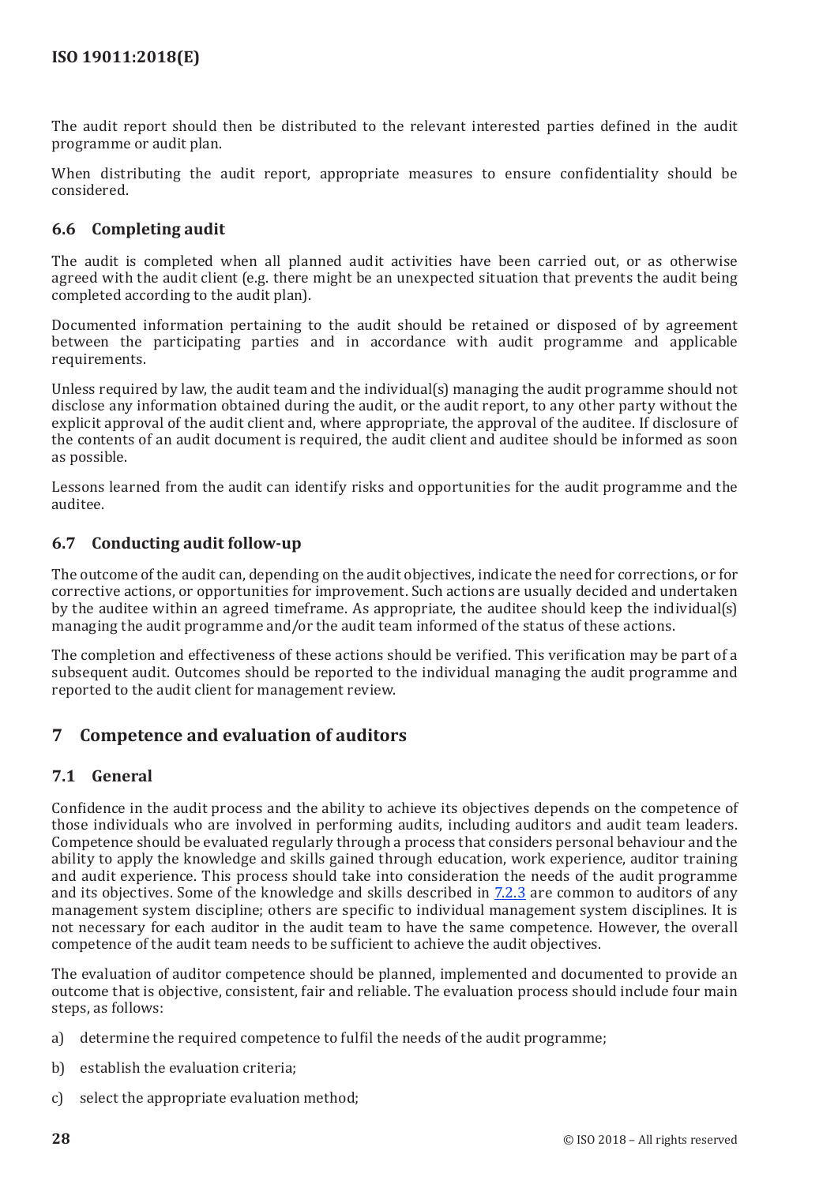The audit report should then be distributed to the relevant interested parties defined in the audit programme or audit plan.

When distributing the audit report, appropriate measures to ensure confidentiality should be considered.

### 6.6 Completing audit

The audit is completed when all planned audit activities have been carried out, or as otherwise agreed with the audit client (e.g. there might be an unexpected situation that prevents the audit being completed according to the audit plan).

Documented information pertaining to the audit should be retained or disposed of by agreement between the participating parties and in accordance with audit programme and applicable requirements.

Unless required by law, the audit team and the individual(s) managing the audit programme should not disclose any information obtained during the audit, or the audit report, to any other party without the explicit approval of the audit client and, where appropriate, the approval of the auditee. If disclosure of the contents of an audit document is required, the audit client and auditee should be informed as soon as possible.

Lessons learned from the audit can identify risks and opportunities for the audit programme and the auditee.

### 6.7 Conducting audit follow-up

The outcome of the audit can, depending on the audit objectives, indicate the need for corrections, or for corrective actions, or opportunities for improvement. Such actions are usually decided and undertaken by the auditee within an agreed timeframe. As appropriate, the auditee should keep the individual(s) managing the audit programme and/or the audit team informed of the status of these actions.

The completion and effectiveness of these actions should be verified. This verification may be part of a subsequent audit. Outcomes should be reported to the individual managing the audit programme and reported to the audit client for management review.

## 7 Competence and evaluation of auditors

### 7.1 General

Confidence in the audit process and the ability to achieve its objectives depends on the competence of those individuals who are involved in performing audits, including auditors and audit team leaders. Competence should be evaluated regularly through a process that considers personal behaviour and the ability to apply the knowledge and skills gained through education, work experience, auditor training and audit experience. This process should take into consideration the needs of the audit programme and its objectives. Some of the knowledge and skills described in 7.2.3 are common to auditors of any management system discipline; others are specific to individual management system disciplines. It is not necessary for each auditor in the audit team to have the same competence. However, the overall competence of the audit team needs to be sufficient to achieve the audit objectives.

The evaluation of auditor competence should be planned, implemented and documented to provide an outcome that is objective, consistent, fair and reliable. The evaluation process should include four main steps, as follows:

a) determine the required competence to fulfil the needs of the audit programme;

b) establish the evaluation criteria;

c) select the appropriate evaluation method;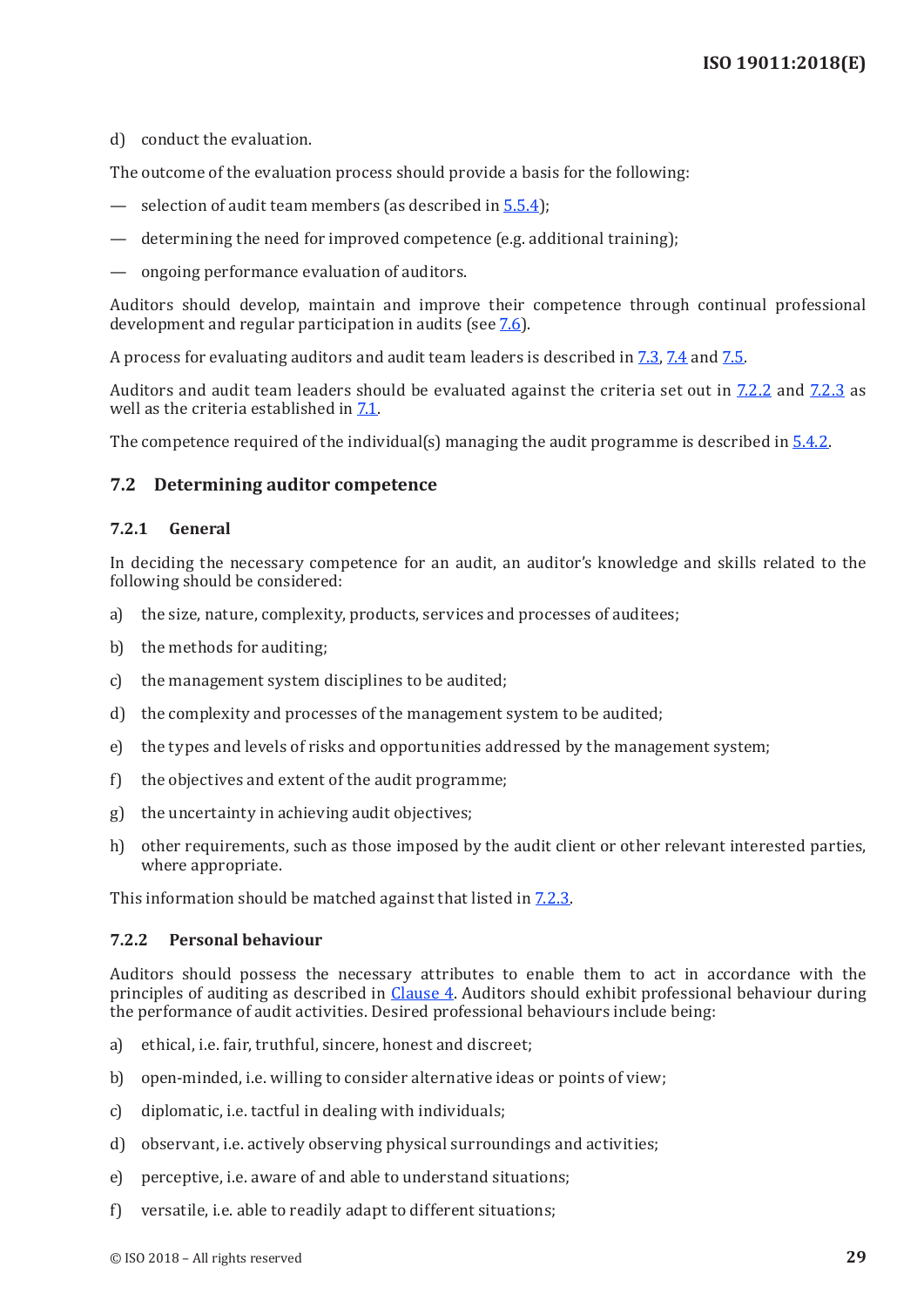d) conduct the evaluation.

The outcome of the evaluation process should provide a basis for the following:

— selection of audit team members (as described in 5.5.4);

— determining the need for improved competence (e.g. additional training);

— ongoing performance evaluation of auditors.

Auditors should develop, maintain and improve their competence through continual professional development and regular participation in audits (see 7.6).

A process for evaluating auditors and audit team leaders is described in 7.3, 7.4 and 7.5.

Auditors and audit team leaders should be evaluated against the criteria set out in 7.2.2 and 7.2.3 as well as the criteria established in 7.1.

The competence required of the individual(s) managing the audit programme is described in 5.4.2.

## 7.2 Determining auditor competence

### 7.2.1 General

In deciding the necessary competence for an audit, an auditor's knowledge and skills related to the following should be considered:

a) the size, nature, complexity, products, services and processes of auditees;

b) the methods for auditing;

c) the management system disciplines to be audited;

d) the complexity and processes of the management system to be audited;

e) the types and levels of risks and opportunities addressed by the management system;

f) the objectives and extent of the audit programme;

g) the uncertainty in achieving audit objectives;

h) other requirements, such as those imposed by the audit client or other relevant interested parties, where appropriate.

This information should be matched against that listed in 7.2.3.

### 7.2.2 Personal behaviour

Auditors should possess the necessary attributes to enable them to act in accordance with the principles of auditing as described in Clause 4. Auditors should exhibit professional behaviour during the performance of audit activities. Desired professional behaviours include being:

a) ethical, i.e. fair, truthful, sincere, honest and discreet;

b) open-minded, i.e. willing to consider alternative ideas or points of view;

c) diplomatic, i.e. tactful in dealing with individuals;

d) observant, i.e. actively observing physical surroundings and activities;

e) perceptive, i.e. aware of and able to understand situations;

f) versatile, i.e. able to readily adapt to different situations;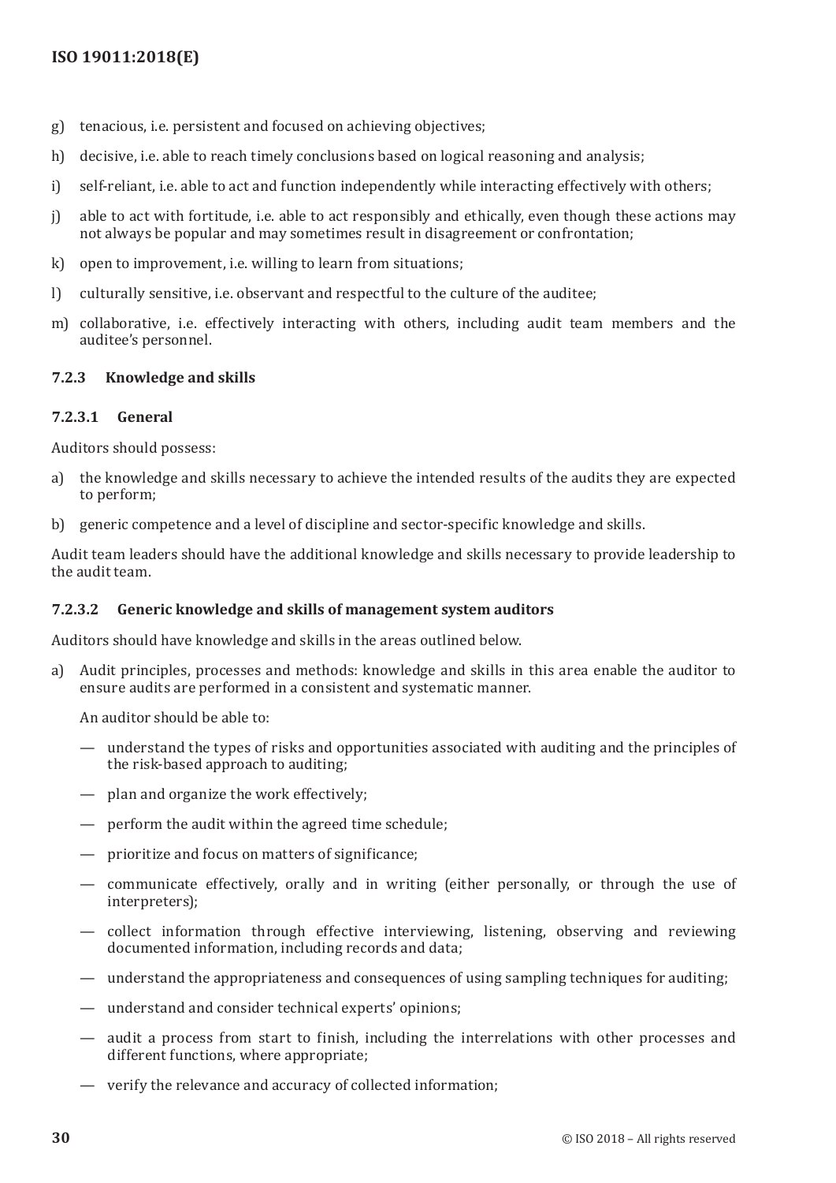g) tenacious, i.e. persistent and focused on achieving objectives;

h) decisive, i.e. able to reach timely conclusions based on logical reasoning and analysis;

i) self-reliant, i.e. able to act and function independently while interacting effectively with others;

j) able to act with fortitude, i.e. able to act responsibly and ethically, even though these actions may not always be popular and may sometimes result in disagreement or confrontation;

k) open to improvement, i.e. willing to learn from situations;

l) culturally sensitive, i.e. observant and respectful to the culture of the auditee;

m) collaborative, i.e. effectively interacting with others, including audit team members and the auditee's personnel.

### 7.2.3 Knowledge and skills

#### 7.2.3.1 General

Auditors should possess:

a) the knowledge and skills necessary to achieve the intended results of the audits they are expected to perform;

b) generic competence and a level of discipline and sector-specific knowledge and skills.

Audit team leaders should have the additional knowledge and skills necessary to provide leadership to the audit team.

#### 7.2.3.2 Generic knowledge and skills of management system auditors

Auditors should have knowledge and skills in the areas outlined below.

a) Audit principles, processes and methods: knowledge and skills in this area enable the auditor to ensure audits are performed in a consistent and systematic manner.

   An auditor should be able to:

   — understand the types of risks and opportunities associated with auditing and the principles of the risk-based approach to auditing;

   — plan and organize the work effectively;

   — perform the audit within the agreed time schedule;

   — prioritize and focus on matters of significance;

   — communicate effectively, orally and in writing (either personally, or through the use of interpreters);

   — collect information through effective interviewing, listening, observing and reviewing documented information, including records and data;

   — understand the appropriateness and consequences of using sampling techniques for auditing;

   — understand and consider technical experts' opinions;

   — audit a process from start to finish, including the interrelations with other processes and different functions, where appropriate;

   — verify the relevance and accuracy of collected information;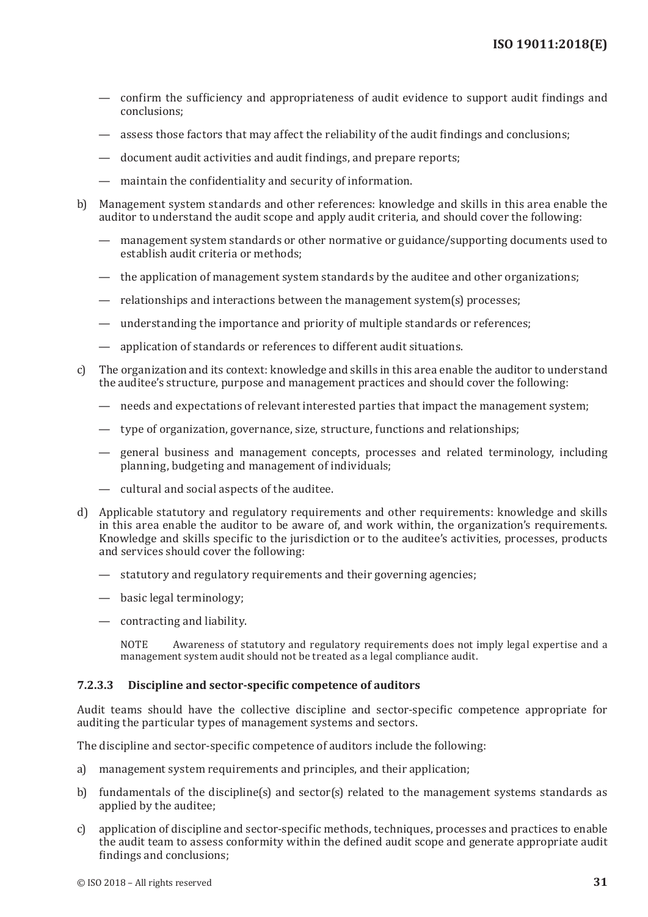- confirm the sufficiency and appropriateness of audit evidence to support audit findings and conclusions;
- assess those factors that may affect the reliability of the audit findings and conclusions;
- document audit activities and audit findings, and prepare reports;
- maintain the confidentiality and security of information.

b) Management system standards and other references: knowledge and skills in this area enable the auditor to understand the audit scope and apply audit criteria, and should cover the following:

- management system standards or other normative or guidance/supporting documents used to establish audit criteria or methods;
- the application of management system standards by the auditee and other organizations;
- relationships and interactions between the management system(s) processes;
- understanding the importance and priority of multiple standards or references;
- application of standards or references to different audit situations.

c) The organization and its context: knowledge and skills in this area enable the auditor to understand the auditee's structure, purpose and management practices and should cover the following:

- needs and expectations of relevant interested parties that impact the management system;
- type of organization, governance, size, structure, functions and relationships;
- general business and management concepts, processes and related terminology, including planning, budgeting and management of individuals;
- cultural and social aspects of the auditee.

d) Applicable statutory and regulatory requirements and other requirements: knowledge and skills in this area enable the auditor to be aware of, and work within, the organization's requirements. Knowledge and skills specific to the jurisdiction or to the auditee's activities, processes, products and services should cover the following:

- statutory and regulatory requirements and their governing agencies;
- basic legal terminology;
- contracting and liability.

NOTE Awareness of statutory and regulatory requirements does not imply legal expertise and a management system audit should not be treated as a legal compliance audit.

#### 7.2.3.3 Discipline and sector-specific competence of auditors

Audit teams should have the collective discipline and sector-specific competence appropriate for auditing the particular types of management systems and sectors.

The discipline and sector-specific competence of auditors include the following:

a) management system requirements and principles, and their application;

b) fundamentals of the discipline(s) and sector(s) related to the management systems standards as applied by the auditee;

c) application of discipline and sector-specific methods, techniques, processes and practices to enable the audit team to assess conformity within the defined audit scope and generate appropriate audit findings and conclusions;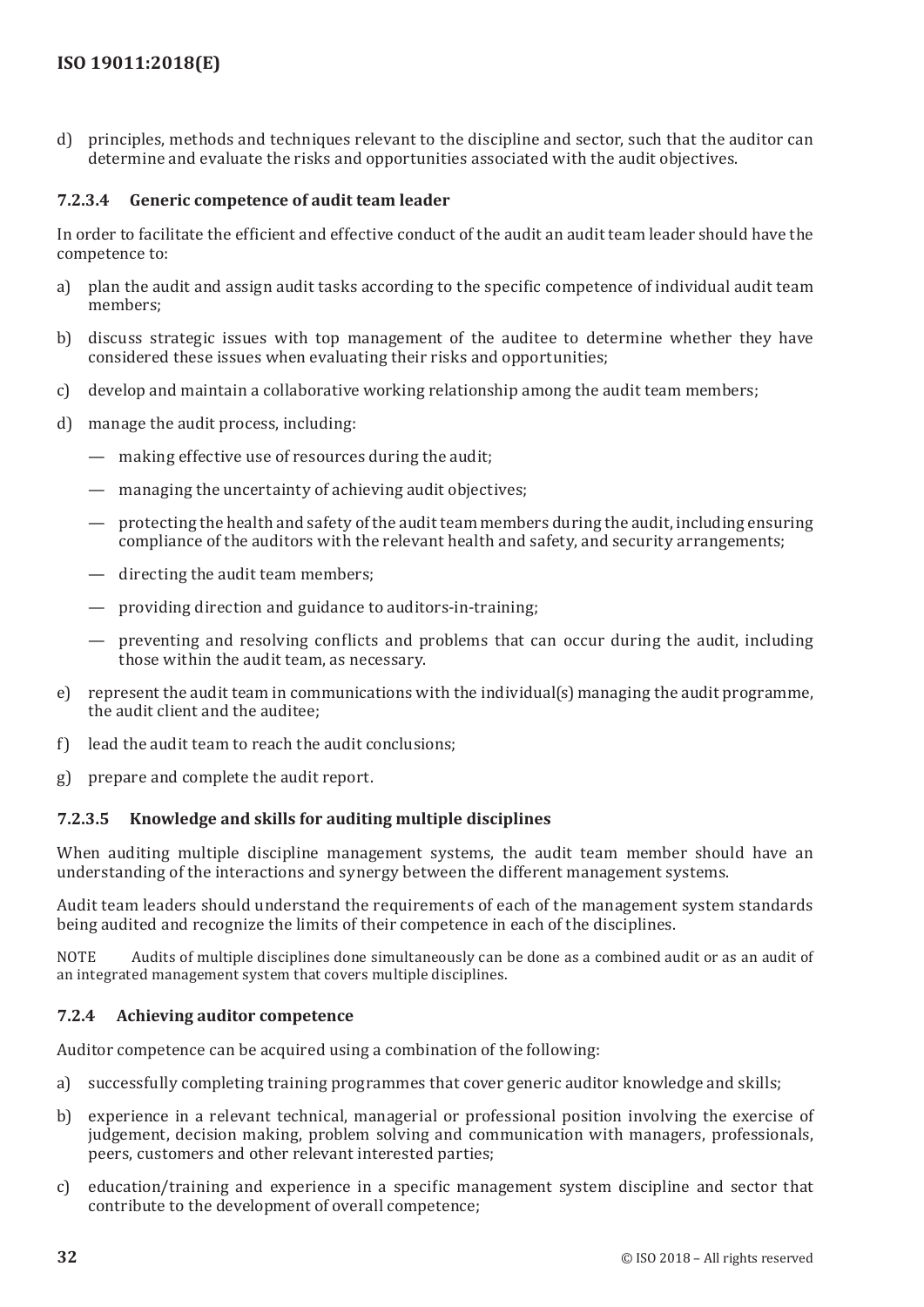d) principles, methods and techniques relevant to the discipline and sector, such that the auditor can determine and evaluate the risks and opportunities associated with the audit objectives.

#### 7.2.3.4 Generic competence of audit team leader

In order to facilitate the efficient and effective conduct of the audit an audit team leader should have the competence to:

a) plan the audit and assign audit tasks according to the specific competence of individual audit team members;

b) discuss strategic issues with top management of the auditee to determine whether they have considered these issues when evaluating their risks and opportunities;

c) develop and maintain a collaborative working relationship among the audit team members;

d) manage the audit process, including:

   — making effective use of resources during the audit;

   — managing the uncertainty of achieving audit objectives;

   — protecting the health and safety of the audit team members during the audit, including ensuring compliance of the auditors with the relevant health and safety, and security arrangements;

   — directing the audit team members;

   — providing direction and guidance to auditors-in-training;

   — preventing and resolving conflicts and problems that can occur during the audit, including those within the audit team, as necessary.

e) represent the audit team in communications with the individual(s) managing the audit programme, the audit client and the auditee;

f) lead the audit team to reach the audit conclusions;

g) prepare and complete the audit report.

#### 7.2.3.5 Knowledge and skills for auditing multiple disciplines

When auditing multiple discipline management systems, the audit team member should have an understanding of the interactions and synergy between the different management systems.

Audit team leaders should understand the requirements of each of the management system standards being audited and recognize the limits of their competence in each of the disciplines.

NOTE Audits of multiple disciplines done simultaneously can be done as a combined audit or as an audit of an integrated management system that covers multiple disciplines.

### 7.2.4 Achieving auditor competence

Auditor competence can be acquired using a combination of the following:

a) successfully completing training programmes that cover generic auditor knowledge and skills;

b) experience in a relevant technical, managerial or professional position involving the exercise of judgement, decision making, problem solving and communication with managers, professionals, peers, customers and other relevant interested parties;

c) education/training and experience in a specific management system discipline and sector that contribute to the development of overall competence;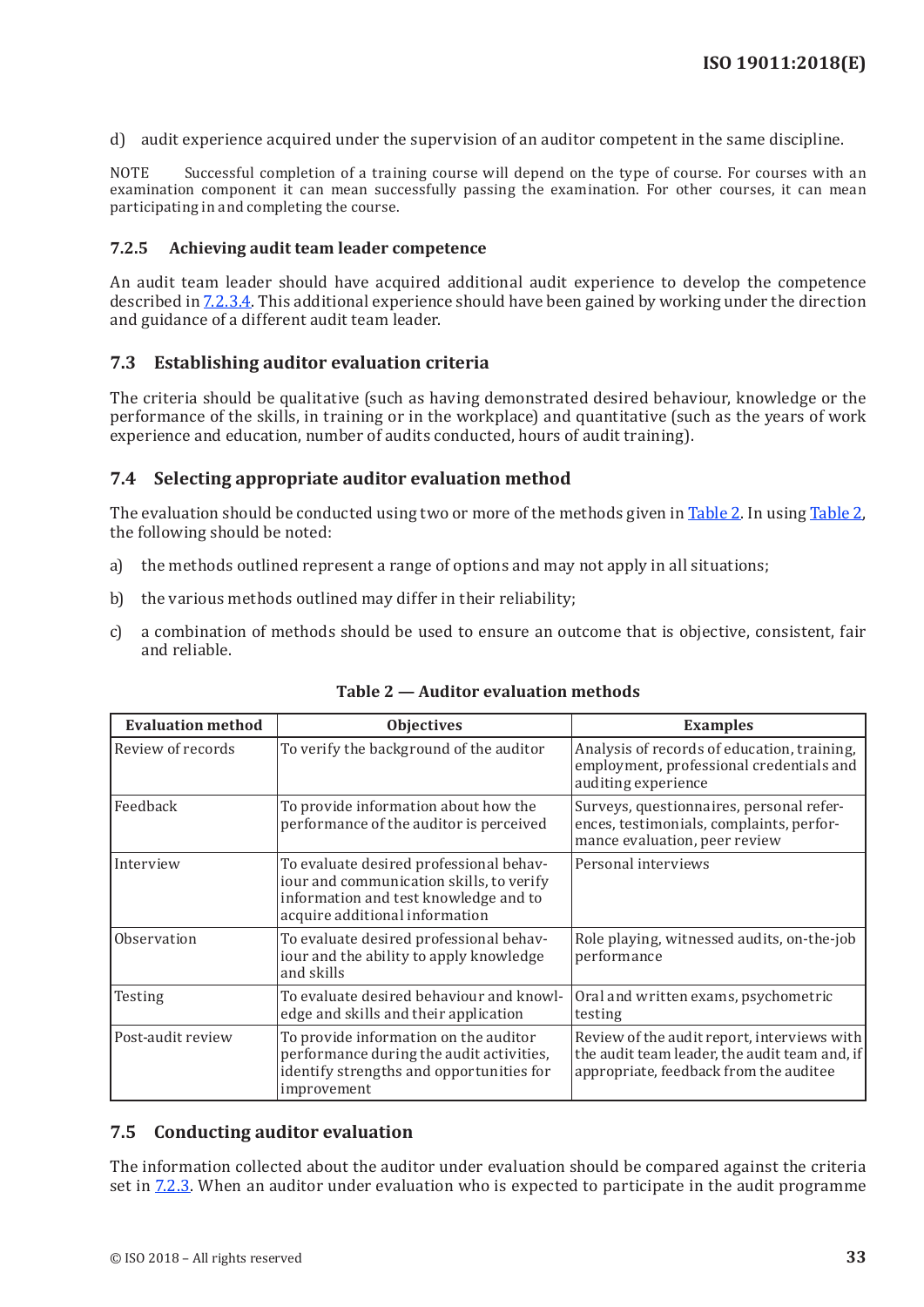d) audit experience acquired under the supervision of an auditor competent in the same discipline.

NOTE Successful completion of a training course will depend on the type of course. For courses with an examination component it can mean successfully passing the examination. For other courses, it can mean participating in and completing the course.

### 7.2.5 Achieving audit team leader competence

An audit team leader should have acquired additional audit experience to develop the competence described in 7.2.3.4. This additional experience should have been gained by working under the direction and guidance of a different audit team leader.

## 7.3 Establishing auditor evaluation criteria

The criteria should be qualitative (such as having demonstrated desired behaviour, knowledge or the performance of the skills, in training or in the workplace) and quantitative (such as the years of work experience and education, number of audits conducted, hours of audit training).

## 7.4 Selecting appropriate auditor evaluation method

The evaluation should be conducted using two or more of the methods given in Table 2. In using Table 2, the following should be noted:

a) the methods outlined represent a range of options and may not apply in all situations;

b) the various methods outlined may differ in their reliability;

c) a combination of methods should be used to ensure an outcome that is objective, consistent, fair and reliable.

**Table 2 — Auditor evaluation methods**

| Evaluation method | Objectives | Examples |
|---|---|---|
| Review of records | To verify the background of the auditor | Analysis of records of education, training, employment, professional credentials and auditing experience |
| Feedback | To provide information about how the performance of the auditor is perceived | Surveys, questionnaires, personal references, testimonials, complaints, performance evaluation, peer review |
| Interview | To evaluate desired professional behaviour and communication skills, to verify information and test knowledge and to acquire additional information | Personal interviews |
| Observation | To evaluate desired professional behaviour and the ability to apply knowledge and skills | Role playing, witnessed audits, on-the-job performance |
| Testing | To evaluate desired behaviour and knowledge and skills and their application | Oral and written exams, psychometric testing |
| Post-audit review | To provide information on the auditor performance during the audit activities, identify strengths and opportunities for improvement | Review of the audit report, interviews with the audit team leader, the audit team and, if appropriate, feedback from the auditee |

## 7.5 Conducting auditor evaluation

The information collected about the auditor under evaluation should be compared against the criteria set in 7.2.3. When an auditor under evaluation who is expected to participate in the audit programme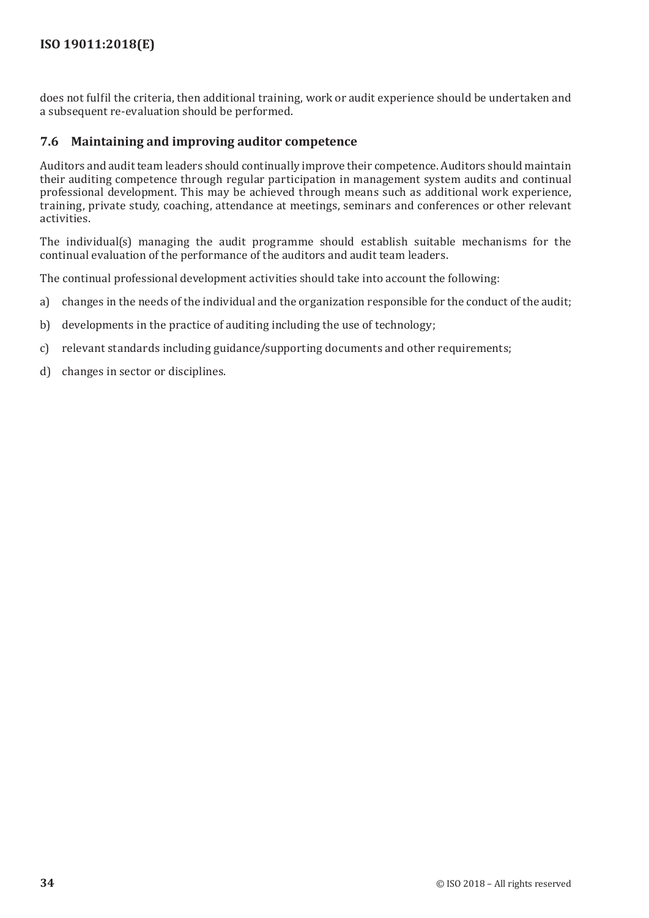does not fulfil the criteria, then additional training, work or audit experience should be undertaken and a subsequent re-evaluation should be performed.

### 7.6 Maintaining and improving auditor competence

Auditors and audit team leaders should continually improve their competence. Auditors should maintain their auditing competence through regular participation in management system audits and continual professional development. This may be achieved through means such as additional work experience, training, private study, coaching, attendance at meetings, seminars and conferences or other relevant activities.

The individual(s) managing the audit programme should establish suitable mechanisms for the continual evaluation of the performance of the auditors and audit team leaders.

The continual professional development activities should take into account the following:

a) changes in the needs of the individual and the organization responsible for the conduct of the audit;

b) developments in the practice of auditing including the use of technology;

c) relevant standards including guidance/supporting documents and other requirements;

d) changes in sector or disciplines.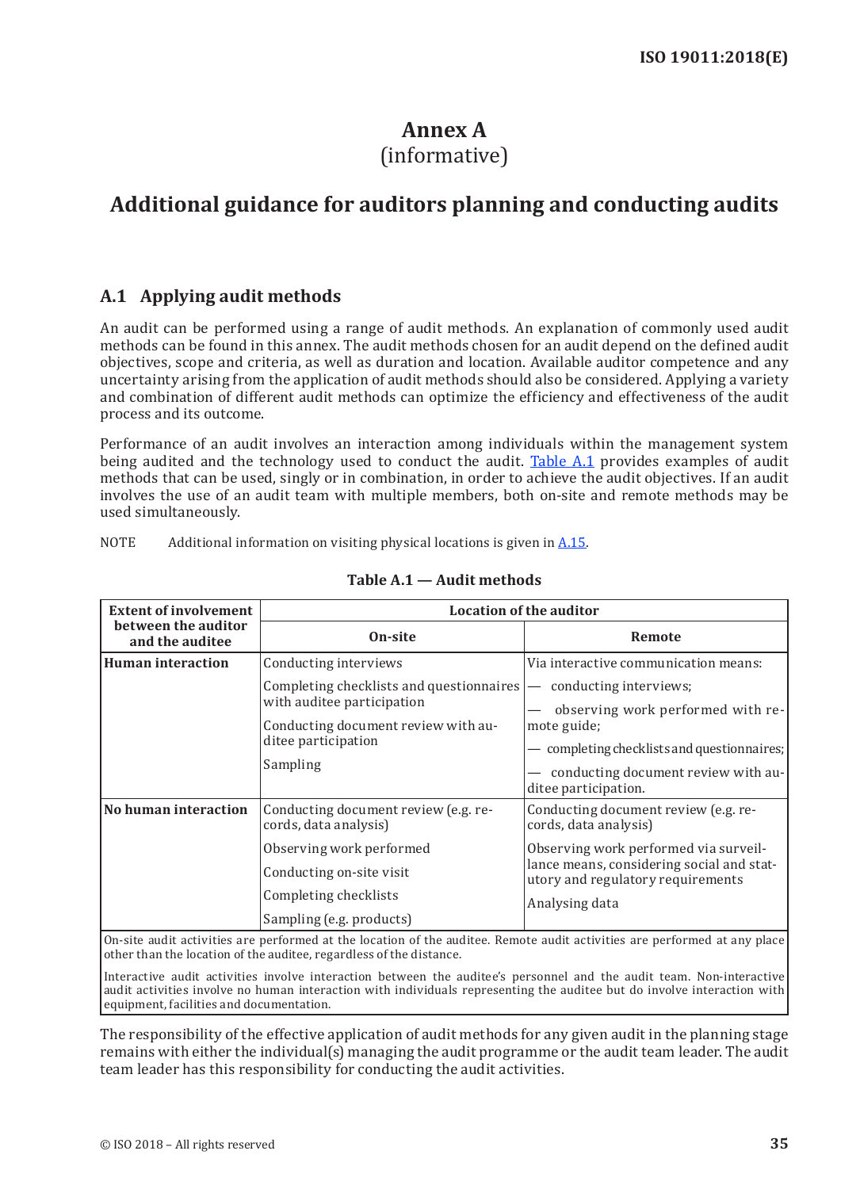# Annex A
(informative)

# Additional guidance for auditors planning and conducting audits

## A.1 Applying audit methods

An audit can be performed using a range of audit methods. An explanation of commonly used audit methods can be found in this annex. The audit methods chosen for an audit depend on the defined audit objectives, scope and criteria, as well as duration and location. Available auditor competence and any uncertainty arising from the application of audit methods should also be considered. Applying a variety and combination of different audit methods can optimize the efficiency and effectiveness of the audit process and its outcome.

Performance of an audit involves an interaction among individuals within the management system being audited and the technology used to conduct the audit. Table A.1 provides examples of audit methods that can be used, singly or in combination, in order to achieve the audit objectives. If an audit involves the use of an audit team with multiple members, both on-site and remote methods may be used simultaneously.

NOTE Additional information on visiting physical locations is given in A.15.

**Table A.1 — Audit methods**

| Extent of involvement between the auditor and the auditee | Location of the auditor | |
|---|---|---|
| | **On-site** | **Remote** |
| **Human interaction** | Conducting interviews<br>Completing checklists and questionnaires with auditee participation<br>Conducting document review with auditee participation<br>Sampling | Via interactive communication means:<br>— conducting interviews;<br>— observing work performed with remote guide;<br>— completing checklists and questionnaires;<br>— conducting document review with auditee participation. |
| **No human interaction** | Conducting document review (e.g. records, data analysis)<br>Observing work performed<br>Conducting on-site visit<br>Completing checklists<br>Sampling (e.g. products) | Conducting document review (e.g. records, data analysis)<br>Observing work performed via surveillance means, considering social and statutory and regulatory requirements<br>Analysing data |
| On-site audit activities are performed at the location of the auditee. Remote audit activities are performed at any place other than the location of the auditee, regardless of the distance.<br>Interactive audit activities involve interaction between the auditee's personnel and the audit team. Non-interactive audit activities involve no human interaction with individuals representing the auditee but do involve interaction with equipment, facilities and documentation. | | |

The responsibility of the effective application of audit methods for any given audit in the planning stage remains with either the individual(s) managing the audit programme or the audit team leader. The audit team leader has this responsibility for conducting the audit activities.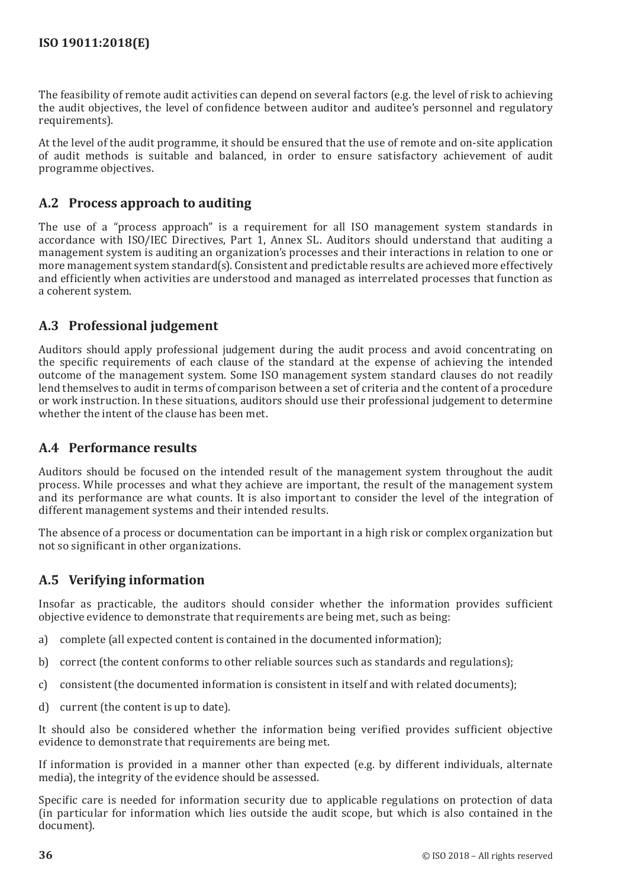The feasibility of remote audit activities can depend on several factors (e.g. the level of risk to achieving the audit objectives, the level of confidence between auditor and auditee's personnel and regulatory requirements).

At the level of the audit programme, it should be ensured that the use of remote and on-site application of audit methods is suitable and balanced, in order to ensure satisfactory achievement of audit programme objectives.

## A.2 Process approach to auditing

The use of a "process approach" is a requirement for all ISO management system standards in accordance with ISO/IEC Directives, Part 1, Annex SL. Auditors should understand that auditing a management system is auditing an organization's processes and their interactions in relation to one or more management system standard(s). Consistent and predictable results are achieved more effectively and efficiently when activities are understood and managed as interrelated processes that function as a coherent system.

## A.3 Professional judgement

Auditors should apply professional judgement during the audit process and avoid concentrating on the specific requirements of each clause of the standard at the expense of achieving the intended outcome of the management system. Some ISO management system standard clauses do not readily lend themselves to audit in terms of comparison between a set of criteria and the content of a procedure or work instruction. In these situations, auditors should use their professional judgement to determine whether the intent of the clause has been met.

## A.4 Performance results

Auditors should be focused on the intended result of the management system throughout the audit process. While processes and what they achieve are important, the result of the management system and its performance are what counts. It is also important to consider the level of the integration of different management systems and their intended results.

The absence of a process or documentation can be important in a high risk or complex organization but not so significant in other organizations.

## A.5 Verifying information

Insofar as practicable, the auditors should consider whether the information provides sufficient objective evidence to demonstrate that requirements are being met, such as being:

a) complete (all expected content is contained in the documented information);

b) correct (the content conforms to other reliable sources such as standards and regulations);

c) consistent (the documented information is consistent in itself and with related documents);

d) current (the content is up to date).

It should also be considered whether the information being verified provides sufficient objective evidence to demonstrate that requirements are being met.

If information is provided in a manner other than expected (e.g. by different individuals, alternate media), the integrity of the evidence should be assessed.

Specific care is needed for information security due to applicable regulations on protection of data (in particular for information which lies outside the audit scope, but which is also contained in the document).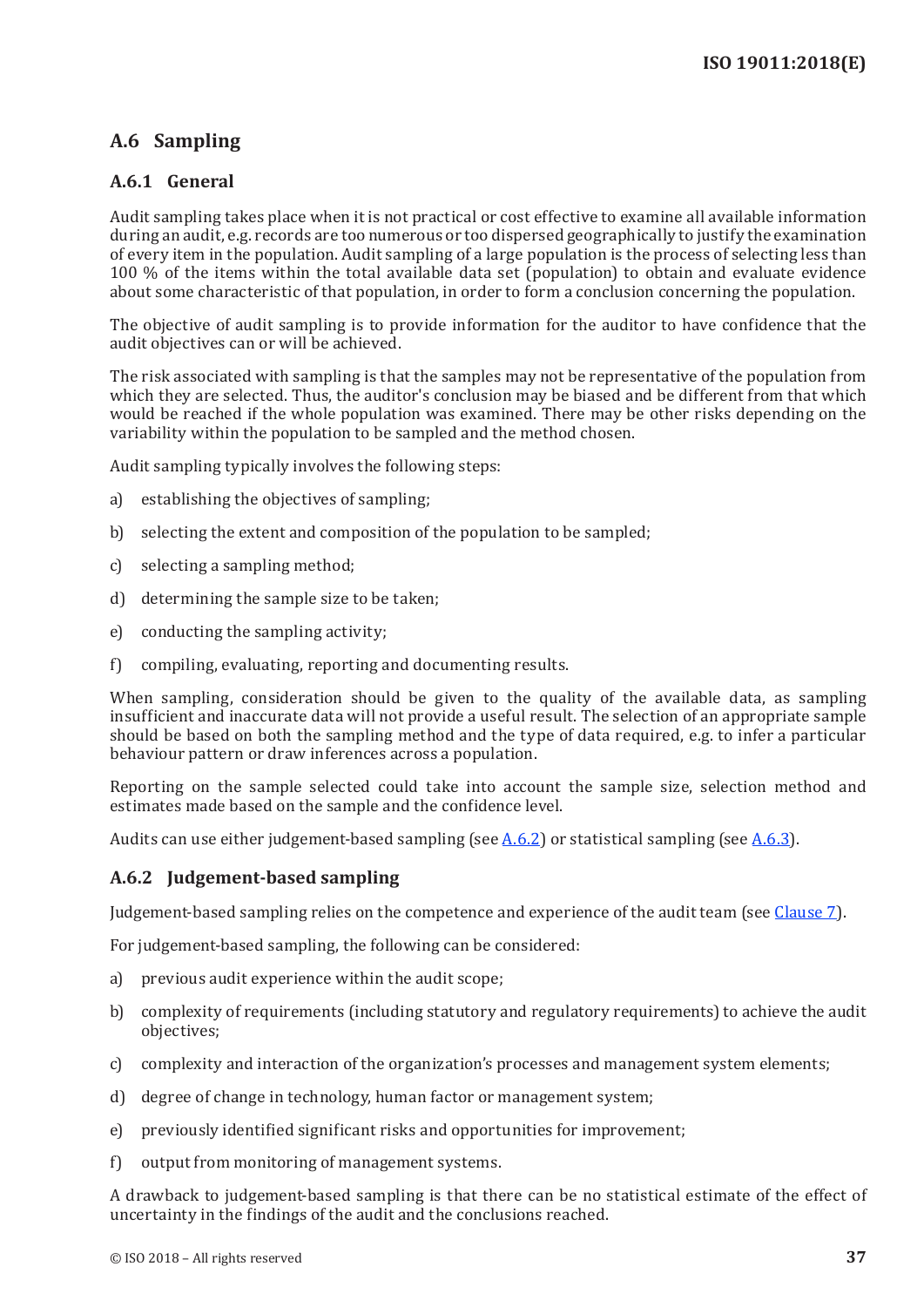## A.6 Sampling

### A.6.1 General

Audit sampling takes place when it is not practical or cost effective to examine all available information during an audit, e.g. records are too numerous or too dispersed geographically to justify the examination of every item in the population. Audit sampling of a large population is the process of selecting less than 100 % of the items within the total available data set (population) to obtain and evaluate evidence about some characteristic of that population, in order to form a conclusion concerning the population.

The objective of audit sampling is to provide information for the auditor to have confidence that the audit objectives can or will be achieved.

The risk associated with sampling is that the samples may not be representative of the population from which they are selected. Thus, the auditor's conclusion may be biased and be different from that which would be reached if the whole population was examined. There may be other risks depending on the variability within the population to be sampled and the method chosen.

Audit sampling typically involves the following steps:

a) establishing the objectives of sampling;

b) selecting the extent and composition of the population to be sampled;

c) selecting a sampling method;

d) determining the sample size to be taken;

e) conducting the sampling activity;

f) compiling, evaluating, reporting and documenting results.

When sampling, consideration should be given to the quality of the available data, as sampling insufficient and inaccurate data will not provide a useful result. The selection of an appropriate sample should be based on both the sampling method and the type of data required, e.g. to infer a particular behaviour pattern or draw inferences across a population.

Reporting on the sample selected could take into account the sample size, selection method and estimates made based on the sample and the confidence level.

Audits can use either judgement-based sampling (see A.6.2) or statistical sampling (see A.6.3).

### A.6.2 Judgement-based sampling

Judgement-based sampling relies on the competence and experience of the audit team (see Clause 7).

For judgement-based sampling, the following can be considered:

a) previous audit experience within the audit scope;

b) complexity of requirements (including statutory and regulatory requirements) to achieve the audit objectives;

c) complexity and interaction of the organization's processes and management system elements;

d) degree of change in technology, human factor or management system;

e) previously identified significant risks and opportunities for improvement;

f) output from monitoring of management systems.

A drawback to judgement-based sampling is that there can be no statistical estimate of the effect of uncertainty in the findings of the audit and the conclusions reached.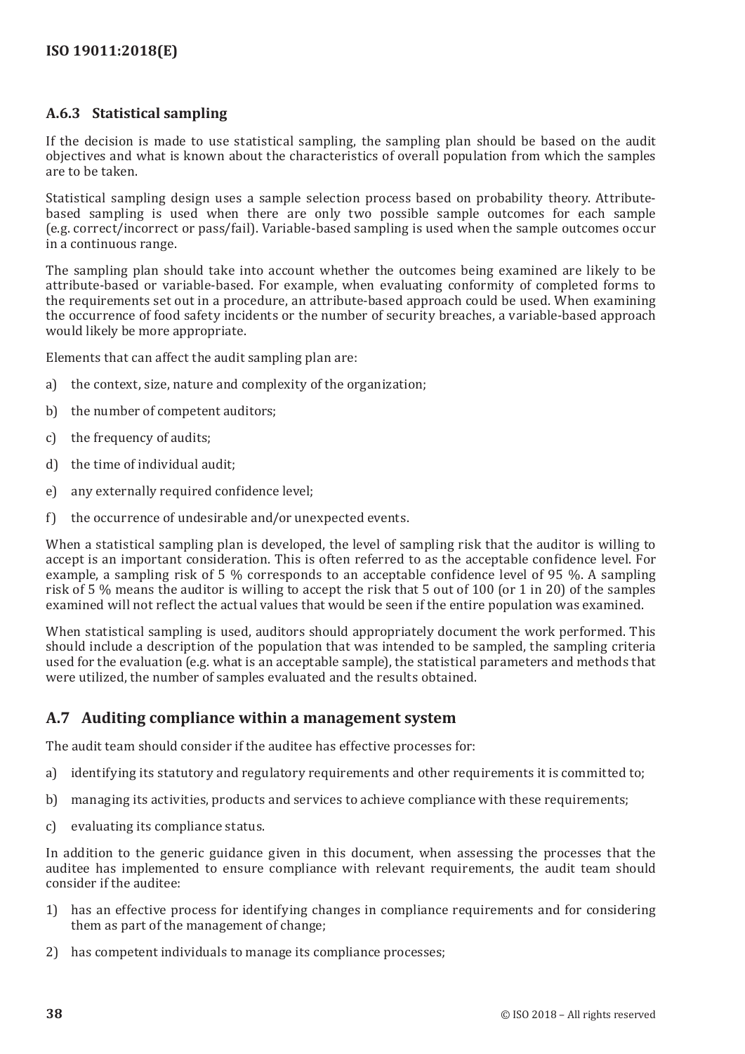### A.6.3 Statistical sampling

If the decision is made to use statistical sampling, the sampling plan should be based on the audit objectives and what is known about the characteristics of overall population from which the samples are to be taken.

Statistical sampling design uses a sample selection process based on probability theory. Attribute-based sampling is used when there are only two possible sample outcomes for each sample (e.g. correct/incorrect or pass/fail). Variable-based sampling is used when the sample outcomes occur in a continuous range.

The sampling plan should take into account whether the outcomes being examined are likely to be attribute-based or variable-based. For example, when evaluating conformity of completed forms to the requirements set out in a procedure, an attribute-based approach could be used. When examining the occurrence of food safety incidents or the number of security breaches, a variable-based approach would likely be more appropriate.

Elements that can affect the audit sampling plan are:

a) the context, size, nature and complexity of the organization;

b) the number of competent auditors;

c) the frequency of audits;

d) the time of individual audit;

e) any externally required confidence level;

f) the occurrence of undesirable and/or unexpected events.

When a statistical sampling plan is developed, the level of sampling risk that the auditor is willing to accept is an important consideration. This is often referred to as the acceptable confidence level. For example, a sampling risk of 5 % corresponds to an acceptable confidence level of 95 %. A sampling risk of 5 % means the auditor is willing to accept the risk that 5 out of 100 (or 1 in 20) of the samples examined will not reflect the actual values that would be seen if the entire population was examined.

When statistical sampling is used, auditors should appropriately document the work performed. This should include a description of the population that was intended to be sampled, the sampling criteria used for the evaluation (e.g. what is an acceptable sample), the statistical parameters and methods that were utilized, the number of samples evaluated and the results obtained.

## A.7 Auditing compliance within a management system

The audit team should consider if the auditee has effective processes for:

a) identifying its statutory and regulatory requirements and other requirements it is committed to;

b) managing its activities, products and services to achieve compliance with these requirements;

c) evaluating its compliance status.

In addition to the generic guidance given in this document, when assessing the processes that the auditee has implemented to ensure compliance with relevant requirements, the audit team should consider if the auditee:

1) has an effective process for identifying changes in compliance requirements and for considering them as part of the management of change;

2) has competent individuals to manage its compliance processes;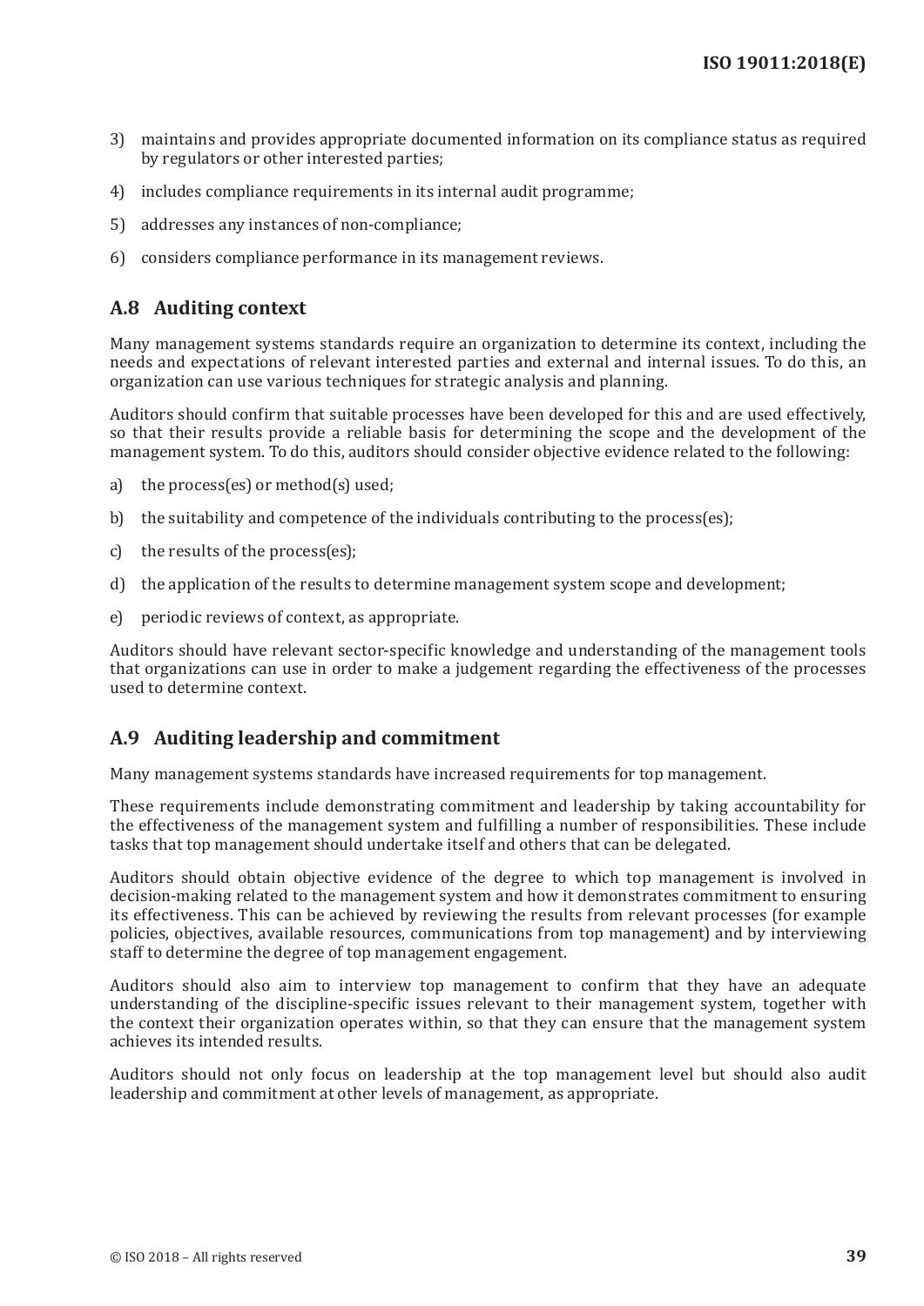3) maintains and provides appropriate documented information on its compliance status as required by regulators or other interested parties;

4) includes compliance requirements in its internal audit programme;

5) addresses any instances of non-compliance;

6) considers compliance performance in its management reviews.

## A.8 Auditing context

Many management systems standards require an organization to determine its context, including the needs and expectations of relevant interested parties and external and internal issues. To do this, an organization can use various techniques for strategic analysis and planning.

Auditors should confirm that suitable processes have been developed for this and are used effectively, so that their results provide a reliable basis for determining the scope and the development of the management system. To do this, auditors should consider objective evidence related to the following:

a) the process(es) or method(s) used;

b) the suitability and competence of the individuals contributing to the process(es);

c) the results of the process(es);

d) the application of the results to determine management system scope and development;

e) periodic reviews of context, as appropriate.

Auditors should have relevant sector-specific knowledge and understanding of the management tools that organizations can use in order to make a judgement regarding the effectiveness of the processes used to determine context.

## A.9 Auditing leadership and commitment

Many management systems standards have increased requirements for top management.

These requirements include demonstrating commitment and leadership by taking accountability for the effectiveness of the management system and fulfilling a number of responsibilities. These include tasks that top management should undertake itself and others that can be delegated.

Auditors should obtain objective evidence of the degree to which top management is involved in decision-making related to the management system and how it demonstrates commitment to ensuring its effectiveness. This can be achieved by reviewing the results from relevant processes (for example policies, objectives, available resources, communications from top management) and by interviewing staff to determine the degree of top management engagement.

Auditors should also aim to interview top management to confirm that they have an adequate understanding of the discipline-specific issues relevant to their management system, together with the context their organization operates within, so that they can ensure that the management system achieves its intended results.

Auditors should not only focus on leadership at the top management level but should also audit leadership and commitment at other levels of management, as appropriate.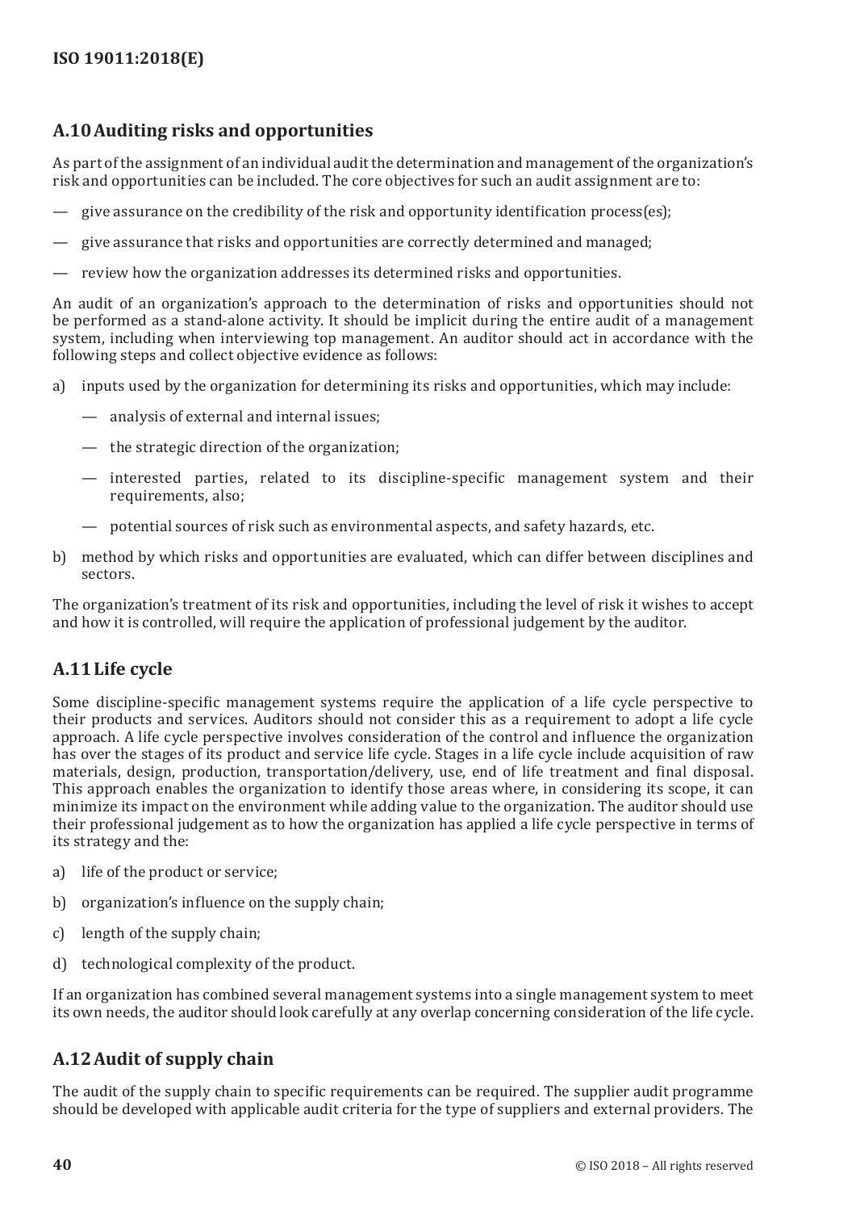## A.10 Auditing risks and opportunities

As part of the assignment of an individual audit the determination and management of the organization's risk and opportunities can be included. The core objectives for such an audit assignment are to:

— give assurance on the credibility of the risk and opportunity identification process(es);

— give assurance that risks and opportunities are correctly determined and managed;

— review how the organization addresses its determined risks and opportunities.

An audit of an organization's approach to the determination of risks and opportunities should not be performed as a stand-alone activity. It should be implicit during the entire audit of a management system, including when interviewing top management. An auditor should act in accordance with the following steps and collect objective evidence as follows:

a) inputs used by the organization for determining its risks and opportunities, which may include:

  — analysis of external and internal issues;

  — the strategic direction of the organization;

  — interested parties, related to its discipline-specific management system and their requirements, also;

  — potential sources of risk such as environmental aspects, and safety hazards, etc.

b) method by which risks and opportunities are evaluated, which can differ between disciplines and sectors.

The organization's treatment of its risk and opportunities, including the level of risk it wishes to accept and how it is controlled, will require the application of professional judgement by the auditor.

## A.11 Life cycle

Some discipline-specific management systems require the application of a life cycle perspective to their products and services. Auditors should not consider this as a requirement to adopt a life cycle approach. A life cycle perspective involves consideration of the control and influence the organization has over the stages of its product and service life cycle. Stages in a life cycle include acquisition of raw materials, design, production, transportation/delivery, use, end of life treatment and final disposal. This approach enables the organization to identify those areas where, in considering its scope, it can minimize its impact on the environment while adding value to the organization. The auditor should use their professional judgement as to how the organization has applied a life cycle perspective in terms of its strategy and the:

a) life of the product or service;

b) organization's influence on the supply chain;

c) length of the supply chain;

d) technological complexity of the product.

If an organization has combined several management systems into a single management system to meet its own needs, the auditor should look carefully at any overlap concerning consideration of the life cycle.

## A.12 Audit of supply chain

The audit of the supply chain to specific requirements can be required. The supplier audit programme should be developed with applicable audit criteria for the type of suppliers and external providers. The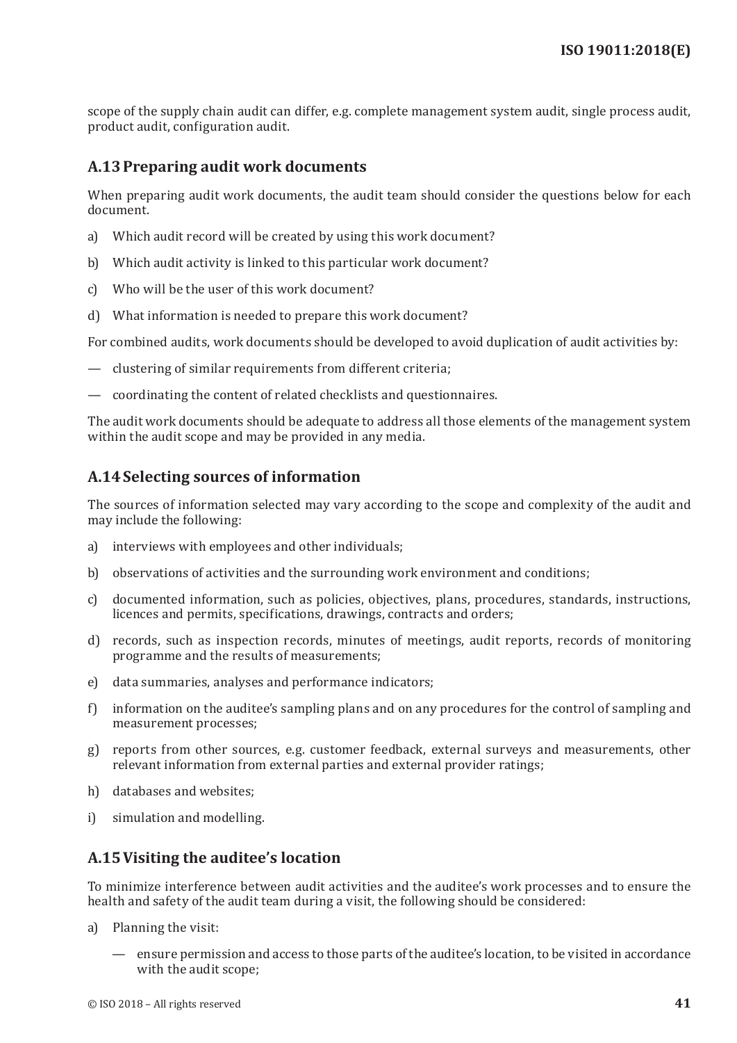scope of the supply chain audit can differ, e.g. complete management system audit, single process audit, product audit, configuration audit.

## A.13 Preparing audit work documents

When preparing audit work documents, the audit team should consider the questions below for each document.

a) Which audit record will be created by using this work document?

b) Which audit activity is linked to this particular work document?

c) Who will be the user of this work document?

d) What information is needed to prepare this work document?

For combined audits, work documents should be developed to avoid duplication of audit activities by:

— clustering of similar requirements from different criteria;

— coordinating the content of related checklists and questionnaires.

The audit work documents should be adequate to address all those elements of the management system within the audit scope and may be provided in any media.

## A.14 Selecting sources of information

The sources of information selected may vary according to the scope and complexity of the audit and may include the following:

a) interviews with employees and other individuals;

b) observations of activities and the surrounding work environment and conditions;

c) documented information, such as policies, objectives, plans, procedures, standards, instructions, licences and permits, specifications, drawings, contracts and orders;

d) records, such as inspection records, minutes of meetings, audit reports, records of monitoring programme and the results of measurements;

e) data summaries, analyses and performance indicators;

f) information on the auditee's sampling plans and on any procedures for the control of sampling and measurement processes;

g) reports from other sources, e.g. customer feedback, external surveys and measurements, other relevant information from external parties and external provider ratings;

h) databases and websites;

i) simulation and modelling.

## A.15 Visiting the auditee's location

To minimize interference between audit activities and the auditee's work processes and to ensure the health and safety of the audit team during a visit, the following should be considered:

a) Planning the visit:

— ensure permission and access to those parts of the auditee's location, to be visited in accordance with the audit scope;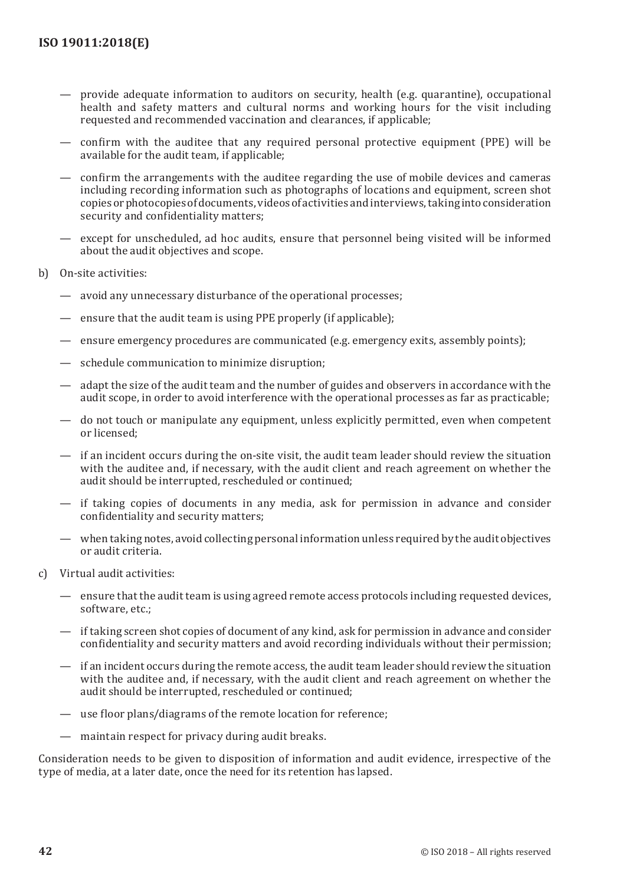— provide adequate information to auditors on security, health (e.g. quarantine), occupational health and safety matters and cultural norms and working hours for the visit including requested and recommended vaccination and clearances, if applicable;

— confirm with the auditee that any required personal protective equipment (PPE) will be available for the audit team, if applicable;

— confirm the arrangements with the auditee regarding the use of mobile devices and cameras including recording information such as photographs of locations and equipment, screen shot copies or photocopies of documents, videos of activities and interviews, taking into consideration security and confidentiality matters;

— except for unscheduled, ad hoc audits, ensure that personnel being visited will be informed about the audit objectives and scope.

b) On-site activities:

— avoid any unnecessary disturbance of the operational processes;

— ensure that the audit team is using PPE properly (if applicable);

— ensure emergency procedures are communicated (e.g. emergency exits, assembly points);

— schedule communication to minimize disruption;

— adapt the size of the audit team and the number of guides and observers in accordance with the audit scope, in order to avoid interference with the operational processes as far as practicable;

— do not touch or manipulate any equipment, unless explicitly permitted, even when competent or licensed;

— if an incident occurs during the on-site visit, the audit team leader should review the situation with the auditee and, if necessary, with the audit client and reach agreement on whether the audit should be interrupted, rescheduled or continued;

— if taking copies of documents in any media, ask for permission in advance and consider confidentiality and security matters;

— when taking notes, avoid collecting personal information unless required by the audit objectives or audit criteria.

c) Virtual audit activities:

— ensure that the audit team is using agreed remote access protocols including requested devices, software, etc.;

— if taking screen shot copies of document of any kind, ask for permission in advance and consider confidentiality and security matters and avoid recording individuals without their permission;

— if an incident occurs during the remote access, the audit team leader should review the situation with the auditee and, if necessary, with the audit client and reach agreement on whether the audit should be interrupted, rescheduled or continued;

— use floor plans/diagrams of the remote location for reference;

— maintain respect for privacy during audit breaks.

Consideration needs to be given to disposition of information and audit evidence, irrespective of the type of media, at a later date, once the need for its retention has lapsed.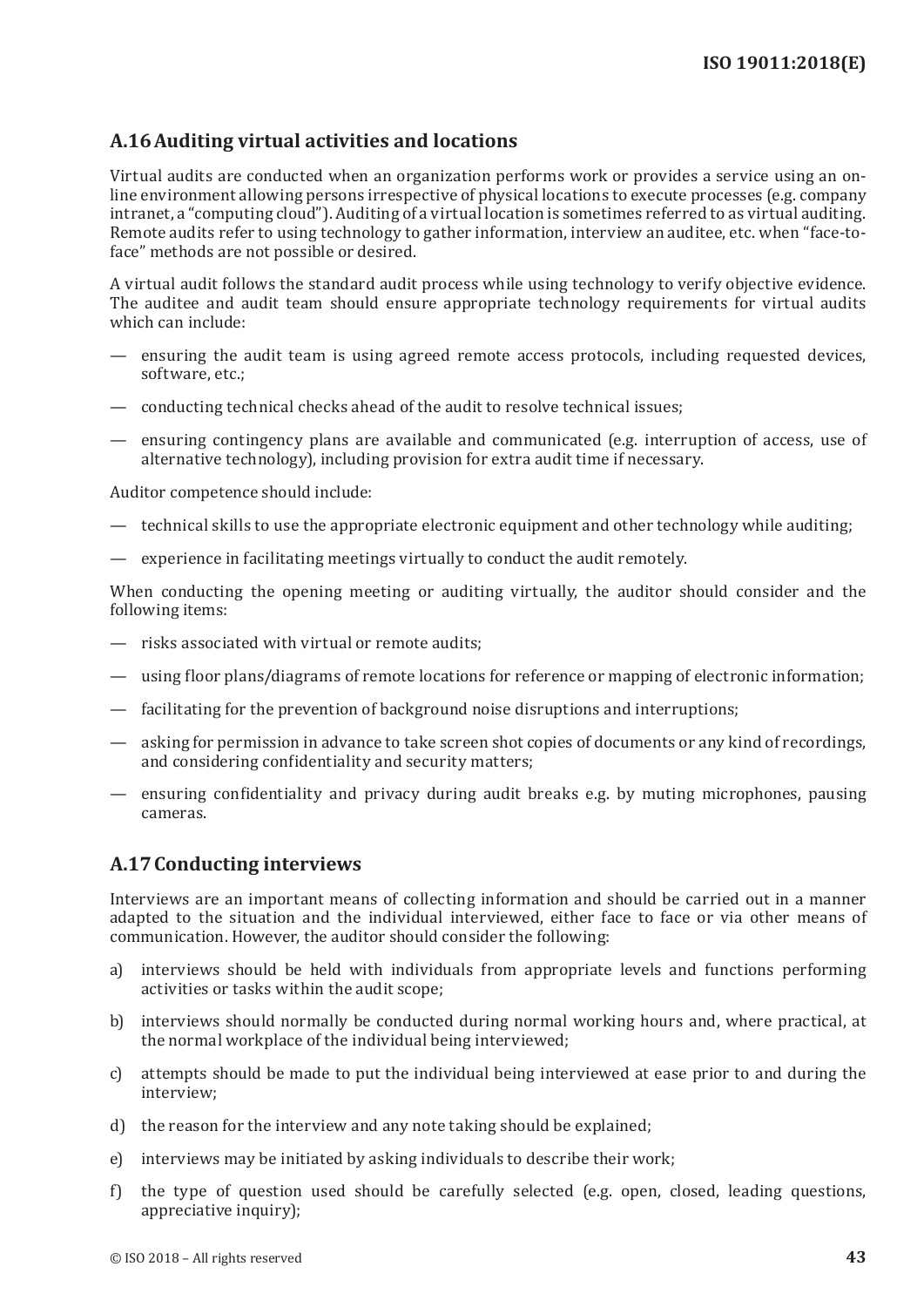## A.16 Auditing virtual activities and locations

Virtual audits are conducted when an organization performs work or provides a service using an on-line environment allowing persons irrespective of physical locations to execute processes (e.g. company intranet, a "computing cloud"). Auditing of a virtual location is sometimes referred to as virtual auditing. Remote audits refer to using technology to gather information, interview an auditee, etc. when "face-to-face" methods are not possible or desired.

A virtual audit follows the standard audit process while using technology to verify objective evidence. The auditee and audit team should ensure appropriate technology requirements for virtual audits which can include:

- ensuring the audit team is using agreed remote access protocols, including requested devices, software, etc.;
- conducting technical checks ahead of the audit to resolve technical issues;
- ensuring contingency plans are available and communicated (e.g. interruption of access, use of alternative technology), including provision for extra audit time if necessary.

Auditor competence should include:

- technical skills to use the appropriate electronic equipment and other technology while auditing;
- experience in facilitating meetings virtually to conduct the audit remotely.

When conducting the opening meeting or auditing virtually, the auditor should consider and the following items:

- risks associated with virtual or remote audits;
- using floor plans/diagrams of remote locations for reference or mapping of electronic information;
- facilitating for the prevention of background noise disruptions and interruptions;
- asking for permission in advance to take screen shot copies of documents or any kind of recordings, and considering confidentiality and security matters;
- ensuring confidentiality and privacy during audit breaks e.g. by muting microphones, pausing cameras.

## A.17 Conducting interviews

Interviews are an important means of collecting information and should be carried out in a manner adapted to the situation and the individual interviewed, either face to face or via other means of communication. However, the auditor should consider the following:

a) interviews should be held with individuals from appropriate levels and functions performing activities or tasks within the audit scope;

b) interviews should normally be conducted during normal working hours and, where practical, at the normal workplace of the individual being interviewed;

c) attempts should be made to put the individual being interviewed at ease prior to and during the interview;

d) the reason for the interview and any note taking should be explained;

e) interviews may be initiated by asking individuals to describe their work;

f) the type of question used should be carefully selected (e.g. open, closed, leading questions, appreciative inquiry);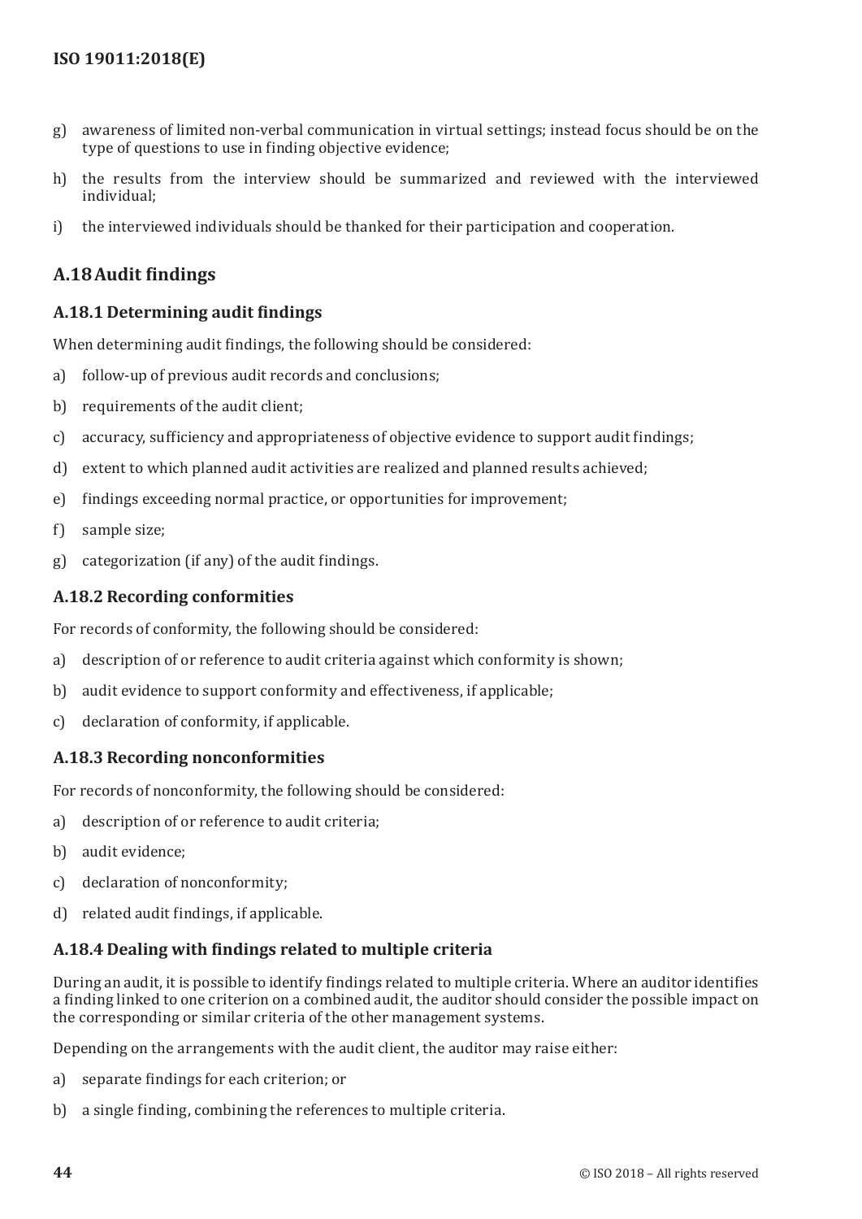g) awareness of limited non-verbal communication in virtual settings; instead focus should be on the type of questions to use in finding objective evidence;

h) the results from the interview should be summarized and reviewed with the interviewed individual;

i) the interviewed individuals should be thanked for their participation and cooperation.

## A.18 Audit findings

### A.18.1 Determining audit findings

When determining audit findings, the following should be considered:

a) follow-up of previous audit records and conclusions;

b) requirements of the audit client;

c) accuracy, sufficiency and appropriateness of objective evidence to support audit findings;

d) extent to which planned audit activities are realized and planned results achieved;

e) findings exceeding normal practice, or opportunities for improvement;

f) sample size;

g) categorization (if any) of the audit findings.

### A.18.2 Recording conformities

For records of conformity, the following should be considered:

a) description of or reference to audit criteria against which conformity is shown;

b) audit evidence to support conformity and effectiveness, if applicable;

c) declaration of conformity, if applicable.

### A.18.3 Recording nonconformities

For records of nonconformity, the following should be considered:

a) description of or reference to audit criteria;

b) audit evidence;

c) declaration of nonconformity;

d) related audit findings, if applicable.

### A.18.4 Dealing with findings related to multiple criteria

During an audit, it is possible to identify findings related to multiple criteria. Where an auditor identifies a finding linked to one criterion on a combined audit, the auditor should consider the possible impact on the corresponding or similar criteria of the other management systems.

Depending on the arrangements with the audit client, the auditor may raise either:

a) separate findings for each criterion; or

b) a single finding, combining the references to multiple criteria.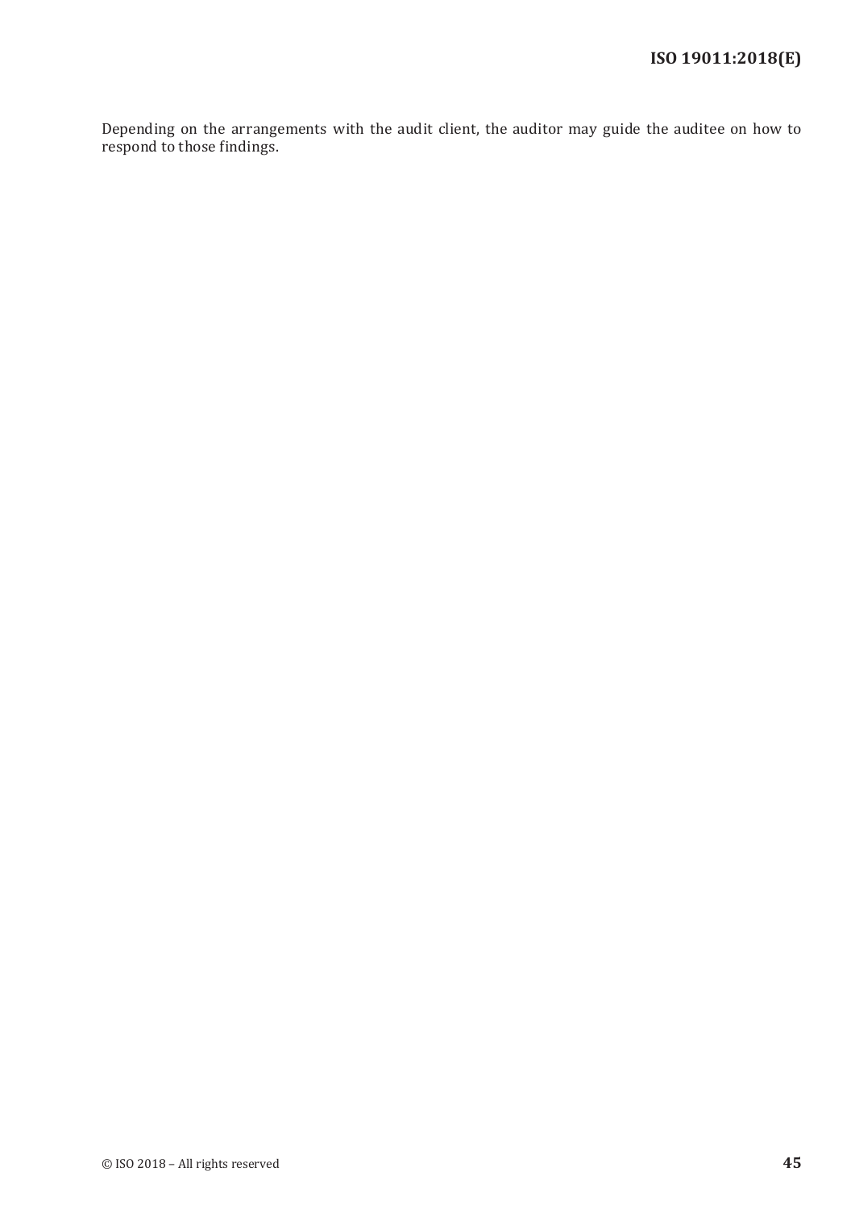Depending on the arrangements with the audit client, the auditor may guide the auditee on how to respond to those findings.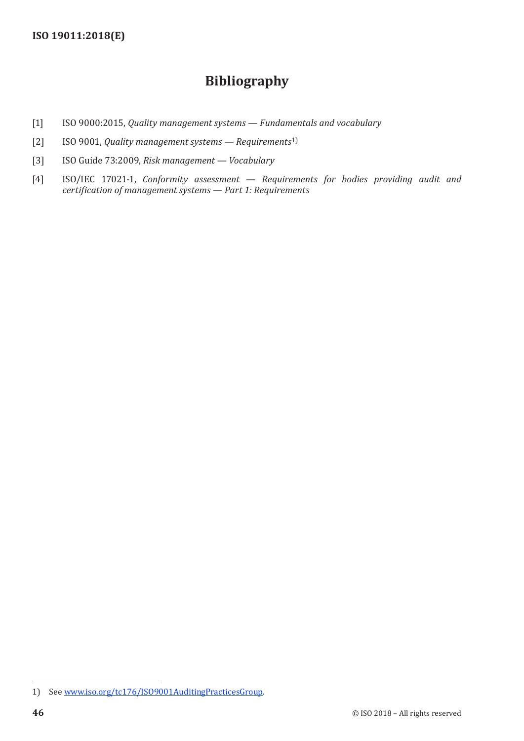# Bibliography

[1] ISO 9000:2015, *Quality management systems — Fundamentals and vocabulary*

[2] ISO 9001, *Quality management systems — Requirements*[1)]

[3] ISO Guide 73:2009, *Risk management — Vocabulary*

[4] ISO/IEC 17021-1, *Conformity assessment — Requirements for bodies providing audit and certification of management systems — Part 1: Requirements*

---

1) See www.iso.org/tc176/ISO9001AuditingPracticesGroup.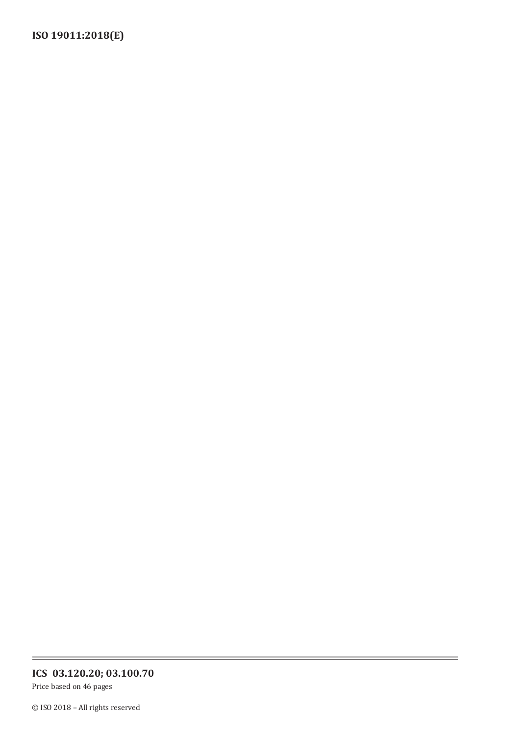**ICS 03.120.20; 03.100.70**

Price based on 46 pages